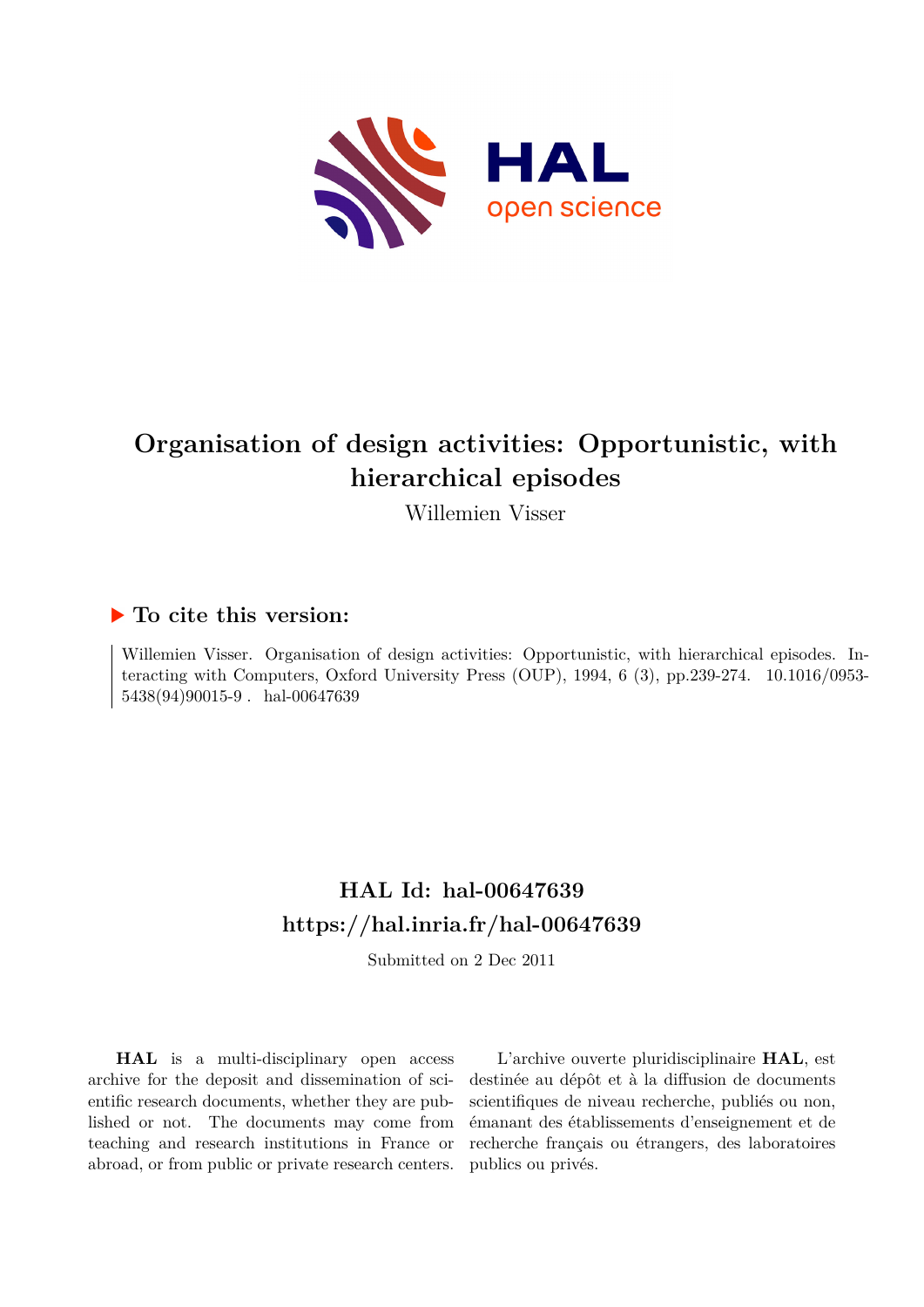# Organisation of design activities: Opportunistic, with hierarchical episodes

Willemien Visser

## ▶ To cite this version:

Willemien Visser. Organisation of design activities: Opportunistic, with hierarchical episodes. Interacting with Computers, Oxford University Press (OUP), 1994, 6 (3), pp.239-274. 10.1016/0953-5438(94)90015-9 . hal-00647639

## HAL Id: hal-00647639
## https://hal.inria.fr/hal-00647639

Submitted on 2 Dec 2011

**HAL** is a multi-disciplinary open access archive for the deposit and dissemination of scientific research documents, whether they are published or not. The documents may come from teaching and research institutions in France or abroad, or from public or private research centers.

L'archive ouverte pluridisciplinaire **HAL**, est destinée au dépôt et à la diffusion de documents scientifiques de niveau recherche, publiés ou non, émanant des établissements d'enseignement et de recherche français ou étrangers, des laboratoires publics ou privés.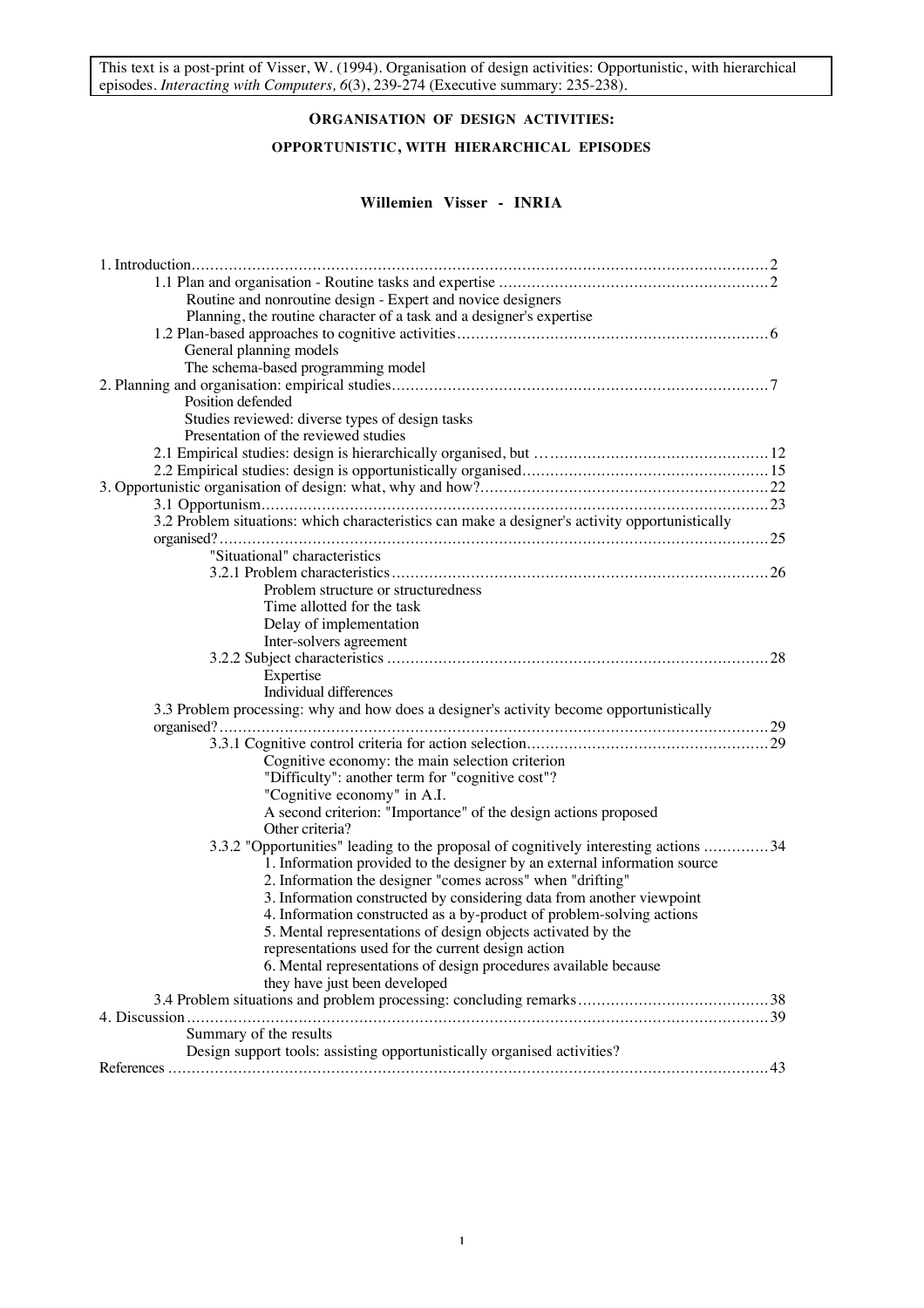This text is a post-print of Visser, W. (1994). Organisation of design activities: Opportunistic, with hierarchical episodes. *Interacting with Computers, 6*(3), 239-274 (Executive summary: 235-238).

# ORGANISATION OF DESIGN ACTIVITIES:

# OPPORTUNISTIC, WITH HIERARCHICAL EPISODES

**Willemien Visser - INRIA**

1. Introduction ........ 2
    - 1.1 Plan and organisation - Routine tasks and expertise ........ 2
        - Routine and nonroutine design - Expert and novice designers
        - Planning, the routine character of a task and a designer's expertise
    - 1.2 Plan-based approaches to cognitive activities ........ 6
        - General planning models
        - The schema-based programming model
2. Planning and organisation: empirical studies ........ 7
    - Position defended
    - Studies reviewed: diverse types of design tasks
    - Presentation of the reviewed studies
    - 2.1 Empirical studies: design is hierarchically organised, but ........ 12
    - 2.2 Empirical studies: design is opportunistically organised ........ 15
3. Opportunistic organisation of design: what, why and how? ........ 22
    - 3.1 Opportunism ........ 23
    - 3.2 Problem situations: which characteristics can make a designer's activity opportunistically organised? ........ 25
        - "Situational" characteristics
        - 3.2.1 Problem characteristics ........ 26
            - Problem structure or structuredness
            - Time allotted for the task
            - Delay of implementation
            - Inter-solvers agreement
        - 3.2.2 Subject characteristics ........ 28
            - Expertise
            - Individual differences
    - 3.3 Problem processing: why and how does a designer's activity become opportunistically organised? ........ 29
        - 3.3.1 Cognitive control criteria for action selection ........ 29
            - Cognitive economy: the main selection criterion
            - "Difficulty": another term for "cognitive cost"?
            - "Cognitive economy" in A.I.
            - A second criterion: "Importance" of the design actions proposed
            - Other criteria?
        - 3.3.2 "Opportunities" leading to the proposal of cognitively interesting actions ........ 34
            1. Information provided to the designer by an external information source
            2. Information the designer "comes across" when "drifting"
            3. Information constructed by considering data from another viewpoint
            4. Information constructed as a by-product of problem-solving actions
            5. Mental representations of design objects activated by the representations used for the current design action
            6. Mental representations of design procedures available because they have just been developed
    - 3.4 Problem situations and problem processing: concluding remarks ........ 38
4. Discussion ........ 39
    - Summary of the results
    - Design support tools: assisting opportunistically organised activities?

References ........ 43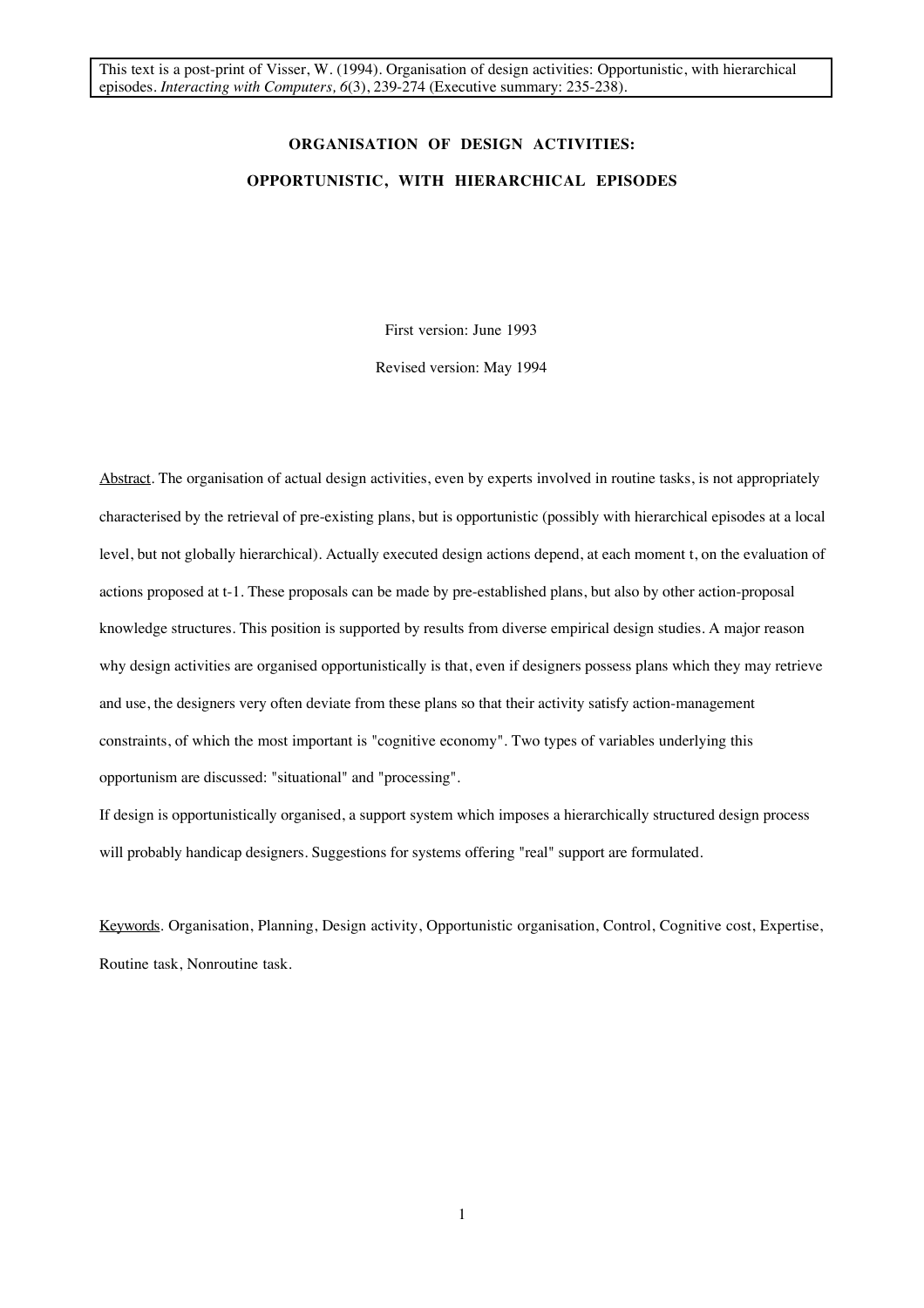This text is a post-print of Visser, W. (1994). Organisation of design activities: Opportunistic, with hierarchical episodes. *Interacting with Computers, 6*(3), 239-274 (Executive summary: 235-238).

# ORGANISATION OF DESIGN ACTIVITIES:

# OPPORTUNISTIC, WITH HIERARCHICAL EPISODES

First version: June 1993

Revised version: May 1994

Abstract. The organisation of actual design activities, even by experts involved in routine tasks, is not appropriately characterised by the retrieval of pre-existing plans, but is opportunistic (possibly with hierarchical episodes at a local level, but not globally hierarchical). Actually executed design actions depend, at each moment t, on the evaluation of actions proposed at t-1. These proposals can be made by pre-established plans, but also by other action-proposal knowledge structures. This position is supported by results from diverse empirical design studies. A major reason why design activities are organised opportunistically is that, even if designers possess plans which they may retrieve and use, the designers very often deviate from these plans so that their activity satisfy action-management constraints, of which the most important is "cognitive economy". Two types of variables underlying this opportunism are discussed: "situational" and "processing".

If design is opportunistically organised, a support system which imposes a hierarchically structured design process will probably handicap designers. Suggestions for systems offering "real" support are formulated.

Keywords. Organisation, Planning, Design activity, Opportunistic organisation, Control, Cognitive cost, Expertise, Routine task, Nonroutine task.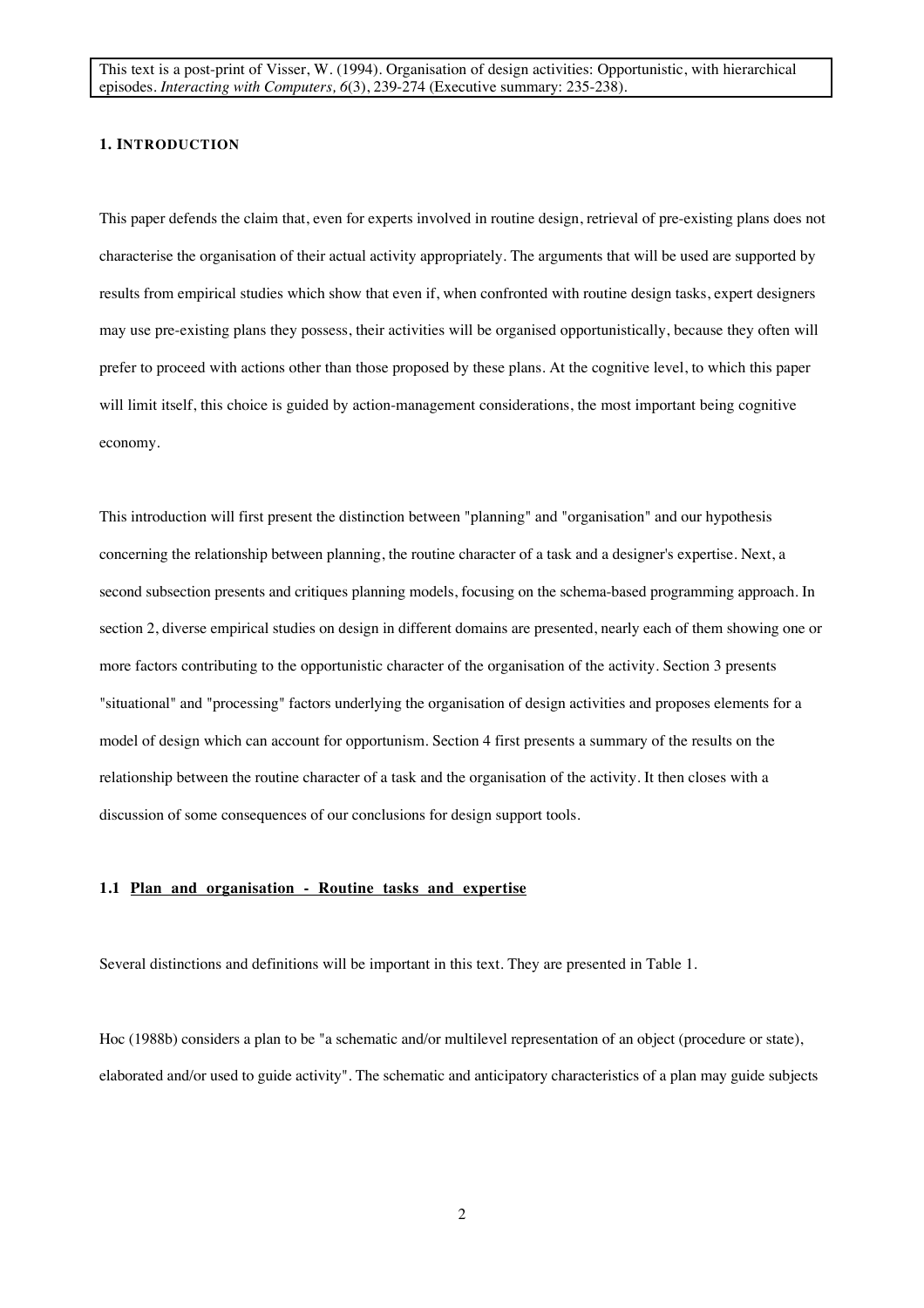This text is a post-print of Visser, W. (1994). Organisation of design activities: Opportunistic, with hierarchical episodes. *Interacting with Computers, 6*(3), 239-274 (Executive summary: 235-238).

## 1. INTRODUCTION

This paper defends the claim that, even for experts involved in routine design, retrieval of pre-existing plans does not characterise the organisation of their actual activity appropriately. The arguments that will be used are supported by results from empirical studies which show that even if, when confronted with routine design tasks, expert designers may use pre-existing plans they possess, their activities will be organised opportunistically, because they often will prefer to proceed with actions other than those proposed by these plans. At the cognitive level, to which this paper will limit itself, this choice is guided by action-management considerations, the most important being cognitive economy.

This introduction will first present the distinction between "planning" and "organisation" and our hypothesis concerning the relationship between planning, the routine character of a task and a designer's expertise. Next, a second subsection presents and critiques planning models, focusing on the schema-based programming approach. In section 2, diverse empirical studies on design in different domains are presented, nearly each of them showing one or more factors contributing to the opportunistic character of the organisation of the activity. Section 3 presents "situational" and "processing" factors underlying the organisation of design activities and proposes elements for a model of design which can account for opportunism. Section 4 first presents a summary of the results on the relationship between the routine character of a task and the organisation of the activity. It then closes with a discussion of some consequences of our conclusions for design support tools.

### 1.1 Plan and organisation - Routine tasks and expertise

Several distinctions and definitions will be important in this text. They are presented in Table 1.

Hoc (1988b) considers a plan to be "a schematic and/or multilevel representation of an object (procedure or state), elaborated and/or used to guide activity". The schematic and anticipatory characteristics of a plan may guide subjects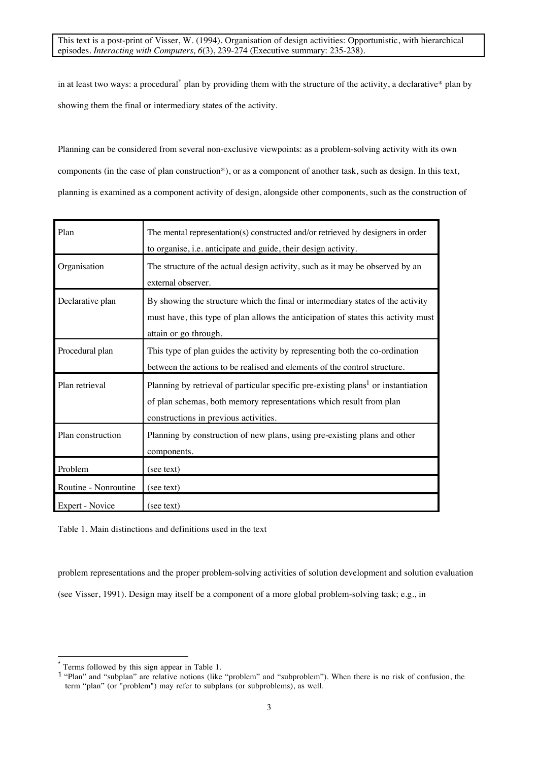in at least two ways: a procedural* plan by providing them with the structure of the activity, a declarative* plan by showing them the final or intermediary states of the activity.

Planning can be considered from several non-exclusive viewpoints: as a problem-solving activity with its own components (in the case of plan construction*), or as a component of another task, such as design. In this text, planning is examined as a component activity of design, alongside other components, such as the construction of

| Plan | The mental representation(s) constructed and/or retrieved by designers in order to organise, i.e. anticipate and guide, their design activity. |
|---|---|
| Organisation | The structure of the actual design activity, such as it may be observed by an external observer. |
| Declarative plan | By showing the structure which the final or intermediary states of the activity must have, this type of plan allows the anticipation of states this activity must attain or go through. |
| Procedural plan | This type of plan guides the activity by representing both the co-ordination between the actions to be realised and elements of the control structure. |
| Plan retrieval | Planning by retrieval of particular specific pre-existing plans[1] or instantiation of plan schemas, both memory representations which result from plan constructions in previous activities. |
| Plan construction | Planning by construction of new plans, using pre-existing plans and other components. |
| Problem | (see text) |
| Routine - Nonroutine | (see text) |
| Expert - Novice | (see text) |

Table 1. Main distinctions and definitions used in the text

problem representations and the proper problem-solving activities of solution development and solution evaluation (see Visser, 1991). Design may itself be a component of a more global problem-solving task; e.g., in

* Terms followed by this sign appear in Table 1.

[1] "Plan" and "subplan" are relative notions (like "problem" and "subproblem"). When there is no risk of confusion, the term "plan" (or "problem") may refer to subplans (or subproblems), as well.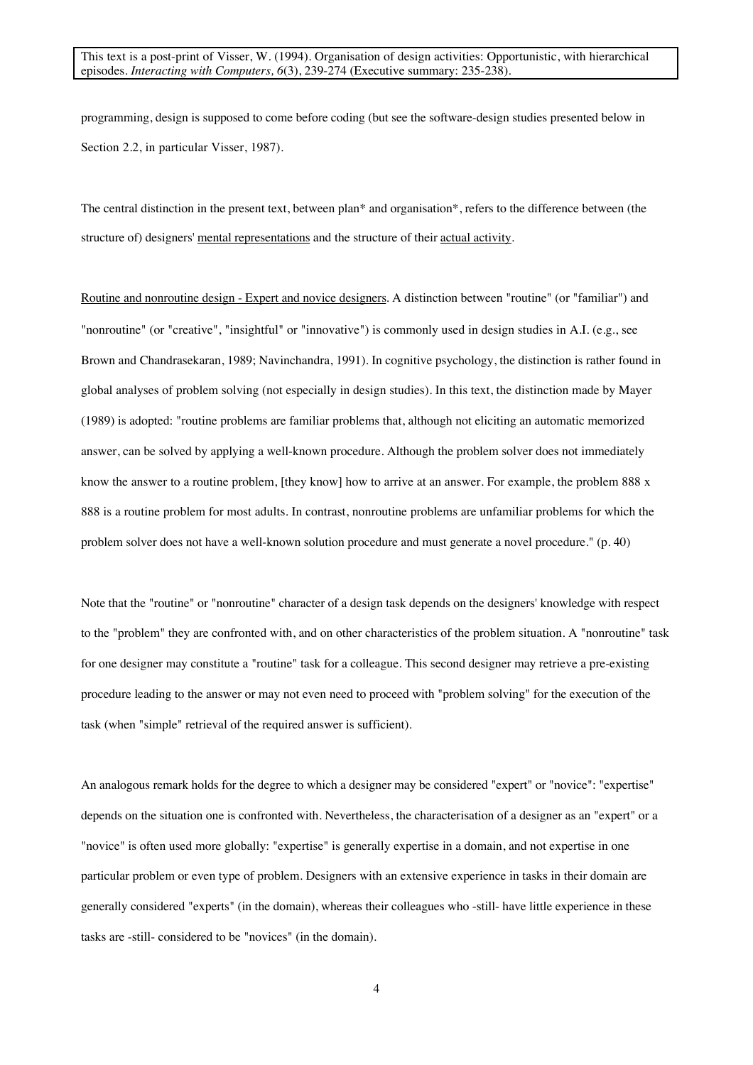programming, design is supposed to come before coding (but see the software-design studies presented below in Section 2.2, in particular Visser, 1987).

The central distinction in the present text, between plan* and organisation*, refers to the difference between (the structure of) designers' mental representations and the structure of their actual activity.

Routine and nonroutine design - Expert and novice designers. A distinction between "routine" (or "familiar") and "nonroutine" (or "creative", "insightful" or "innovative") is commonly used in design studies in A.I. (e.g., see Brown and Chandrasekaran, 1989; Navinchandra, 1991). In cognitive psychology, the distinction is rather found in global analyses of problem solving (not especially in design studies). In this text, the distinction made by Mayer (1989) is adopted: "routine problems are familiar problems that, although not eliciting an automatic memorized answer, can be solved by applying a well-known procedure. Although the problem solver does not immediately know the answer to a routine problem, [they know] how to arrive at an answer. For example, the problem 888 x 888 is a routine problem for most adults. In contrast, nonroutine problems are unfamiliar problems for which the problem solver does not have a well-known solution procedure and must generate a novel procedure." (p. 40)

Note that the "routine" or "nonroutine" character of a design task depends on the designers' knowledge with respect to the "problem" they are confronted with, and on other characteristics of the problem situation. A "nonroutine" task for one designer may constitute a "routine" task for a colleague. This second designer may retrieve a pre-existing procedure leading to the answer or may not even need to proceed with "problem solving" for the execution of the task (when "simple" retrieval of the required answer is sufficient).

An analogous remark holds for the degree to which a designer may be considered "expert" or "novice": "expertise" depends on the situation one is confronted with. Nevertheless, the characterisation of a designer as an "expert" or a "novice" is often used more globally: "expertise" is generally expertise in a domain, and not expertise in one particular problem or even type of problem. Designers with an extensive experience in tasks in their domain are generally considered "experts" (in the domain), whereas their colleagues who -still- have little experience in these tasks are -still- considered to be "novices" (in the domain).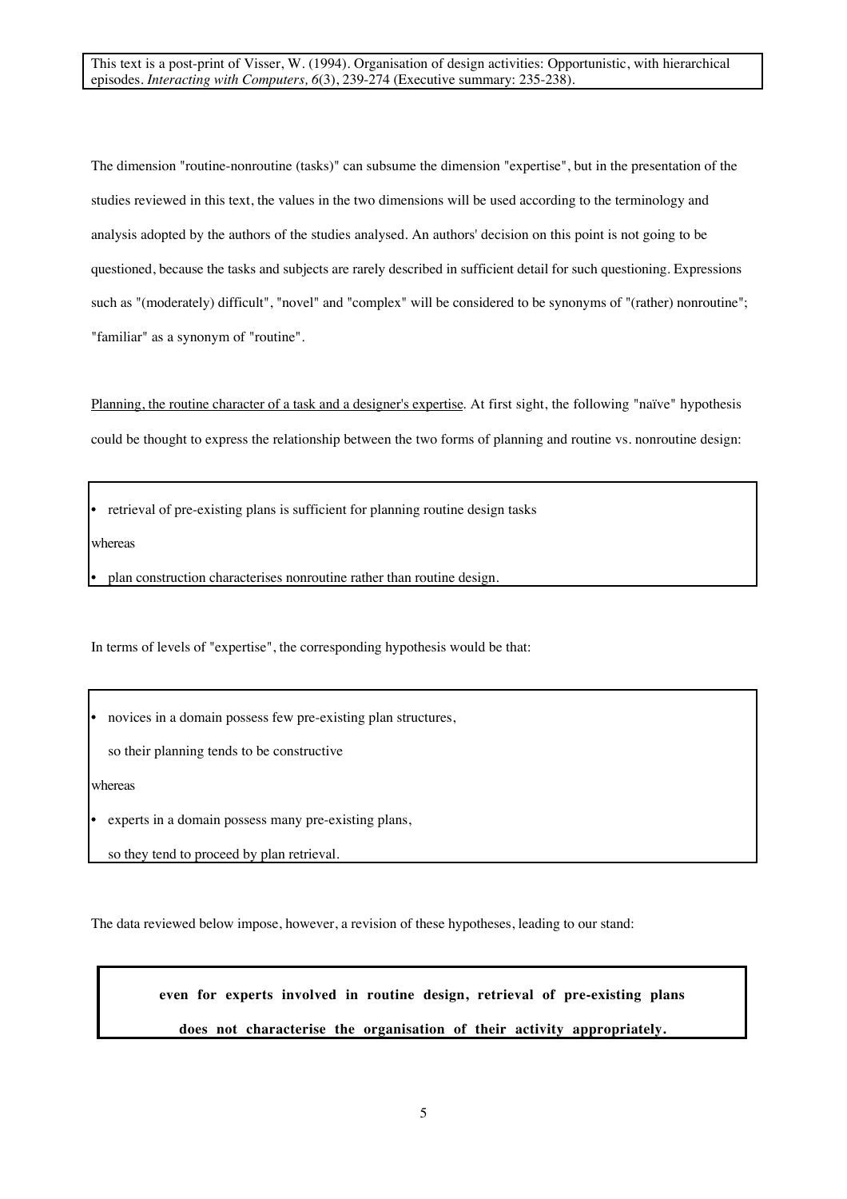The dimension "routine-nonroutine (tasks)" can subsume the dimension "expertise", but in the presentation of the studies reviewed in this text, the values in the two dimensions will be used according to the terminology and analysis adopted by the authors of the studies analysed. An authors' decision on this point is not going to be questioned, because the tasks and subjects are rarely described in sufficient detail for such questioning. Expressions such as "(moderately) difficult", "novel" and "complex" will be considered to be synonyms of "(rather) nonroutine"; "familiar" as a synonym of "routine".

<u>Planning, the routine character of a task and a designer's expertise</u>. At first sight, the following "naïve" hypothesis could be thought to express the relationship between the two forms of planning and routine vs. nonroutine design:

- retrieval of pre-existing plans is sufficient for planning routine design tasks

whereas

- plan construction characterises nonroutine rather than routine design.

In terms of levels of "expertise", the corresponding hypothesis would be that:

- novices in a domain possess few pre-existing plan structures,
  so their planning tends to be constructive

whereas

- experts in a domain possess many pre-existing plans,
  so they tend to proceed by plan retrieval.

The data reviewed below impose, however, a revision of these hypotheses, leading to our stand:

**even for experts involved in routine design, retrieval of pre-existing plans does not characterise the organisation of their activity appropriately.**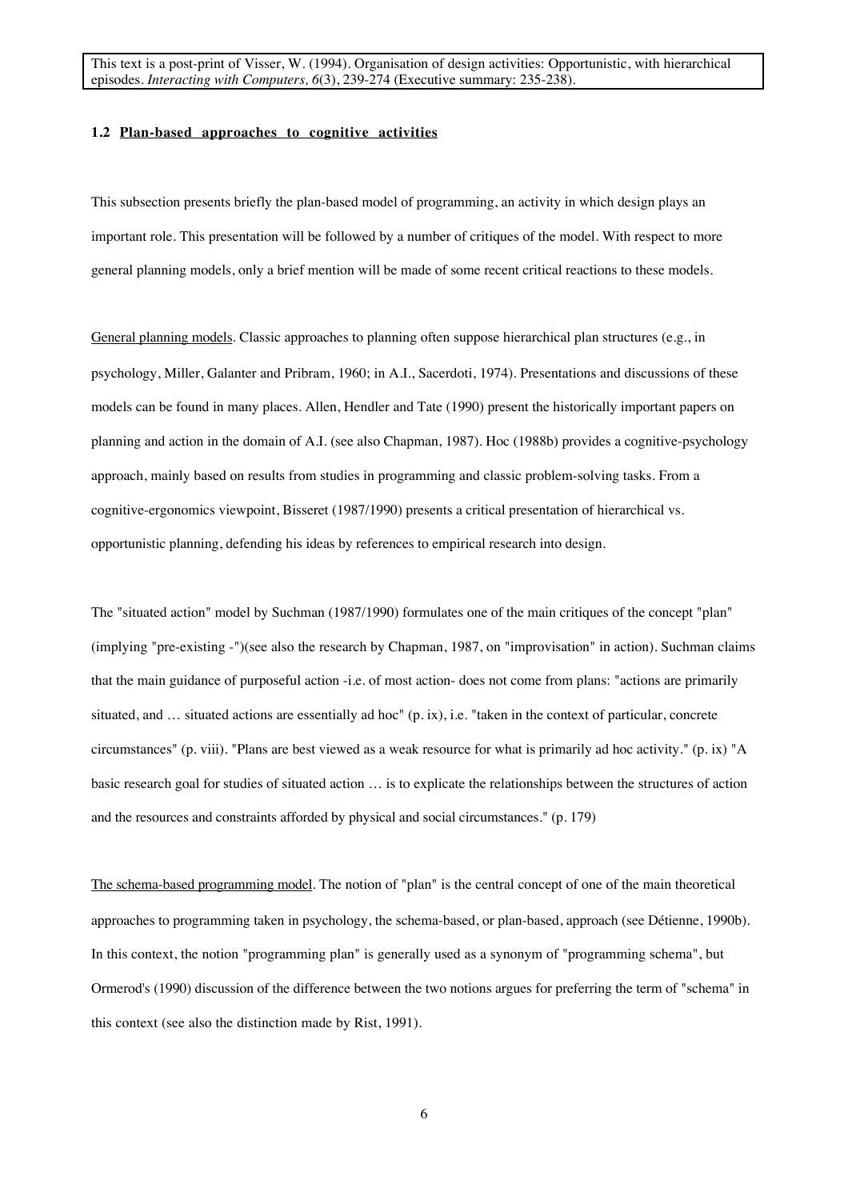### 1.2 Plan-based approaches to cognitive activities

This subsection presents briefly the plan-based model of programming, an activity in which design plays an important role. This presentation will be followed by a number of critiques of the model. With respect to more general planning models, only a brief mention will be made of some recent critical reactions to these models.

General planning models. Classic approaches to planning often suppose hierarchical plan structures (e.g., in psychology, Miller, Galanter and Pribram, 1960; in A.I., Sacerdoti, 1974). Presentations and discussions of these models can be found in many places. Allen, Hendler and Tate (1990) present the historically important papers on planning and action in the domain of A.I. (see also Chapman, 1987). Hoc (1988b) provides a cognitive-psychology approach, mainly based on results from studies in programming and classic problem-solving tasks. From a cognitive-ergonomics viewpoint, Bisseret (1987/1990) presents a critical presentation of hierarchical vs. opportunistic planning, defending his ideas by references to empirical research into design.

The "situated action" model by Suchman (1987/1990) formulates one of the main critiques of the concept "plan" (implying "pre-existing -")(see also the research by Chapman, 1987, on "improvisation" in action). Suchman claims that the main guidance of purposeful action -i.e. of most action- does not come from plans: "actions are primarily situated, and … situated actions are essentially ad hoc" (p. ix), i.e. "taken in the context of particular, concrete circumstances" (p. viii). "Plans are best viewed as a weak resource for what is primarily ad hoc activity." (p. ix) "A basic research goal for studies of situated action … is to explicate the relationships between the structures of action and the resources and constraints afforded by physical and social circumstances." (p. 179)

The schema-based programming model. The notion of "plan" is the central concept of one of the main theoretical approaches to programming taken in psychology, the schema-based, or plan-based, approach (see Détienne, 1990b). In this context, the notion "programming plan" is generally used as a synonym of "programming schema", but Ormerod's (1990) discussion of the difference between the two notions argues for preferring the term of "schema" in this context (see also the distinction made by Rist, 1991).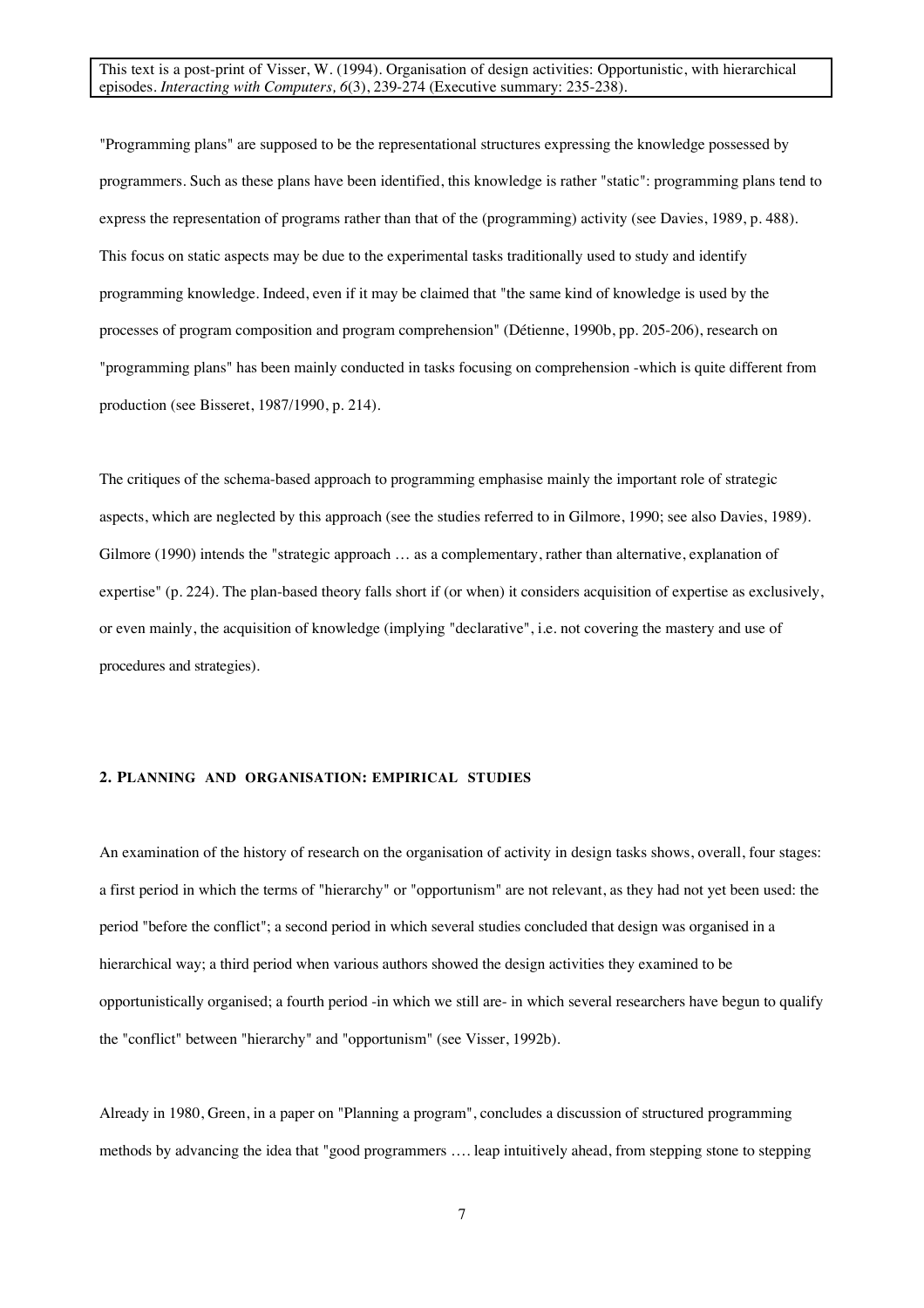"Programming plans" are supposed to be the representational structures expressing the knowledge possessed by programmers. Such as these plans have been identified, this knowledge is rather "static": programming plans tend to express the representation of programs rather than that of the (programming) activity (see Davies, 1989, p. 488). This focus on static aspects may be due to the experimental tasks traditionally used to study and identify programming knowledge. Indeed, even if it may be claimed that "the same kind of knowledge is used by the processes of program composition and program comprehension" (Détienne, 1990b, pp. 205-206), research on "programming plans" has been mainly conducted in tasks focusing on comprehension -which is quite different from production (see Bisseret, 1987/1990, p. 214).

The critiques of the schema-based approach to programming emphasise mainly the important role of strategic aspects, which are neglected by this approach (see the studies referred to in Gilmore, 1990; see also Davies, 1989). Gilmore (1990) intends the "strategic approach … as a complementary, rather than alternative, explanation of expertise" (p. 224). The plan-based theory falls short if (or when) it considers acquisition of expertise as exclusively, or even mainly, the acquisition of knowledge (implying "declarative", i.e. not covering the mastery and use of procedures and strategies).

## 2. Planning and organisation: empirical studies

An examination of the history of research on the organisation of activity in design tasks shows, overall, four stages: a first period in which the terms of "hierarchy" or "opportunism" are not relevant, as they had not yet been used: the period "before the conflict"; a second period in which several studies concluded that design was organised in a hierarchical way; a third period when various authors showed the design activities they examined to be opportunistically organised; a fourth period -in which we still are- in which several researchers have begun to qualify the "conflict" between "hierarchy" and "opportunism" (see Visser, 1992b).

Already in 1980, Green, in a paper on "Planning a program", concludes a discussion of structured programming methods by advancing the idea that "good programmers …. leap intuitively ahead, from stepping stone to stepping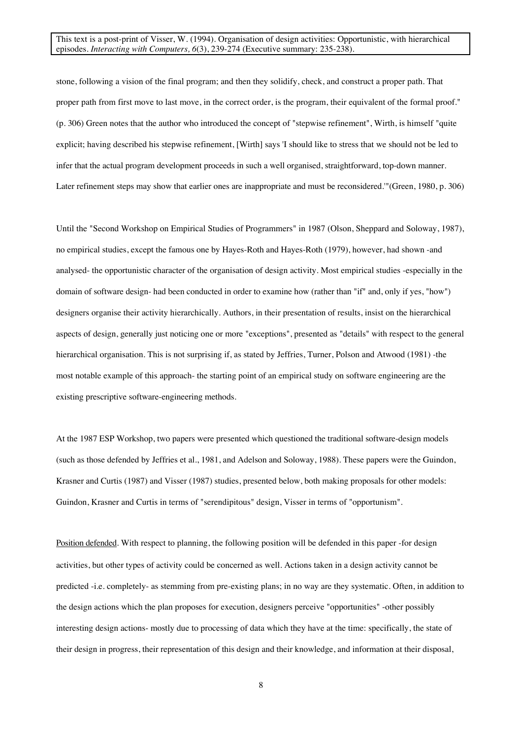stone, following a vision of the final program; and then they solidify, check, and construct a proper path. That proper path from first move to last move, in the correct order, is the program, their equivalent of the formal proof." (p. 306) Green notes that the author who introduced the concept of "stepwise refinement", Wirth, is himself "quite explicit; having described his stepwise refinement, [Wirth] says 'I should like to stress that we should not be led to infer that the actual program development proceeds in such a well organised, straightforward, top-down manner. Later refinement steps may show that earlier ones are inappropriate and must be reconsidered.'"(Green, 1980, p. 306)

Until the "Second Workshop on Empirical Studies of Programmers" in 1987 (Olson, Sheppard and Soloway, 1987), no empirical studies, except the famous one by Hayes-Roth and Hayes-Roth (1979), however, had shown -and analysed- the opportunistic character of the organisation of design activity. Most empirical studies -especially in the domain of software design- had been conducted in order to examine how (rather than "if" and, only if yes, "how") designers organise their activity hierarchically. Authors, in their presentation of results, insist on the hierarchical aspects of design, generally just noticing one or more "exceptions", presented as "details" with respect to the general hierarchical organisation. This is not surprising if, as stated by Jeffries, Turner, Polson and Atwood (1981) -the most notable example of this approach- the starting point of an empirical study on software engineering are the existing prescriptive software-engineering methods.

At the 1987 ESP Workshop, two papers were presented which questioned the traditional software-design models (such as those defended by Jeffries et al., 1981, and Adelson and Soloway, 1988). These papers were the Guindon, Krasner and Curtis (1987) and Visser (1987) studies, presented below, both making proposals for other models: Guindon, Krasner and Curtis in terms of "serendipitous" design, Visser in terms of "opportunism".

Position defended. With respect to planning, the following position will be defended in this paper -for design activities, but other types of activity could be concerned as well. Actions taken in a design activity cannot be predicted -i.e. completely- as stemming from pre-existing plans; in no way are they systematic. Often, in addition to the design actions which the plan proposes for execution, designers perceive "opportunities" -other possibly interesting design actions- mostly due to processing of data which they have at the time: specifically, the state of their design in progress, their representation of this design and their knowledge, and information at their disposal,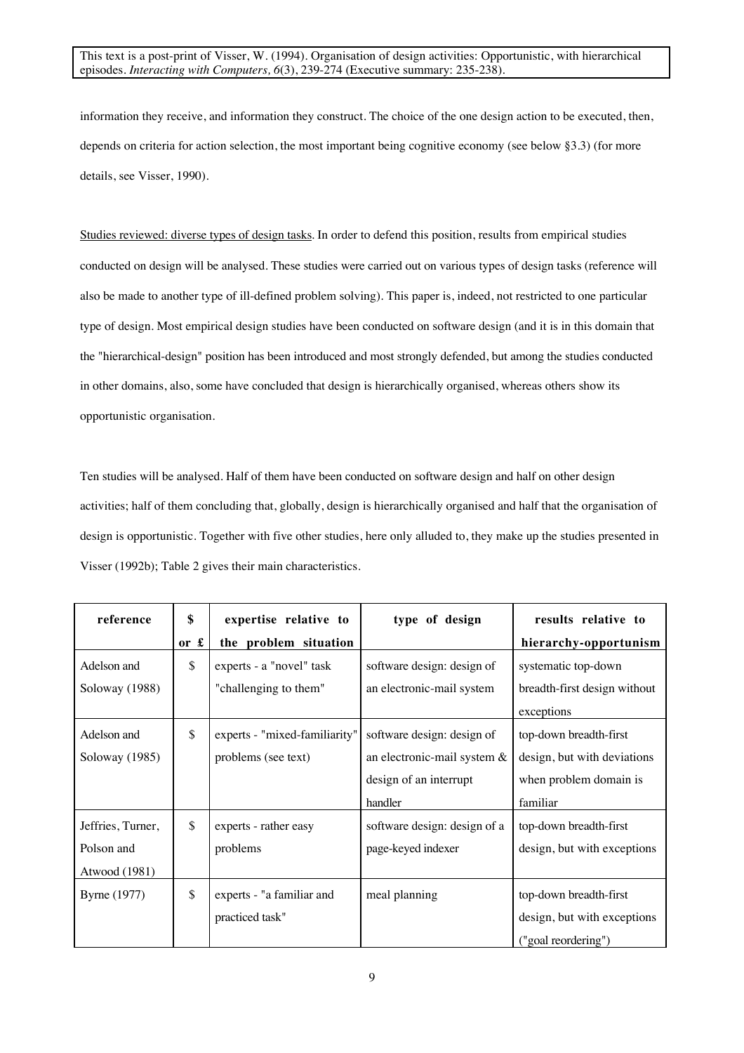information they receive, and information they construct. The choice of the one design action to be executed, then, depends on criteria for action selection, the most important being cognitive economy (see below §3.3) (for more details, see Visser, 1990).

<u>Studies reviewed: diverse types of design tasks</u>. In order to defend this position, results from empirical studies conducted on design will be analysed. These studies were carried out on various types of design tasks (reference will also be made to another type of ill-defined problem solving). This paper is, indeed, not restricted to one particular type of design. Most empirical design studies have been conducted on software design (and it is in this domain that the "hierarchical-design" position has been introduced and most strongly defended, but among the studies conducted in other domains, also, some have concluded that design is hierarchically organised, whereas others show its opportunistic organisation.

Ten studies will be analysed. Half of them have been conducted on software design and half on other design activities; half of them concluding that, globally, design is hierarchically organised and half that the organisation of design is opportunistic. Together with five other studies, here only alluded to, they make up the studies presented in Visser (1992b); Table 2 gives their main characteristics.

| **reference** | **\$ or £** | **expertise relative to the problem situation** | **type of design** | **results relative to hierarchy-opportunism** |
|---|---|---|---|---|
| Adelson and Soloway (1988) | $ | experts - a "novel" task "challenging to them" | software design: design of an electronic-mail system | systematic top-down breadth-first design without exceptions |
| Adelson and Soloway (1985) | $ | experts - "mixed-familiarity" problems (see text) | software design: design of an electronic-mail system & design of an interrupt handler | top-down breadth-first design, but with deviations when problem domain is familiar |
| Jeffries, Turner, Polson and Atwood (1981) | $ | experts - rather easy problems | software design: design of a page-keyed indexer | top-down breadth-first design, but with exceptions |
| Byrne (1977) | $ | experts - "a familiar and practiced task" | meal planning | top-down breadth-first design, but with exceptions ("goal reordering") |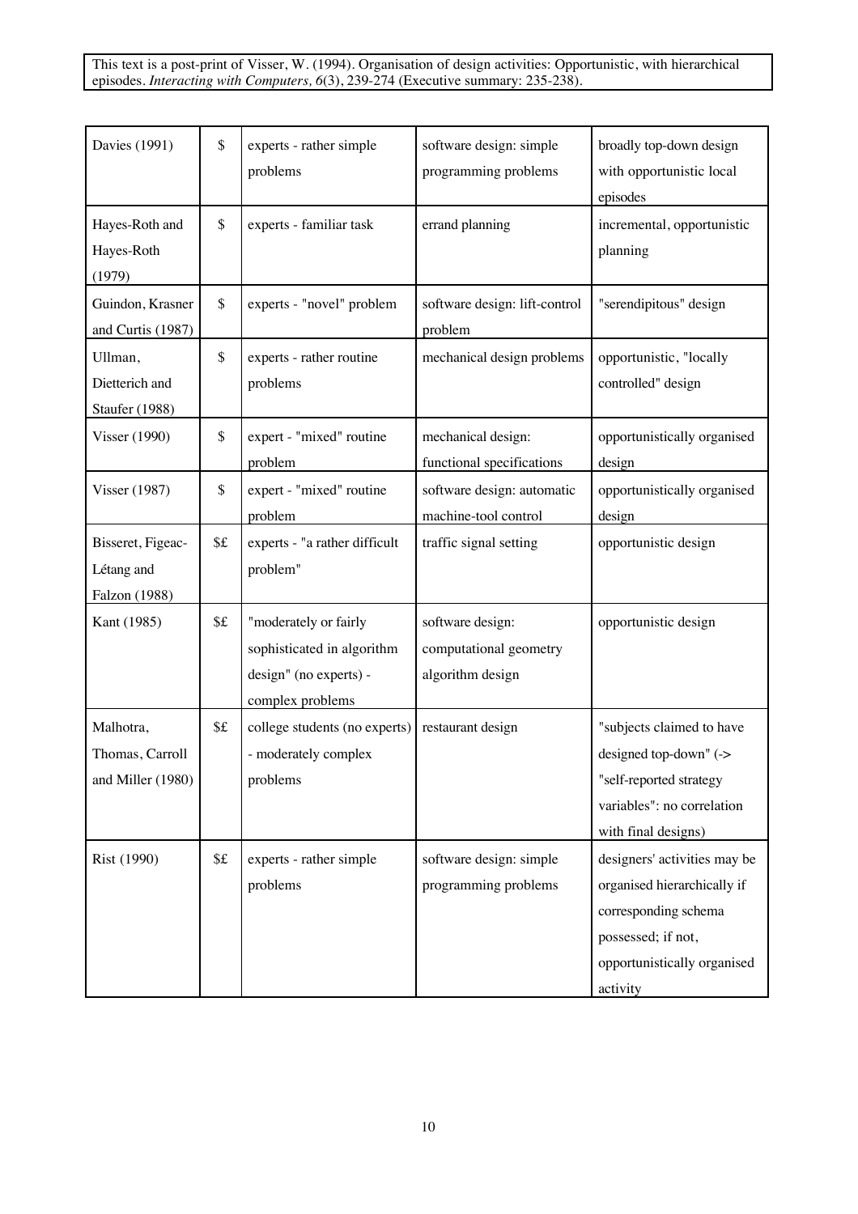| | | | | |
|---|---|---|---|---|
| Davies (1991) | $ | experts - rather simple problems | software design: simple programming problems | broadly top-down design with opportunistic local episodes |
| Hayes-Roth and Hayes-Roth (1979) | $ | experts - familiar task | errand planning | incremental, opportunistic planning |
| Guindon, Krasner and Curtis (1987) | $ | experts - "novel" problem | software design: lift-control problem | "serendipitous" design |
| Ullman, Dietterich and Staufer (1988) | $ | experts - rather routine problems | mechanical design problems | opportunistic, "locally controlled" design |
| Visser (1990) | $ | expert - "mixed" routine problem | mechanical design: functional specifications | opportunistically organised design |
| Visser (1987) | $ | expert - "mixed" routine problem | software design: automatic machine-tool control | opportunistically organised design |
| Bisseret, Figeac-Létang and Falzon (1988) | $£ | experts - "a rather difficult problem" | traffic signal setting | opportunistic design |
| Kant (1985) | $£ | "moderately or fairly sophisticated in algorithm design" (no experts) - complex problems | software design: computational geometry algorithm design | opportunistic design |
| Malhotra, Thomas, Carroll and Miller (1980) | $£ | college students (no experts) - moderately complex problems | restaurant design | "subjects claimed to have designed top-down" (-> "self-reported strategy variables": no correlation with final designs) |
| Rist (1990) | $£ | experts - rather simple problems | software design: simple programming problems | designers' activities may be organised hierarchically if corresponding schema possessed; if not, opportunistically organised activity |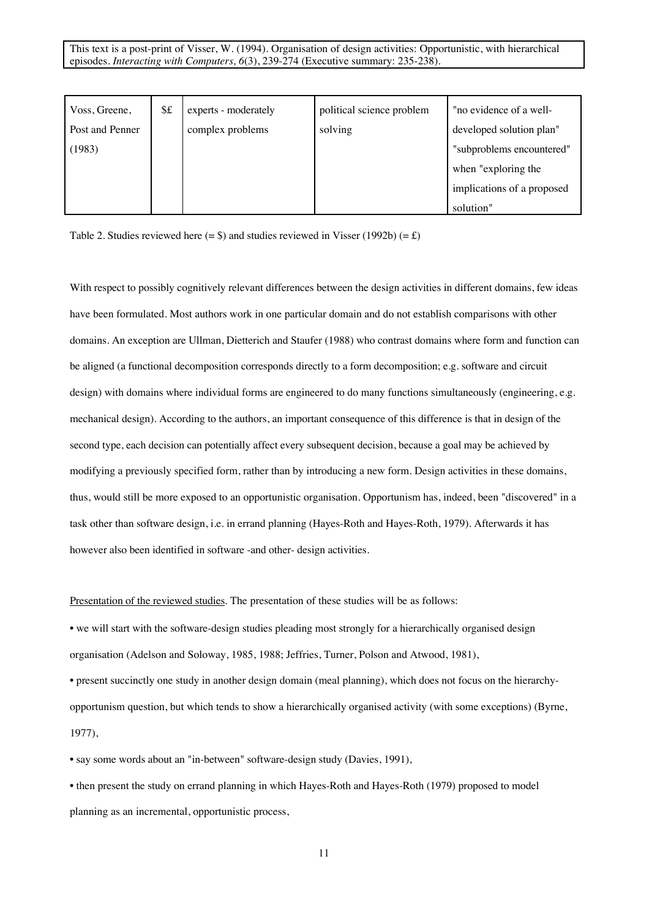| Voss, Greene, Post and Penner (1983) | $£ | experts - moderately complex problems | political science problem solving | "no evidence of a well-developed solution plan" "subproblems encountered" when "exploring the implications of a proposed solution" |
|---|---|---|---|---|

Table 2. Studies reviewed here (= $) and studies reviewed in Visser (1992b) (= £)

With respect to possibly cognitively relevant differences between the design activities in different domains, few ideas have been formulated. Most authors work in one particular domain and do not establish comparisons with other domains. An exception are Ullman, Dietterich and Staufer (1988) who contrast domains where form and function can be aligned (a functional decomposition corresponds directly to a form decomposition; e.g. software and circuit design) with domains where individual forms are engineered to do many functions simultaneously (engineering, e.g. mechanical design). According to the authors, an important consequence of this difference is that in design of the second type, each decision can potentially affect every subsequent decision, because a goal may be achieved by modifying a previously specified form, rather than by introducing a new form. Design activities in these domains, thus, would still be more exposed to an opportunistic organisation. Opportunism has, indeed, been "discovered" in a task other than software design, i.e. in errand planning (Hayes-Roth and Hayes-Roth, 1979). Afterwards it has however also been identified in software -and other- design activities.

Presentation of the reviewed studies. The presentation of these studies will be as follows:

• we will start with the software-design studies pleading most strongly for a hierarchically organised design organisation (Adelson and Soloway, 1985, 1988; Jeffries, Turner, Polson and Atwood, 1981),

• present succinctly one study in another design domain (meal planning), which does not focus on the hierarchy-opportunism question, but which tends to show a hierarchically organised activity (with some exceptions) (Byrne, 1977),

• say some words about an "in-between" software-design study (Davies, 1991),

• then present the study on errand planning in which Hayes-Roth and Hayes-Roth (1979) proposed to model planning as an incremental, opportunistic process,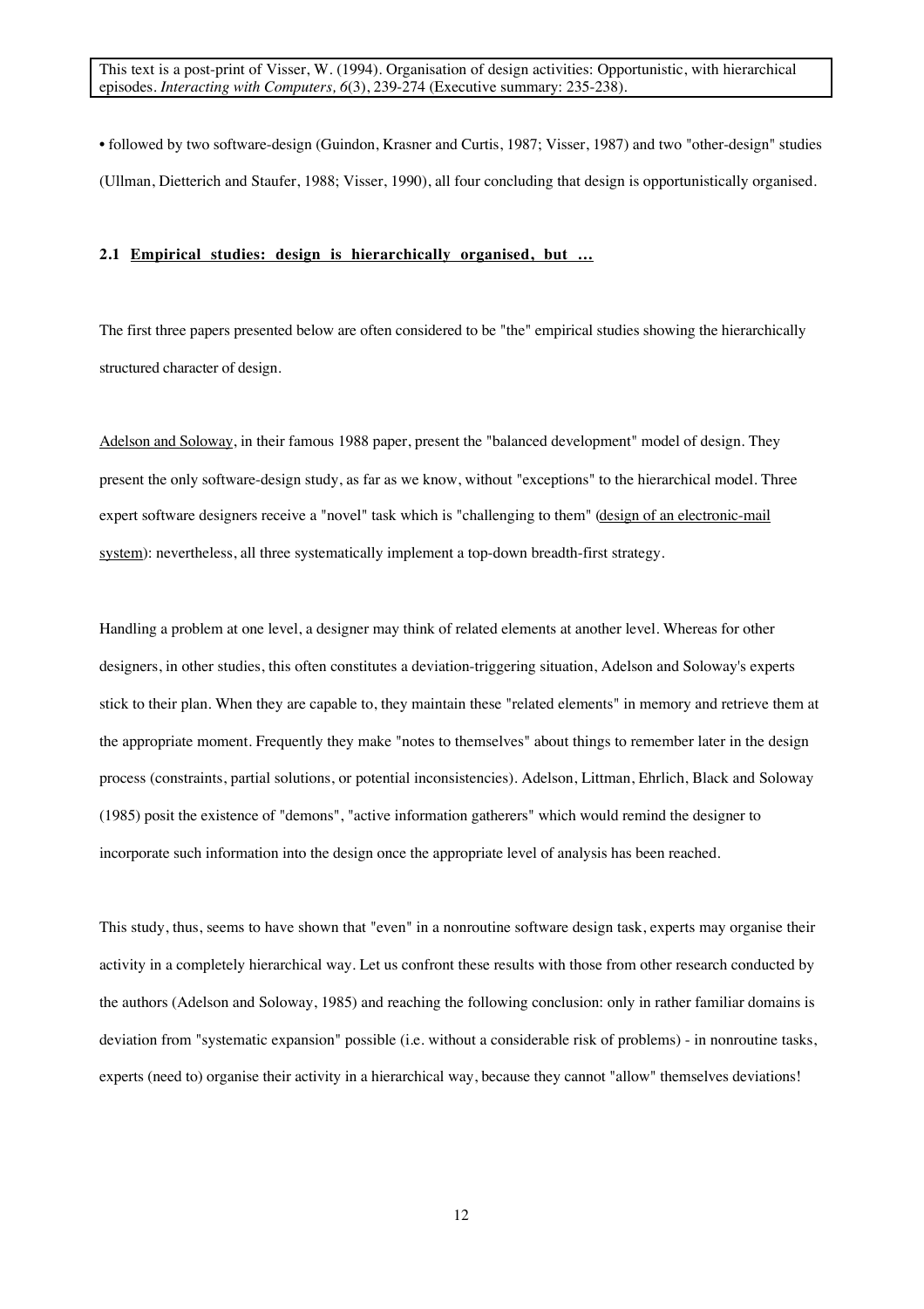• followed by two software-design (Guindon, Krasner and Curtis, 1987; Visser, 1987) and two "other-design" studies (Ullman, Dietterich and Staufer, 1988; Visser, 1990), all four concluding that design is opportunistically organised.

### 2.1 Empirical studies: design is hierarchically organised, but ...

The first three papers presented below are often considered to be "the" empirical studies showing the hierarchically structured character of design.

Adelson and Soloway, in their famous 1988 paper, present the "balanced development" model of design. They present the only software-design study, as far as we know, without "exceptions" to the hierarchical model. Three expert software designers receive a "novel" task which is "challenging to them" (design of an electronic-mail system): nevertheless, all three systematically implement a top-down breadth-first strategy.

Handling a problem at one level, a designer may think of related elements at another level. Whereas for other designers, in other studies, this often constitutes a deviation-triggering situation, Adelson and Soloway's experts stick to their plan. When they are capable to, they maintain these "related elements" in memory and retrieve them at the appropriate moment. Frequently they make "notes to themselves" about things to remember later in the design process (constraints, partial solutions, or potential inconsistencies). Adelson, Littman, Ehrlich, Black and Soloway (1985) posit the existence of "demons", "active information gatherers" which would remind the designer to incorporate such information into the design once the appropriate level of analysis has been reached.

This study, thus, seems to have shown that "even" in a nonroutine software design task, experts may organise their activity in a completely hierarchical way. Let us confront these results with those from other research conducted by the authors (Adelson and Soloway, 1985) and reaching the following conclusion: only in rather familiar domains is deviation from "systematic expansion" possible (i.e. without a considerable risk of problems) - in nonroutine tasks, experts (need to) organise their activity in a hierarchical way, because they cannot "allow" themselves deviations!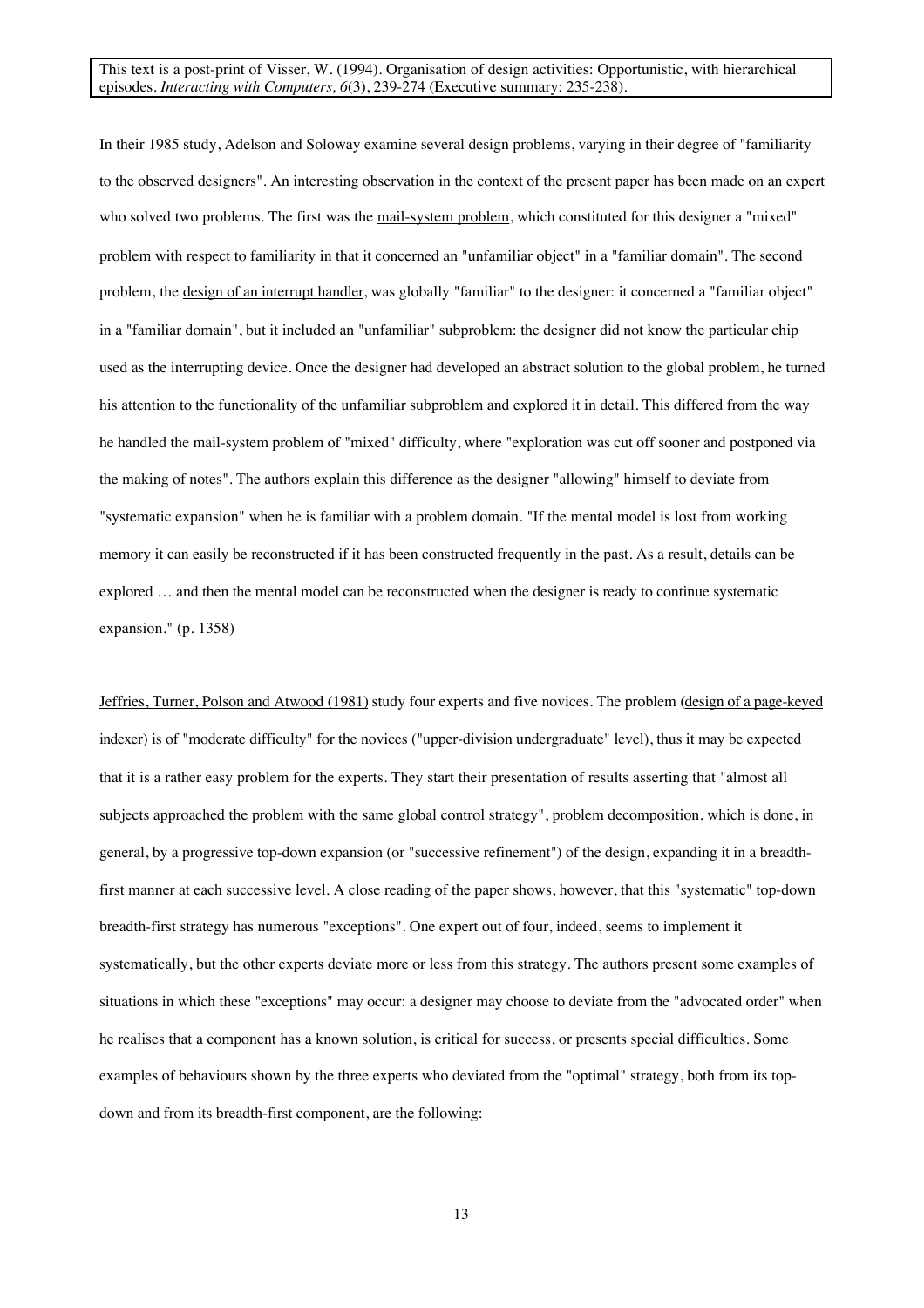In their 1985 study, Adelson and Soloway examine several design problems, varying in their degree of "familiarity to the observed designers". An interesting observation in the context of the present paper has been made on an expert who solved two problems. The first was the <u>mail-system problem</u>, which constituted for this designer a "mixed" problem with respect to familiarity in that it concerned an "unfamiliar object" in a "familiar domain". The second problem, the <u>design of an interrupt handler</u>, was globally "familiar" to the designer: it concerned a "familiar object" in a "familiar domain", but it included an "unfamiliar" subproblem: the designer did not know the particular chip used as the interrupting device. Once the designer had developed an abstract solution to the global problem, he turned his attention to the functionality of the unfamiliar subproblem and explored it in detail. This differed from the way he handled the mail-system problem of "mixed" difficulty, where "exploration was cut off sooner and postponed via the making of notes". The authors explain this difference as the designer "allowing" himself to deviate from "systematic expansion" when he is familiar with a problem domain. "If the mental model is lost from working memory it can easily be reconstructed if it has been constructed frequently in the past. As a result, details can be explored … and then the mental model can be reconstructed when the designer is ready to continue systematic expansion." (p. 1358)

<u>Jeffries, Turner, Polson and Atwood (1981)</u> study four experts and five novices. The problem (<u>design of a page-keyed indexer</u>) is of "moderate difficulty" for the novices ("upper-division undergraduate" level), thus it may be expected that it is a rather easy problem for the experts. They start their presentation of results asserting that "almost all subjects approached the problem with the same global control strategy", problem decomposition, which is done, in general, by a progressive top-down expansion (or "successive refinement") of the design, expanding it in a breadth-first manner at each successive level. A close reading of the paper shows, however, that this "systematic" top-down breadth-first strategy has numerous "exceptions". One expert out of four, indeed, seems to implement it systematically, but the other experts deviate more or less from this strategy. The authors present some examples of situations in which these "exceptions" may occur: a designer may choose to deviate from the "advocated order" when he realises that a component has a known solution, is critical for success, or presents special difficulties. Some examples of behaviours shown by the three experts who deviated from the "optimal" strategy, both from its top-down and from its breadth-first component, are the following: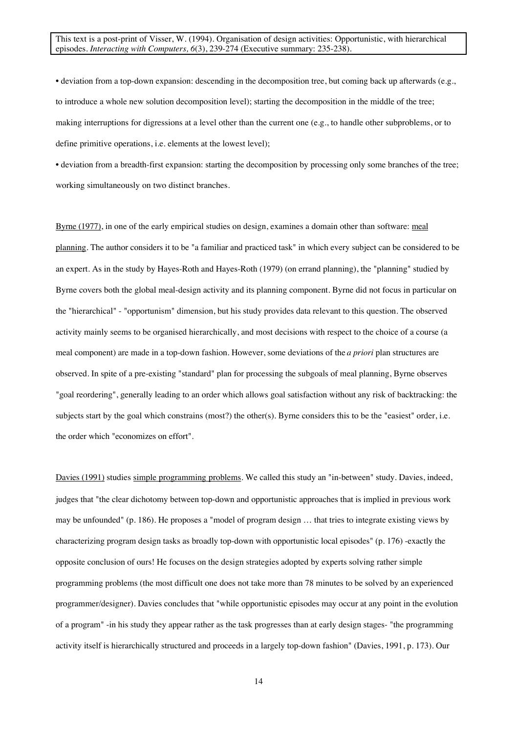• deviation from a top-down expansion: descending in the decomposition tree, but coming back up afterwards (e.g., to introduce a whole new solution decomposition level); starting the decomposition in the middle of the tree; making interruptions for digressions at a level other than the current one (e.g., to handle other subproblems, or to define primitive operations, i.e. elements at the lowest level);

• deviation from a breadth-first expansion: starting the decomposition by processing only some branches of the tree; working simultaneously on two distinct branches.

Byrne (1977), in one of the early empirical studies on design, examines a domain other than software: meal planning. The author considers it to be "a familiar and practiced task" in which every subject can be considered to be an expert. As in the study by Hayes-Roth and Hayes-Roth (1979) (on errand planning), the "planning" studied by Byrne covers both the global meal-design activity and its planning component. Byrne did not focus in particular on the "hierarchical" - "opportunism" dimension, but his study provides data relevant to this question. The observed activity mainly seems to be organised hierarchically, and most decisions with respect to the choice of a course (a meal component) are made in a top-down fashion. However, some deviations of the *a priori* plan structures are observed. In spite of a pre-existing "standard" plan for processing the subgoals of meal planning, Byrne observes "goal reordering", generally leading to an order which allows goal satisfaction without any risk of backtracking: the subjects start by the goal which constrains (most?) the other(s). Byrne considers this to be the "easiest" order, i.e. the order which "economizes on effort".

Davies (1991) studies simple programming problems. We called this study an "in-between" study. Davies, indeed, judges that "the clear dichotomy between top-down and opportunistic approaches that is implied in previous work may be unfounded" (p. 186). He proposes a "model of program design … that tries to integrate existing views by characterizing program design tasks as broadly top-down with opportunistic local episodes" (p. 176) -exactly the opposite conclusion of ours! He focuses on the design strategies adopted by experts solving rather simple programming problems (the most difficult one does not take more than 78 minutes to be solved by an experienced programmer/designer). Davies concludes that "while opportunistic episodes may occur at any point in the evolution of a program" -in his study they appear rather as the task progresses than at early design stages- "the programming activity itself is hierarchically structured and proceeds in a largely top-down fashion" (Davies, 1991, p. 173). Our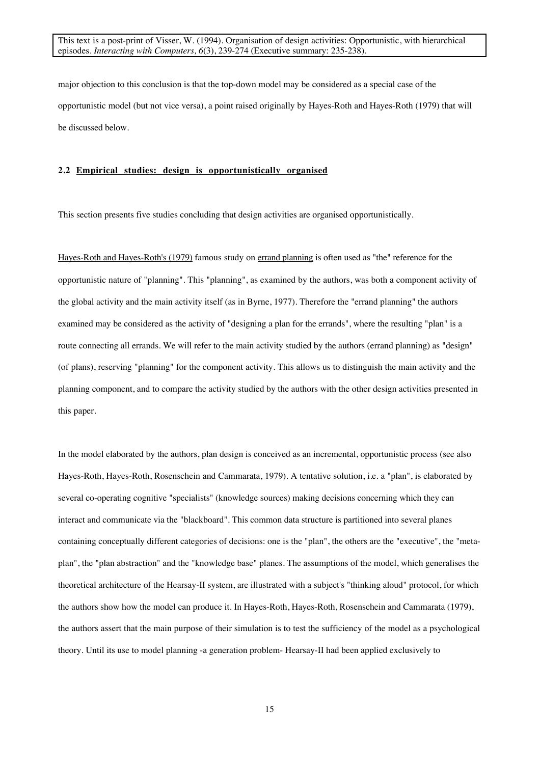major objection to this conclusion is that the top-down model may be considered as a special case of the opportunistic model (but not vice versa), a point raised originally by Hayes-Roth and Hayes-Roth (1979) that will be discussed below.

### 2.2 Empirical studies: design is opportunistically organised

This section presents five studies concluding that design activities are organised opportunistically.

Hayes-Roth and Hayes-Roth's (1979) famous study on errand planning is often used as "the" reference for the opportunistic nature of "planning". This "planning", as examined by the authors, was both a component activity of the global activity and the main activity itself (as in Byrne, 1977). Therefore the "errand planning" the authors examined may be considered as the activity of "designing a plan for the errands", where the resulting "plan" is a route connecting all errands. We will refer to the main activity studied by the authors (errand planning) as "design" (of plans), reserving "planning" for the component activity. This allows us to distinguish the main activity and the planning component, and to compare the activity studied by the authors with the other design activities presented in this paper.

In the model elaborated by the authors, plan design is conceived as an incremental, opportunistic process (see also Hayes-Roth, Hayes-Roth, Rosenschein and Cammarata, 1979). A tentative solution, i.e. a "plan", is elaborated by several co-operating cognitive "specialists" (knowledge sources) making decisions concerning which they can interact and communicate via the "blackboard". This common data structure is partitioned into several planes containing conceptually different categories of decisions: one is the "plan", the others are the "executive", the "meta-plan", the "plan abstraction" and the "knowledge base" planes. The assumptions of the model, which generalises the theoretical architecture of the Hearsay-II system, are illustrated with a subject's "thinking aloud" protocol, for which the authors show how the model can produce it. In Hayes-Roth, Hayes-Roth, Rosenschein and Cammarata (1979), the authors assert that the main purpose of their simulation is to test the sufficiency of the model as a psychological theory. Until its use to model planning -a generation problem- Hearsay-II had been applied exclusively to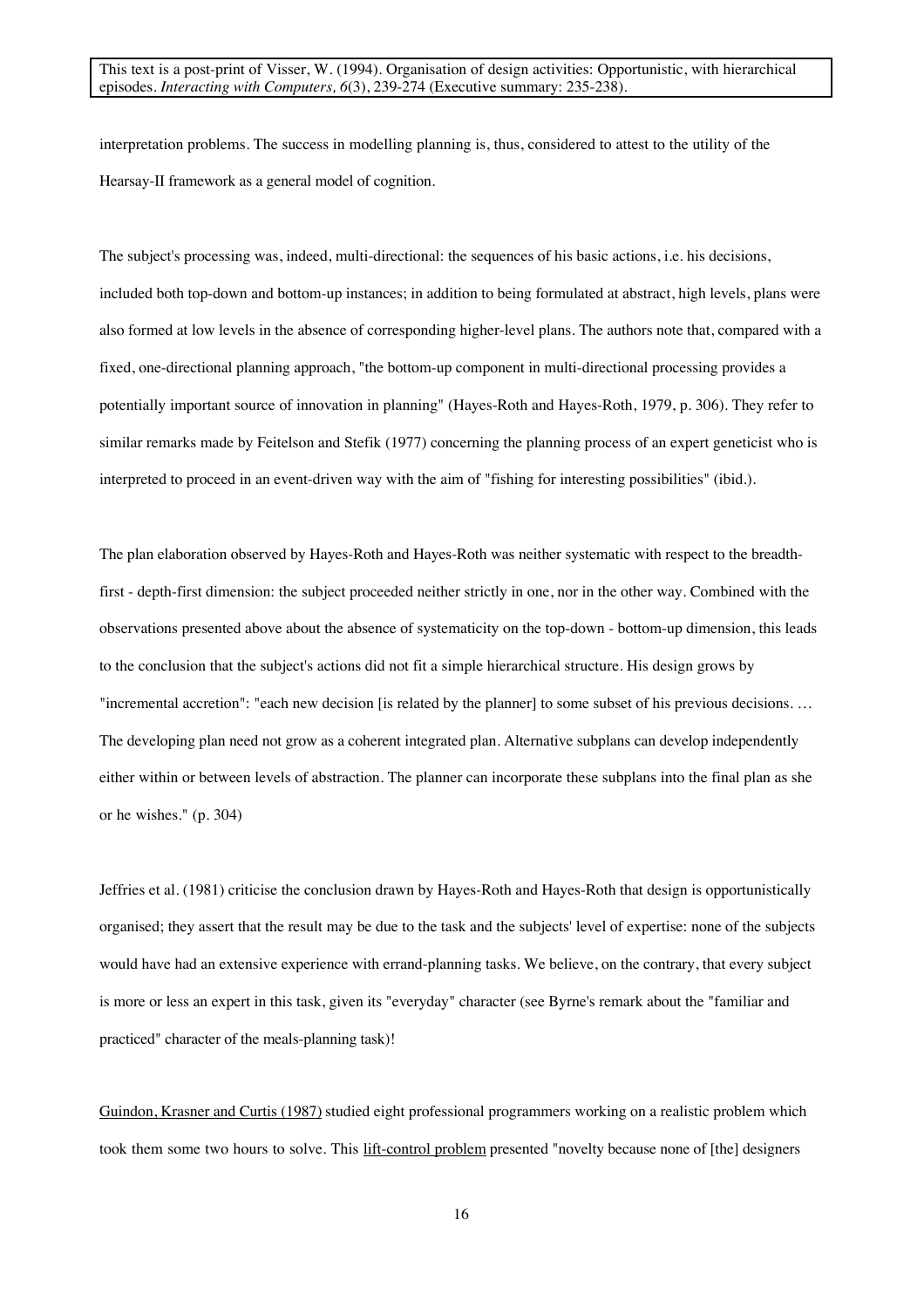interpretation problems. The success in modelling planning is, thus, considered to attest to the utility of the Hearsay-II framework as a general model of cognition.

The subject's processing was, indeed, multi-directional: the sequences of his basic actions, i.e. his decisions, included both top-down and bottom-up instances; in addition to being formulated at abstract, high levels, plans were also formed at low levels in the absence of corresponding higher-level plans. The authors note that, compared with a fixed, one-directional planning approach, "the bottom-up component in multi-directional processing provides a potentially important source of innovation in planning" (Hayes-Roth and Hayes-Roth, 1979, p. 306). They refer to similar remarks made by Feitelson and Stefik (1977) concerning the planning process of an expert geneticist who is interpreted to proceed in an event-driven way with the aim of "fishing for interesting possibilities" (ibid.).

The plan elaboration observed by Hayes-Roth and Hayes-Roth was neither systematic with respect to the breadth-first - depth-first dimension: the subject proceeded neither strictly in one, nor in the other way. Combined with the observations presented above about the absence of systematicity on the top-down - bottom-up dimension, this leads to the conclusion that the subject's actions did not fit a simple hierarchical structure. His design grows by "incremental accretion": "each new decision [is related by the planner] to some subset of his previous decisions. … The developing plan need not grow as a coherent integrated plan. Alternative subplans can develop independently either within or between levels of abstraction. The planner can incorporate these subplans into the final plan as she or he wishes." (p. 304)

Jeffries et al. (1981) criticise the conclusion drawn by Hayes-Roth and Hayes-Roth that design is opportunistically organised; they assert that the result may be due to the task and the subjects' level of expertise: none of the subjects would have had an extensive experience with errand-planning tasks. We believe, on the contrary, that every subject is more or less an expert in this task, given its "everyday" character (see Byrne's remark about the "familiar and practiced" character of the meals-planning task)!

<u>Guindon, Krasner and Curtis (1987)</u> studied eight professional programmers working on a realistic problem which took them some two hours to solve. This <u>lift-control problem</u> presented "novelty because none of [the] designers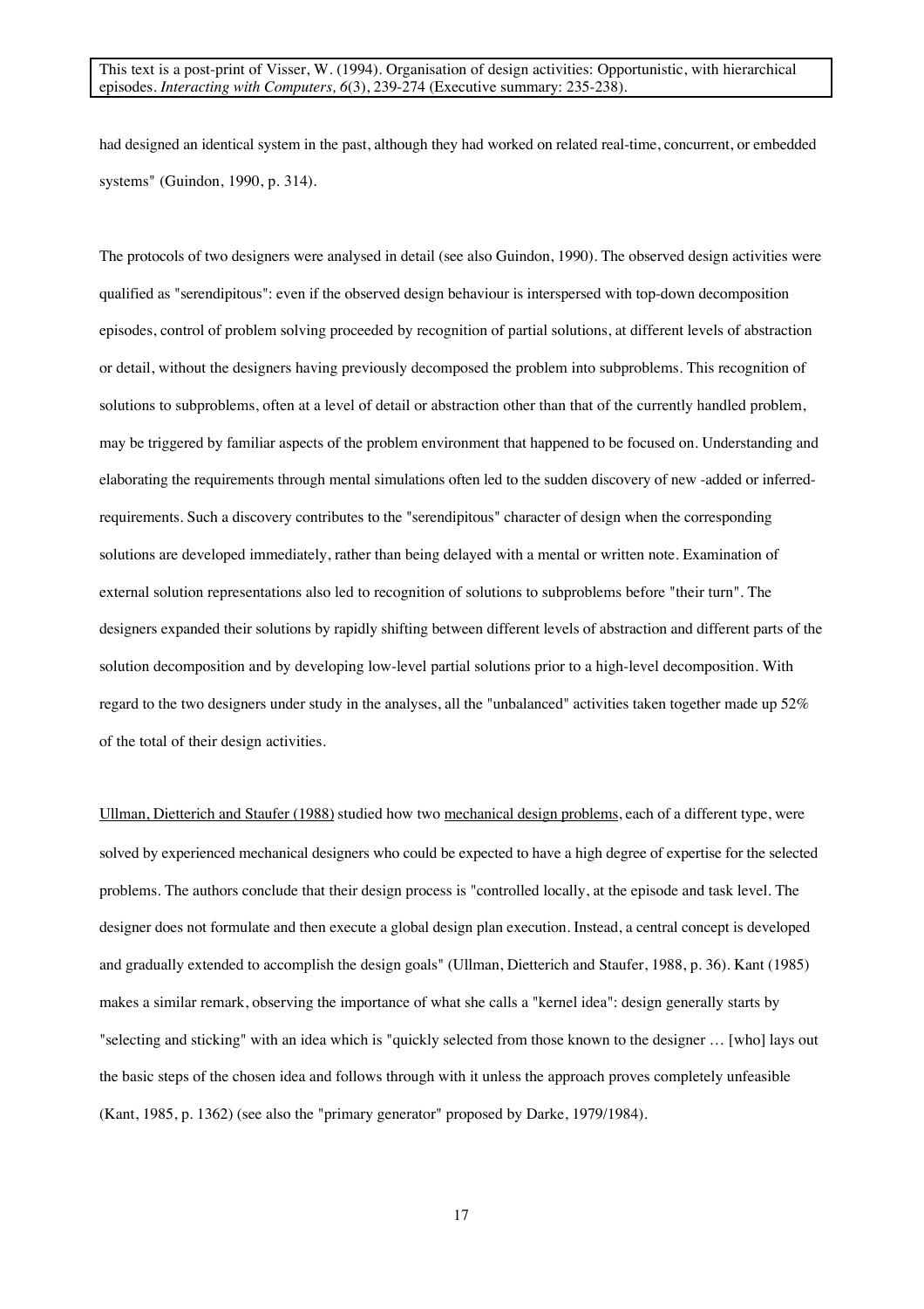had designed an identical system in the past, although they had worked on related real-time, concurrent, or embedded systems" (Guindon, 1990, p. 314).

The protocols of two designers were analysed in detail (see also Guindon, 1990). The observed design activities were qualified as "serendipitous": even if the observed design behaviour is interspersed with top-down decomposition episodes, control of problem solving proceeded by recognition of partial solutions, at different levels of abstraction or detail, without the designers having previously decomposed the problem into subproblems. This recognition of solutions to subproblems, often at a level of detail or abstraction other than that of the currently handled problem, may be triggered by familiar aspects of the problem environment that happened to be focused on. Understanding and elaborating the requirements through mental simulations often led to the sudden discovery of new -added or inferred- requirements. Such a discovery contributes to the "serendipitous" character of design when the corresponding solutions are developed immediately, rather than being delayed with a mental or written note. Examination of external solution representations also led to recognition of solutions to subproblems before "their turn". The designers expanded their solutions by rapidly shifting between different levels of abstraction and different parts of the solution decomposition and by developing low-level partial solutions prior to a high-level decomposition. With regard to the two designers under study in the analyses, all the "unbalanced" activities taken together made up 52% of the total of their design activities.

<u>Ullman, Dietterich and Staufer (1988)</u> studied how two <u>mechanical design problems</u>, each of a different type, were solved by experienced mechanical designers who could be expected to have a high degree of expertise for the selected problems. The authors conclude that their design process is "controlled locally, at the episode and task level. The designer does not formulate and then execute a global design plan execution. Instead, a central concept is developed and gradually extended to accomplish the design goals" (Ullman, Dietterich and Staufer, 1988, p. 36). Kant (1985) makes a similar remark, observing the importance of what she calls a "kernel idea": design generally starts by "selecting and sticking" with an idea which is "quickly selected from those known to the designer … [who] lays out the basic steps of the chosen idea and follows through with it unless the approach proves completely unfeasible (Kant, 1985, p. 1362) (see also the "primary generator" proposed by Darke, 1979/1984).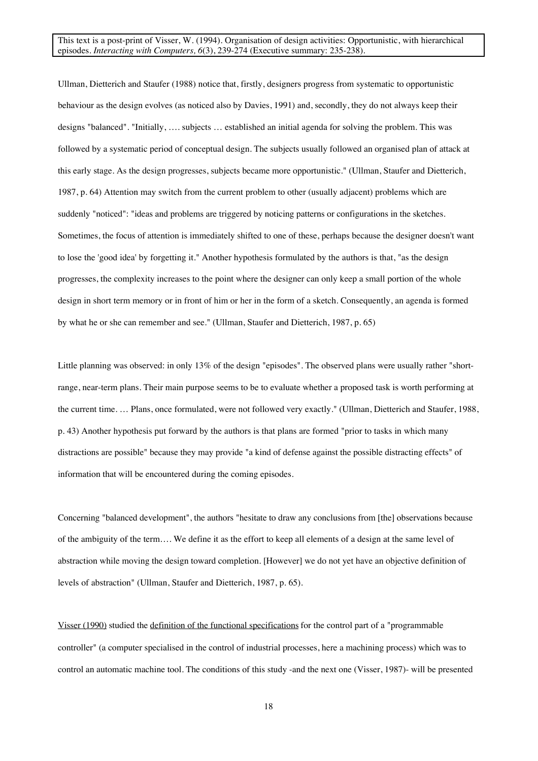Ullman, Dietterich and Staufer (1988) notice that, firstly, designers progress from systematic to opportunistic behaviour as the design evolves (as noticed also by Davies, 1991) and, secondly, they do not always keep their designs "balanced". "Initially, …. subjects … established an initial agenda for solving the problem. This was followed by a systematic period of conceptual design. The subjects usually followed an organised plan of attack at this early stage. As the design progresses, subjects became more opportunistic." (Ullman, Staufer and Dietterich, 1987, p. 64) Attention may switch from the current problem to other (usually adjacent) problems which are suddenly "noticed": "ideas and problems are triggered by noticing patterns or configurations in the sketches. Sometimes, the focus of attention is immediately shifted to one of these, perhaps because the designer doesn't want to lose the 'good idea' by forgetting it." Another hypothesis formulated by the authors is that, "as the design progresses, the complexity increases to the point where the designer can only keep a small portion of the whole design in short term memory or in front of him or her in the form of a sketch. Consequently, an agenda is formed by what he or she can remember and see." (Ullman, Staufer and Dietterich, 1987, p. 65)

Little planning was observed: in only 13% of the design "episodes". The observed plans were usually rather "short-range, near-term plans. Their main purpose seems to be to evaluate whether a proposed task is worth performing at the current time. … Plans, once formulated, were not followed very exactly." (Ullman, Dietterich and Staufer, 1988, p. 43) Another hypothesis put forward by the authors is that plans are formed "prior to tasks in which many distractions are possible" because they may provide "a kind of defense against the possible distracting effects" of information that will be encountered during the coming episodes.

Concerning "balanced development", the authors "hesitate to draw any conclusions from [the] observations because of the ambiguity of the term…. We define it as the effort to keep all elements of a design at the same level of abstraction while moving the design toward completion. [However] we do not yet have an objective definition of levels of abstraction" (Ullman, Staufer and Dietterich, 1987, p. 65).

Visser (1990) studied the definition of the functional specifications for the control part of a "programmable controller" (a computer specialised in the control of industrial processes, here a machining process) which was to control an automatic machine tool. The conditions of this study -and the next one (Visser, 1987)- will be presented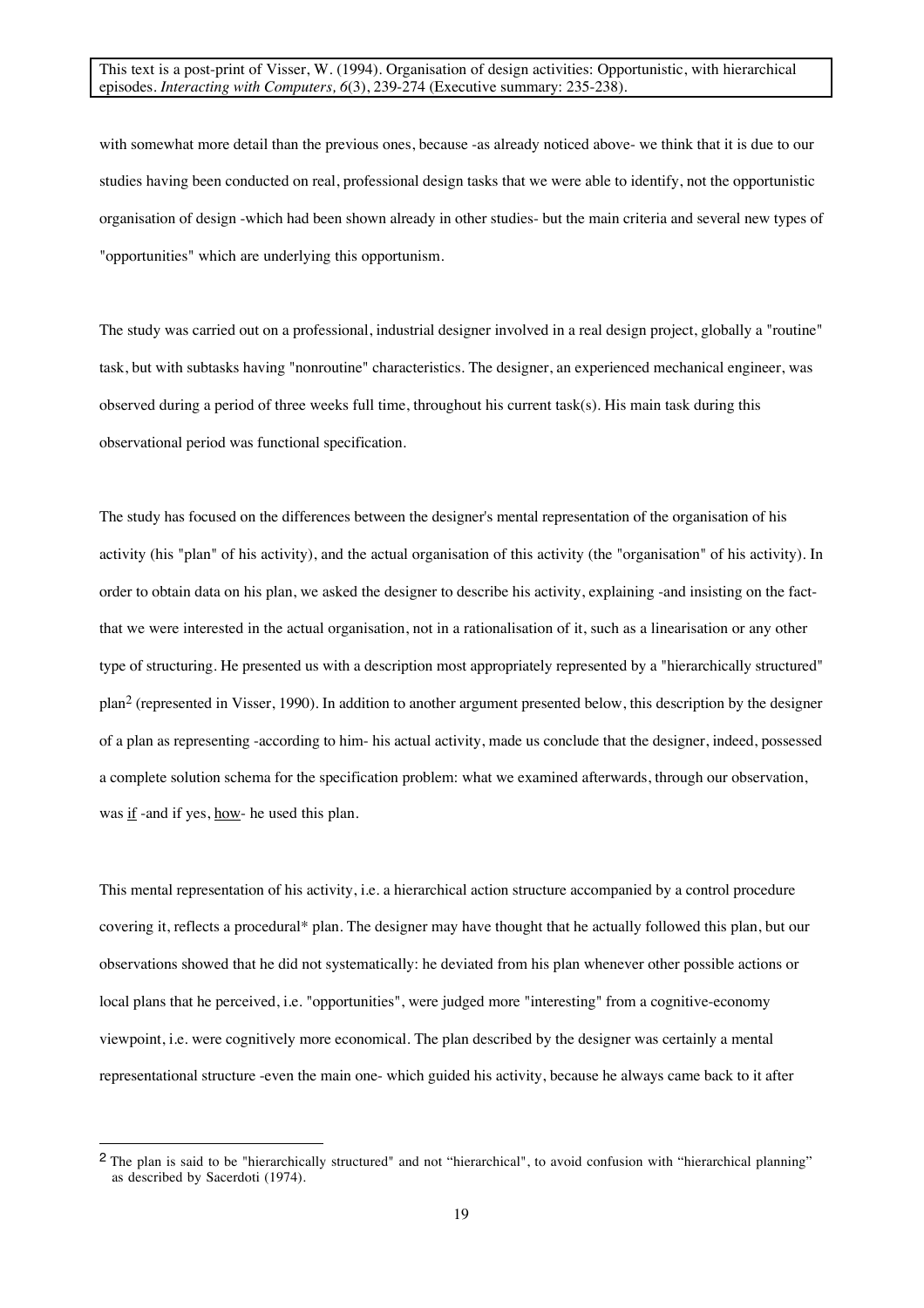with somewhat more detail than the previous ones, because -as already noticed above- we think that it is due to our studies having been conducted on real, professional design tasks that we were able to identify, not the opportunistic organisation of design -which had been shown already in other studies- but the main criteria and several new types of "opportunities" which are underlying this opportunism.

The study was carried out on a professional, industrial designer involved in a real design project, globally a "routine" task, but with subtasks having "nonroutine" characteristics. The designer, an experienced mechanical engineer, was observed during a period of three weeks full time, throughout his current task(s). His main task during this observational period was functional specification.

The study has focused on the differences between the designer's mental representation of the organisation of his activity (his "plan" of his activity), and the actual organisation of this activity (the "organisation" of his activity). In order to obtain data on his plan, we asked the designer to describe his activity, explaining -and insisting on the fact- that we were interested in the actual organisation, not in a rationalisation of it, such as a linearisation or any other type of structuring. He presented us with a description most appropriately represented by a "hierarchically structured" plan[2] (represented in Visser, 1990). In addition to another argument presented below, this description by the designer of a plan as representing -according to him- his actual activity, made us conclude that the designer, indeed, possessed a complete solution schema for the specification problem: what we examined afterwards, through our observation, was <u>if</u> -and if yes, <u>how</u>- he used this plan.

This mental representation of his activity, i.e. a hierarchical action structure accompanied by a control procedure covering it, reflects a procedural* plan. The designer may have thought that he actually followed this plan, but our observations showed that he did not systematically: he deviated from his plan whenever other possible actions or local plans that he perceived, i.e. "opportunities", were judged more "interesting" from a cognitive-economy viewpoint, i.e. were cognitively more economical. The plan described by the designer was certainly a mental representational structure -even the main one- which guided his activity, because he always came back to it after

---

[2] The plan is said to be "hierarchically structured" and not "hierarchical", to avoid confusion with "hierarchical planning" as described by Sacerdoti (1974).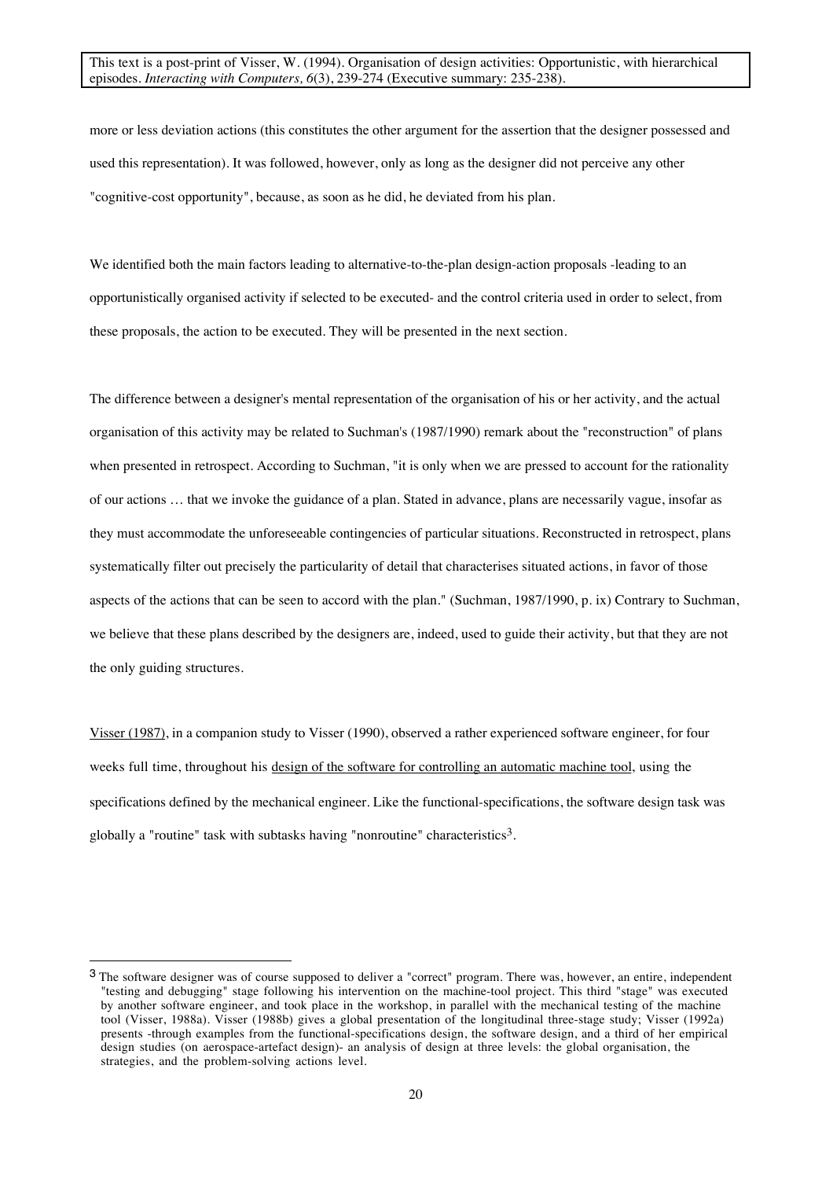more or less deviation actions (this constitutes the other argument for the assertion that the designer possessed and used this representation). It was followed, however, only as long as the designer did not perceive any other "cognitive-cost opportunity", because, as soon as he did, he deviated from his plan.

We identified both the main factors leading to alternative-to-the-plan design-action proposals -leading to an opportunistically organised activity if selected to be executed- and the control criteria used in order to select, from these proposals, the action to be executed. They will be presented in the next section.

The difference between a designer's mental representation of the organisation of his or her activity, and the actual organisation of this activity may be related to Suchman's (1987/1990) remark about the "reconstruction" of plans when presented in retrospect. According to Suchman, "it is only when we are pressed to account for the rationality of our actions … that we invoke the guidance of a plan. Stated in advance, plans are necessarily vague, insofar as they must accommodate the unforeseeable contingencies of particular situations. Reconstructed in retrospect, plans systematically filter out precisely the particularity of detail that characterises situated actions, in favor of those aspects of the actions that can be seen to accord with the plan." (Suchman, 1987/1990, p. ix) Contrary to Suchman, we believe that these plans described by the designers are, indeed, used to guide their activity, but that they are not the only guiding structures.

Visser (1987), in a companion study to Visser (1990), observed a rather experienced software engineer, for four weeks full time, throughout his design of the software for controlling an automatic machine tool, using the specifications defined by the mechanical engineer. Like the functional-specifications, the software design task was globally a "routine" task with subtasks having "nonroutine" characteristics[3].

[3] The software designer was of course supposed to deliver a "correct" program. There was, however, an entire, independent "testing and debugging" stage following his intervention on the machine-tool project. This third "stage" was executed by another software engineer, and took place in the workshop, in parallel with the mechanical testing of the machine tool (Visser, 1988a). Visser (1988b) gives a global presentation of the longitudinal three-stage study; Visser (1992a) presents -through examples from the functional-specifications design, the software design, and a third of her empirical design studies (on aerospace-artefact design)- an analysis of design at three levels: the global organisation, the strategies, and the problem-solving actions level.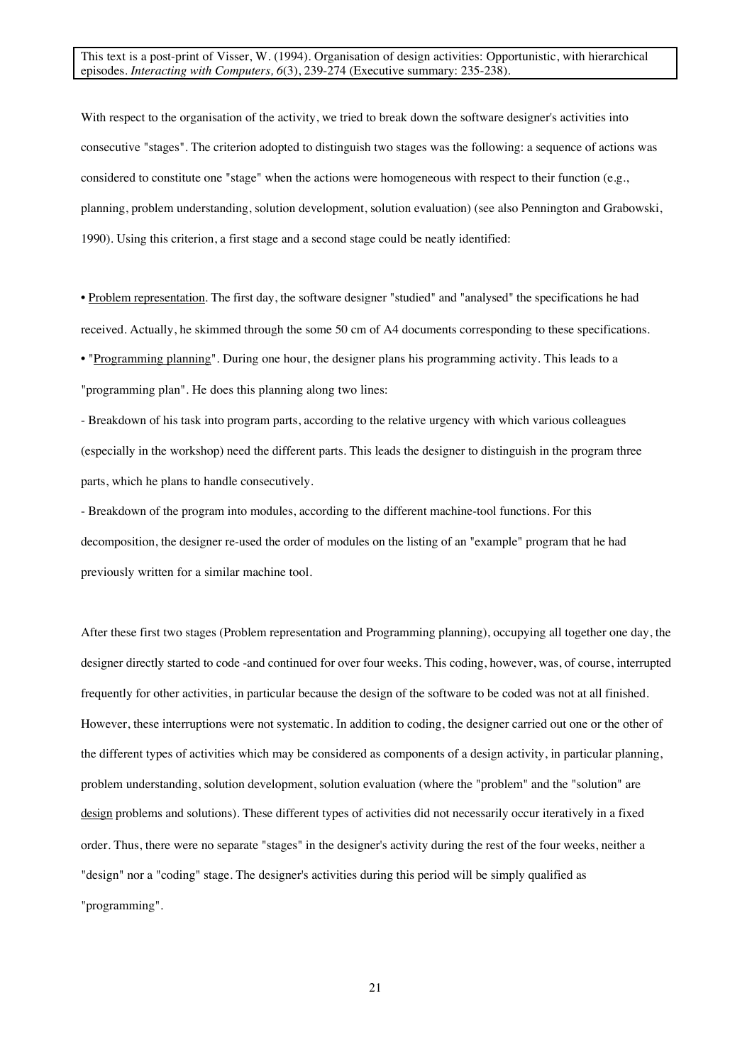With respect to the organisation of the activity, we tried to break down the software designer's activities into consecutive "stages". The criterion adopted to distinguish two stages was the following: a sequence of actions was considered to constitute one "stage" when the actions were homogeneous with respect to their function (e.g., planning, problem understanding, solution development, solution evaluation) (see also Pennington and Grabowski, 1990). Using this criterion, a first stage and a second stage could be neatly identified:

• Problem representation. The first day, the software designer "studied" and "analysed" the specifications he had received. Actually, he skimmed through the some 50 cm of A4 documents corresponding to these specifications.

• "Programming planning". During one hour, the designer plans his programming activity. This leads to a "programming plan". He does this planning along two lines:

- Breakdown of his task into program parts, according to the relative urgency with which various colleagues (especially in the workshop) need the different parts. This leads the designer to distinguish in the program three parts, which he plans to handle consecutively.
- Breakdown of the program into modules, according to the different machine-tool functions. For this decomposition, the designer re-used the order of modules on the listing of an "example" program that he had previously written for a similar machine tool.

After these first two stages (Problem representation and Programming planning), occupying all together one day, the designer directly started to code -and continued for over four weeks. This coding, however, was, of course, interrupted frequently for other activities, in particular because the design of the software to be coded was not at all finished. However, these interruptions were not systematic. In addition to coding, the designer carried out one or the other of the different types of activities which may be considered as components of a design activity, in particular planning, problem understanding, solution development, solution evaluation (where the "problem" and the "solution" are design problems and solutions). These different types of activities did not necessarily occur iteratively in a fixed order. Thus, there were no separate "stages" in the designer's activity during the rest of the four weeks, neither a "design" nor a "coding" stage. The designer's activities during this period will be simply qualified as "programming".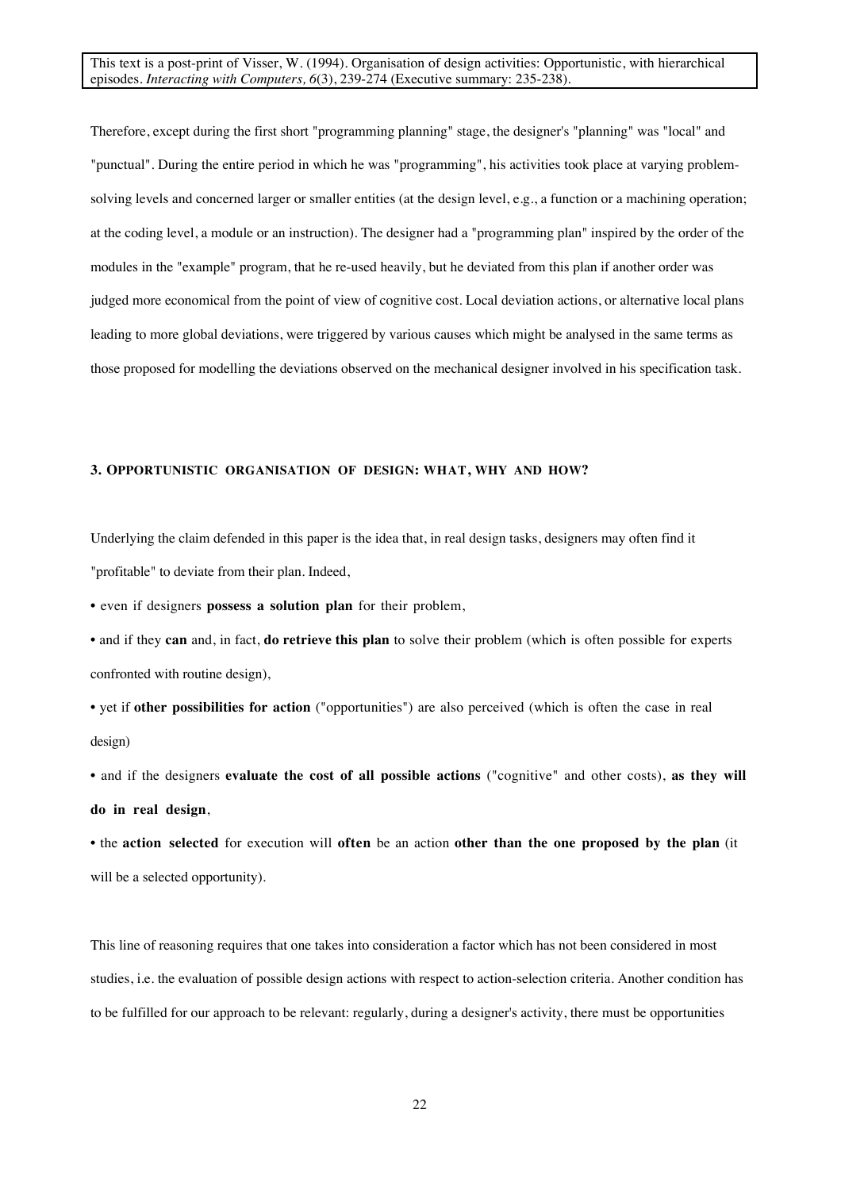Therefore, except during the first short "programming planning" stage, the designer's "planning" was "local" and "punctual". During the entire period in which he was "programming", his activities took place at varying problem-solving levels and concerned larger or smaller entities (at the design level, e.g., a function or a machining operation; at the coding level, a module or an instruction). The designer had a "programming plan" inspired by the order of the modules in the "example" program, that he re-used heavily, but he deviated from this plan if another order was judged more economical from the point of view of cognitive cost. Local deviation actions, or alternative local plans leading to more global deviations, were triggered by various causes which might be analysed in the same terms as those proposed for modelling the deviations observed on the mechanical designer involved in his specification task.

### 3. OPPORTUNISTIC ORGANISATION OF DESIGN: WHAT, WHY AND HOW?

Underlying the claim defended in this paper is the idea that, in real design tasks, designers may often find it "profitable" to deviate from their plan. Indeed,

- even if designers **possess a solution plan** for their problem,
- and if they **can** and, in fact, **do retrieve this plan** to solve their problem (which is often possible for experts confronted with routine design),
- yet if **other possibilities for action** ("opportunities") are also perceived (which is often the case in real design)
- and if the designers **evaluate the cost of all possible actions** ("cognitive" and other costs), **as they will do in real design**,
- the **action selected** for execution will **often** be an action **other than the one proposed by the plan** (it will be a selected opportunity).

This line of reasoning requires that one takes into consideration a factor which has not been considered in most studies, i.e. the evaluation of possible design actions with respect to action-selection criteria. Another condition has to be fulfilled for our approach to be relevant: regularly, during a designer's activity, there must be opportunities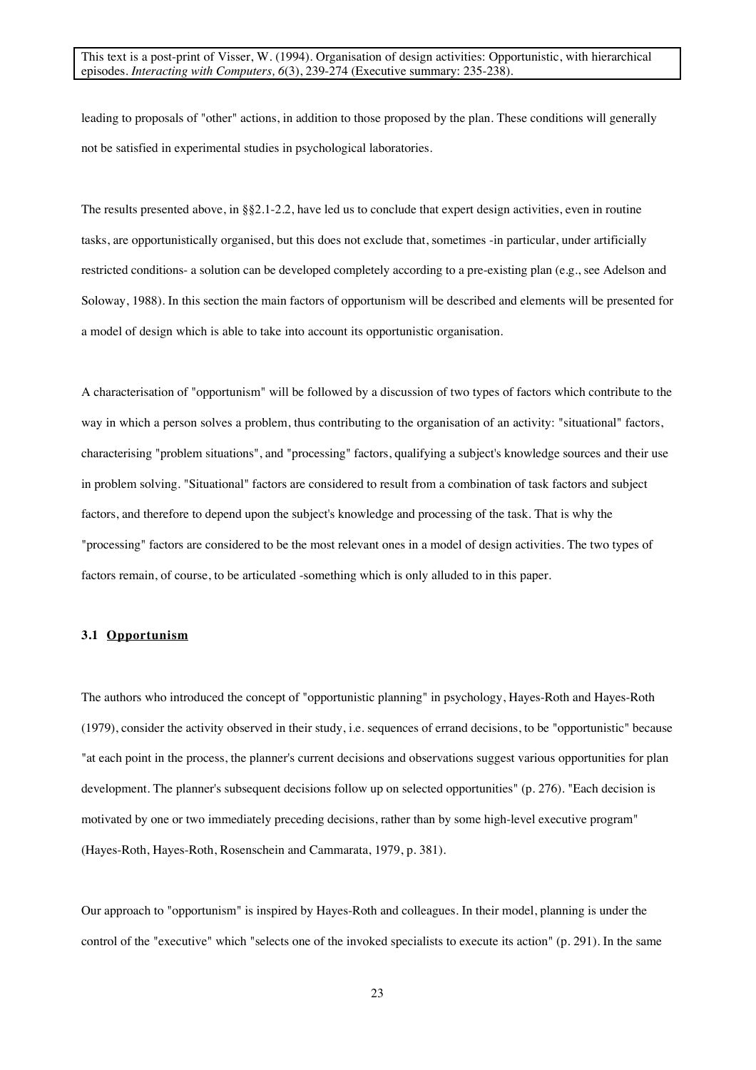leading to proposals of "other" actions, in addition to those proposed by the plan. These conditions will generally not be satisfied in experimental studies in psychological laboratories.

The results presented above, in §§2.1-2.2, have led us to conclude that expert design activities, even in routine tasks, are opportunistically organised, but this does not exclude that, sometimes -in particular, under artificially restricted conditions- a solution can be developed completely according to a pre-existing plan (e.g., see Adelson and Soloway, 1988). In this section the main factors of opportunism will be described and elements will be presented for a model of design which is able to take into account its opportunistic organisation.

A characterisation of "opportunism" will be followed by a discussion of two types of factors which contribute to the way in which a person solves a problem, thus contributing to the organisation of an activity: "situational" factors, characterising "problem situations", and "processing" factors, qualifying a subject's knowledge sources and their use in problem solving. "Situational" factors are considered to result from a combination of task factors and subject factors, and therefore to depend upon the subject's knowledge and processing of the task. That is why the "processing" factors are considered to be the most relevant ones in a model of design activities. The two types of factors remain, of course, to be articulated -something which is only alluded to in this paper.

### 3.1 Opportunism

The authors who introduced the concept of "opportunistic planning" in psychology, Hayes-Roth and Hayes-Roth (1979), consider the activity observed in their study, i.e. sequences of errand decisions, to be "opportunistic" because "at each point in the process, the planner's current decisions and observations suggest various opportunities for plan development. The planner's subsequent decisions follow up on selected opportunities" (p. 276). "Each decision is motivated by one or two immediately preceding decisions, rather than by some high-level executive program" (Hayes-Roth, Hayes-Roth, Rosenschein and Cammarata, 1979, p. 381).

Our approach to "opportunism" is inspired by Hayes-Roth and colleagues. In their model, planning is under the control of the "executive" which "selects one of the invoked specialists to execute its action" (p. 291). In the same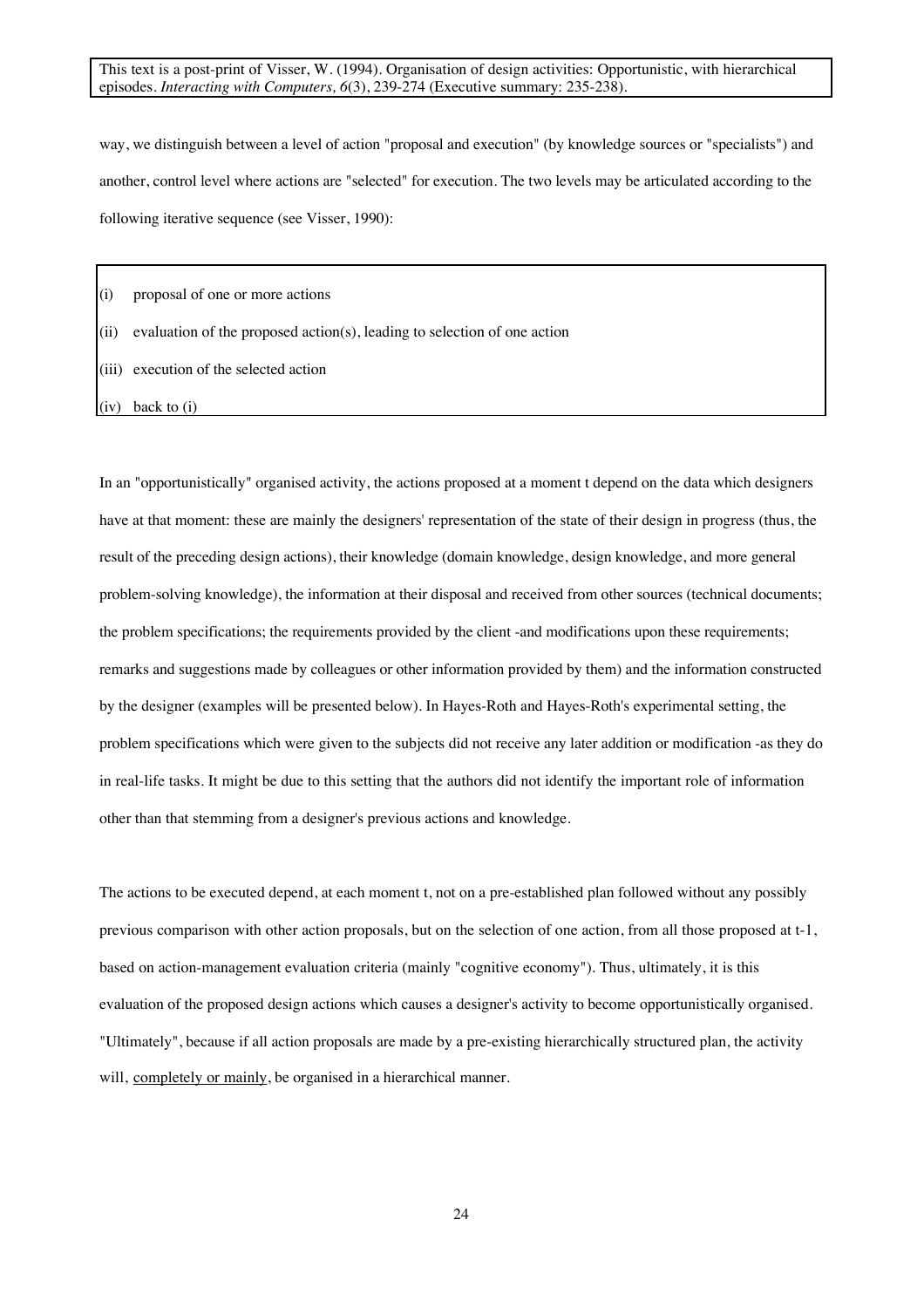way, we distinguish between a level of action "proposal and execution" (by knowledge sources or "specialists") and another, control level where actions are "selected" for execution. The two levels may be articulated according to the following iterative sequence (see Visser, 1990):

(i) proposal of one or more actions

(ii) evaluation of the proposed action(s), leading to selection of one action

(iii) execution of the selected action

(iv) back to (i)

In an "opportunistically" organised activity, the actions proposed at a moment t depend on the data which designers have at that moment: these are mainly the designers' representation of the state of their design in progress (thus, the result of the preceding design actions), their knowledge (domain knowledge, design knowledge, and more general problem-solving knowledge), the information at their disposal and received from other sources (technical documents; the problem specifications; the requirements provided by the client -and modifications upon these requirements; remarks and suggestions made by colleagues or other information provided by them) and the information constructed by the designer (examples will be presented below). In Hayes-Roth and Hayes-Roth's experimental setting, the problem specifications which were given to the subjects did not receive any later addition or modification -as they do in real-life tasks. It might be due to this setting that the authors did not identify the important role of information other than that stemming from a designer's previous actions and knowledge.

The actions to be executed depend, at each moment t, not on a pre-established plan followed without any possibly previous comparison with other action proposals, but on the selection of one action, from all those proposed at t-1, based on action-management evaluation criteria (mainly "cognitive economy"). Thus, ultimately, it is this evaluation of the proposed design actions which causes a designer's activity to become opportunistically organised. "Ultimately", because if all action proposals are made by a pre-existing hierarchically structured plan, the activity will, completely or mainly, be organised in a hierarchical manner.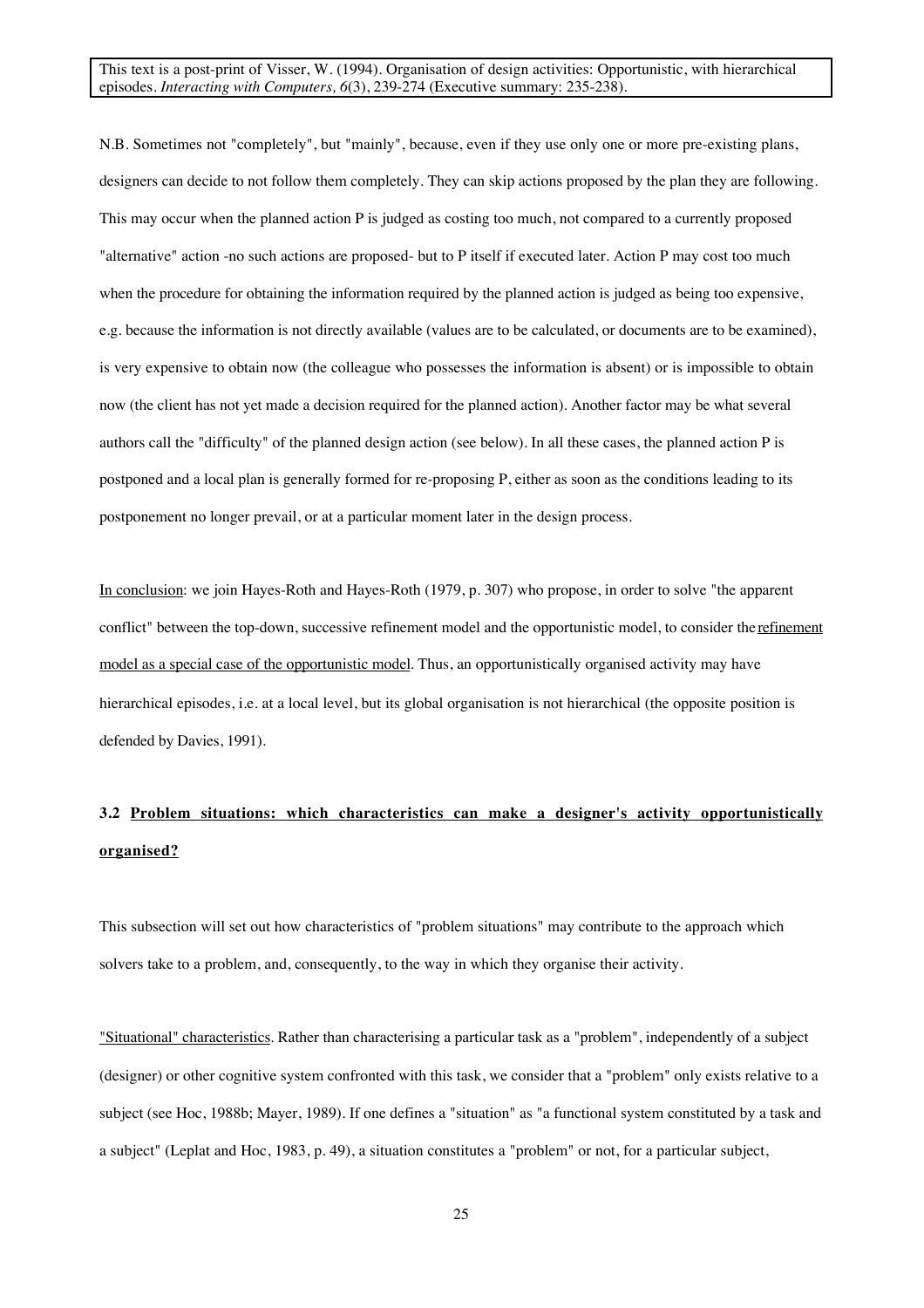N.B. Sometimes not "completely", but "mainly", because, even if they use only one or more pre-existing plans, designers can decide to not follow them completely. They can skip actions proposed by the plan they are following. This may occur when the planned action P is judged as costing too much, not compared to a currently proposed "alternative" action -no such actions are proposed- but to P itself if executed later. Action P may cost too much when the procedure for obtaining the information required by the planned action is judged as being too expensive, e.g. because the information is not directly available (values are to be calculated, or documents are to be examined), is very expensive to obtain now (the colleague who possesses the information is absent) or is impossible to obtain now (the client has not yet made a decision required for the planned action). Another factor may be what several authors call the "difficulty" of the planned design action (see below). In all these cases, the planned action P is postponed and a local plan is generally formed for re-proposing P, either as soon as the conditions leading to its postponement no longer prevail, or at a particular moment later in the design process.

In conclusion: we join Hayes-Roth and Hayes-Roth (1979, p. 307) who propose, in order to solve "the apparent conflict" between the top-down, successive refinement model and the opportunistic model, to consider the refinement model as a special case of the opportunistic model. Thus, an opportunistically organised activity may have hierarchical episodes, i.e. at a local level, but its global organisation is not hierarchical (the opposite position is defended by Davies, 1991).

### 3.2 Problem situations: which characteristics can make a designer's activity opportunistically organised?

This subsection will set out how characteristics of "problem situations" may contribute to the approach which solvers take to a problem, and, consequently, to the way in which they organise their activity.

"Situational" characteristics. Rather than characterising a particular task as a "problem", independently of a subject (designer) or other cognitive system confronted with this task, we consider that a "problem" only exists relative to a subject (see Hoc, 1988b; Mayer, 1989). If one defines a "situation" as "a functional system constituted by a task and a subject" (Leplat and Hoc, 1983, p. 49), a situation constitutes a "problem" or not, for a particular subject,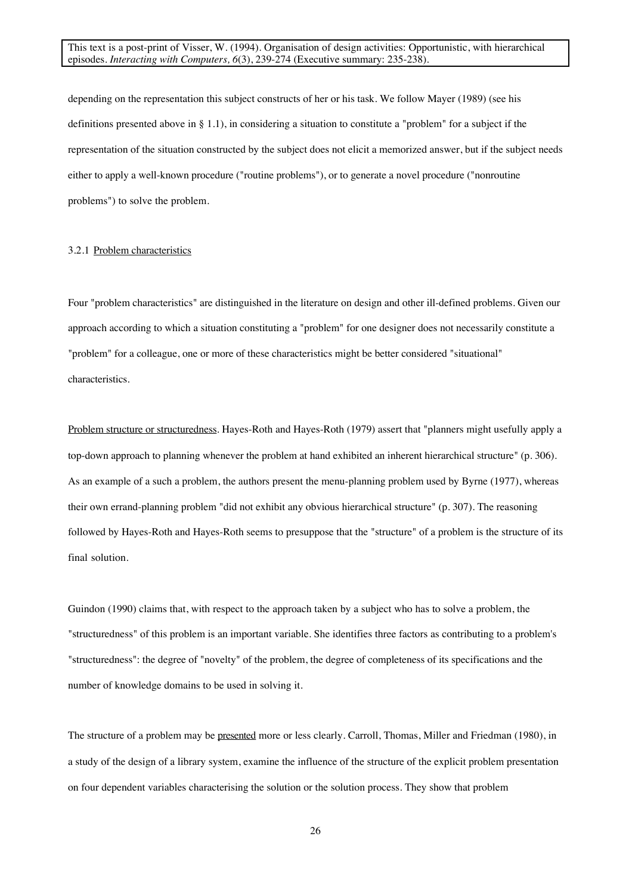depending on the representation this subject constructs of her or his task. We follow Mayer (1989) (see his definitions presented above in § 1.1), in considering a situation to constitute a "problem" for a subject if the representation of the situation constructed by the subject does not elicit a memorized answer, but if the subject needs either to apply a well-known procedure ("routine problems"), or to generate a novel procedure ("nonroutine problems") to solve the problem.

### 3.2.1 Problem characteristics

Four "problem characteristics" are distinguished in the literature on design and other ill-defined problems. Given our approach according to which a situation constituting a "problem" for one designer does not necessarily constitute a "problem" for a colleague, one or more of these characteristics might be better considered "situational" characteristics.

Problem structure or structuredness. Hayes-Roth and Hayes-Roth (1979) assert that "planners might usefully apply a top-down approach to planning whenever the problem at hand exhibited an inherent hierarchical structure" (p. 306). As an example of a such a problem, the authors present the menu-planning problem used by Byrne (1977), whereas their own errand-planning problem "did not exhibit any obvious hierarchical structure" (p. 307). The reasoning followed by Hayes-Roth and Hayes-Roth seems to presuppose that the "structure" of a problem is the structure of its final solution.

Guindon (1990) claims that, with respect to the approach taken by a subject who has to solve a problem, the "structuredness" of this problem is an important variable. She identifies three factors as contributing to a problem's "structuredness": the degree of "novelty" of the problem, the degree of completeness of its specifications and the number of knowledge domains to be used in solving it.

The structure of a problem may be presented more or less clearly. Carroll, Thomas, Miller and Friedman (1980), in a study of the design of a library system, examine the influence of the structure of the explicit problem presentation on four dependent variables characterising the solution or the solution process. They show that problem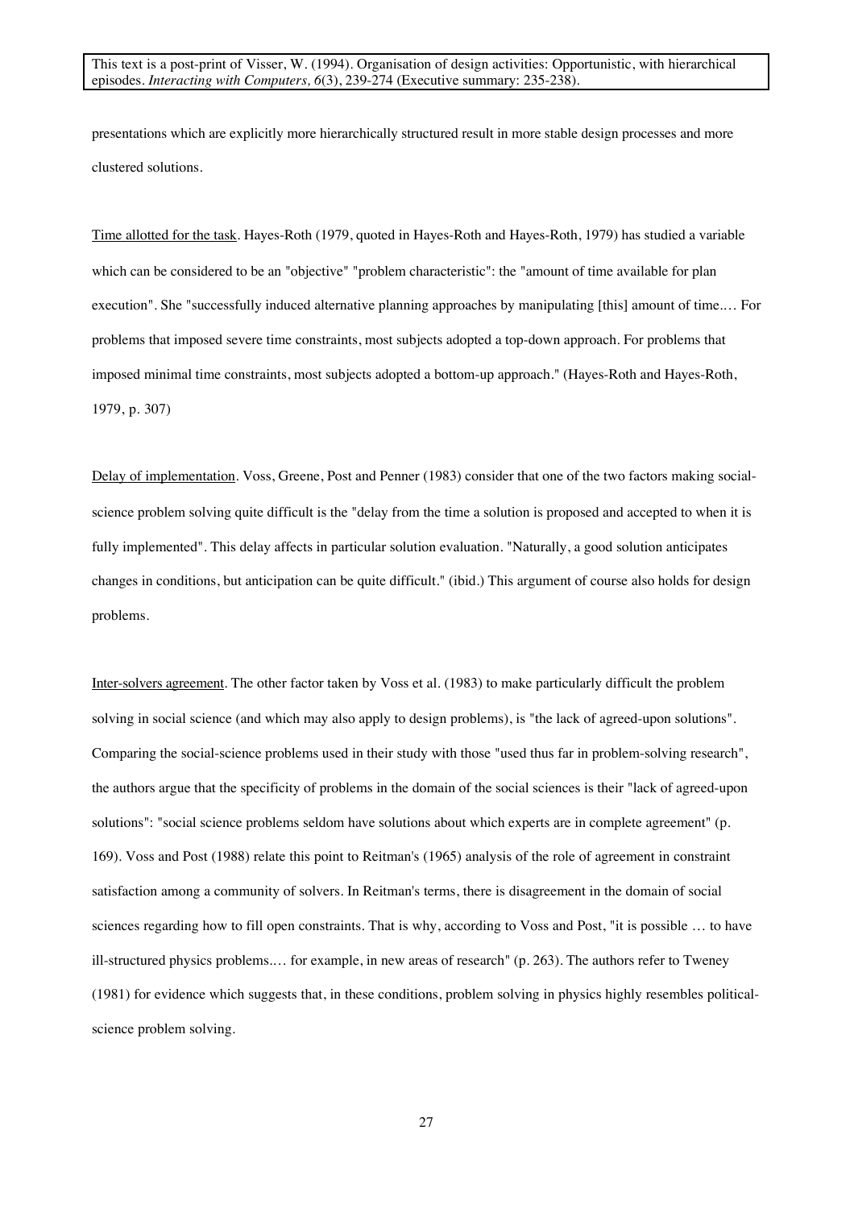presentations which are explicitly more hierarchically structured result in more stable design processes and more clustered solutions.

Time allotted for the task. Hayes-Roth (1979, quoted in Hayes-Roth and Hayes-Roth, 1979) has studied a variable which can be considered to be an "objective" "problem characteristic": the "amount of time available for plan execution". She "successfully induced alternative planning approaches by manipulating [this] amount of time.… For problems that imposed severe time constraints, most subjects adopted a top-down approach. For problems that imposed minimal time constraints, most subjects adopted a bottom-up approach." (Hayes-Roth and Hayes-Roth, 1979, p. 307)

Delay of implementation. Voss, Greene, Post and Penner (1983) consider that one of the two factors making social-science problem solving quite difficult is the "delay from the time a solution is proposed and accepted to when it is fully implemented". This delay affects in particular solution evaluation. "Naturally, a good solution anticipates changes in conditions, but anticipation can be quite difficult." (ibid.) This argument of course also holds for design problems.

Inter-solvers agreement. The other factor taken by Voss et al. (1983) to make particularly difficult the problem solving in social science (and which may also apply to design problems), is "the lack of agreed-upon solutions". Comparing the social-science problems used in their study with those "used thus far in problem-solving research", the authors argue that the specificity of problems in the domain of the social sciences is their "lack of agreed-upon solutions": "social science problems seldom have solutions about which experts are in complete agreement" (p. 169). Voss and Post (1988) relate this point to Reitman's (1965) analysis of the role of agreement in constraint satisfaction among a community of solvers. In Reitman's terms, there is disagreement in the domain of social sciences regarding how to fill open constraints. That is why, according to Voss and Post, "it is possible … to have ill-structured physics problems.… for example, in new areas of research" (p. 263). The authors refer to Tweney (1981) for evidence which suggests that, in these conditions, problem solving in physics highly resembles political-science problem solving.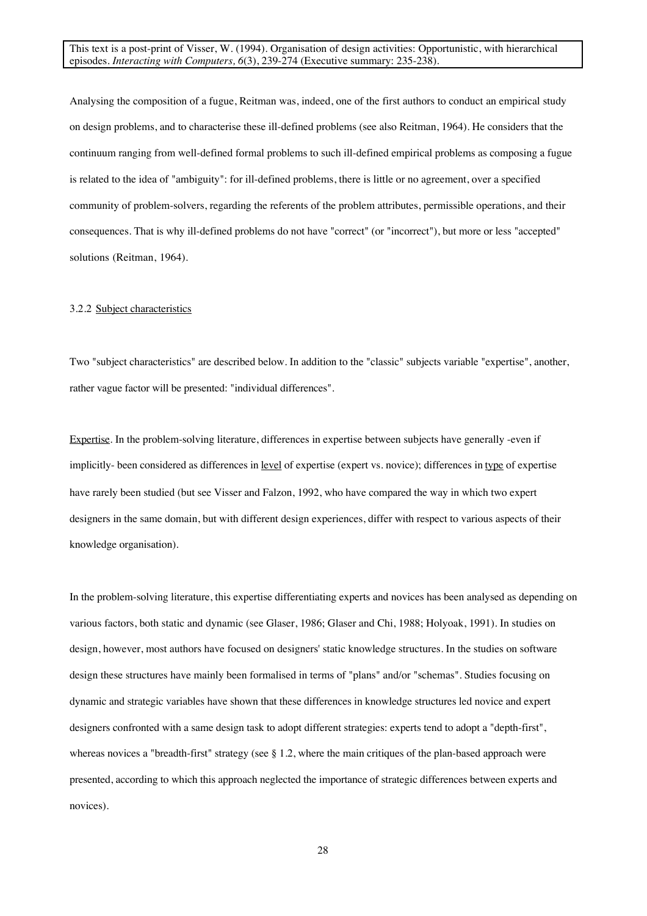Analysing the composition of a fugue, Reitman was, indeed, one of the first authors to conduct an empirical study on design problems, and to characterise these ill-defined problems (see also Reitman, 1964). He considers that the continuum ranging from well-defined formal problems to such ill-defined empirical problems as composing a fugue is related to the idea of "ambiguity": for ill-defined problems, there is little or no agreement, over a specified community of problem-solvers, regarding the referents of the problem attributes, permissible operations, and their consequences. That is why ill-defined problems do not have "correct" (or "incorrect"), but more or less "accepted" solutions (Reitman, 1964).

### 3.2.2 Subject characteristics

Two "subject characteristics" are described below. In addition to the "classic" subjects variable "expertise", another, rather vague factor will be presented: "individual differences".

Expertise. In the problem-solving literature, differences in expertise between subjects have generally -even if implicitly- been considered as differences in level of expertise (expert vs. novice); differences in type of expertise have rarely been studied (but see Visser and Falzon, 1992, who have compared the way in which two expert designers in the same domain, but with different design experiences, differ with respect to various aspects of their knowledge organisation).

In the problem-solving literature, this expertise differentiating experts and novices has been analysed as depending on various factors, both static and dynamic (see Glaser, 1986; Glaser and Chi, 1988; Holyoak, 1991). In studies on design, however, most authors have focused on designers' static knowledge structures. In the studies on software design these structures have mainly been formalised in terms of "plans" and/or "schemas". Studies focusing on dynamic and strategic variables have shown that these differences in knowledge structures led novice and expert designers confronted with a same design task to adopt different strategies: experts tend to adopt a "depth-first", whereas novices a "breadth-first" strategy (see § 1.2, where the main critiques of the plan-based approach were presented, according to which this approach neglected the importance of strategic differences between experts and novices).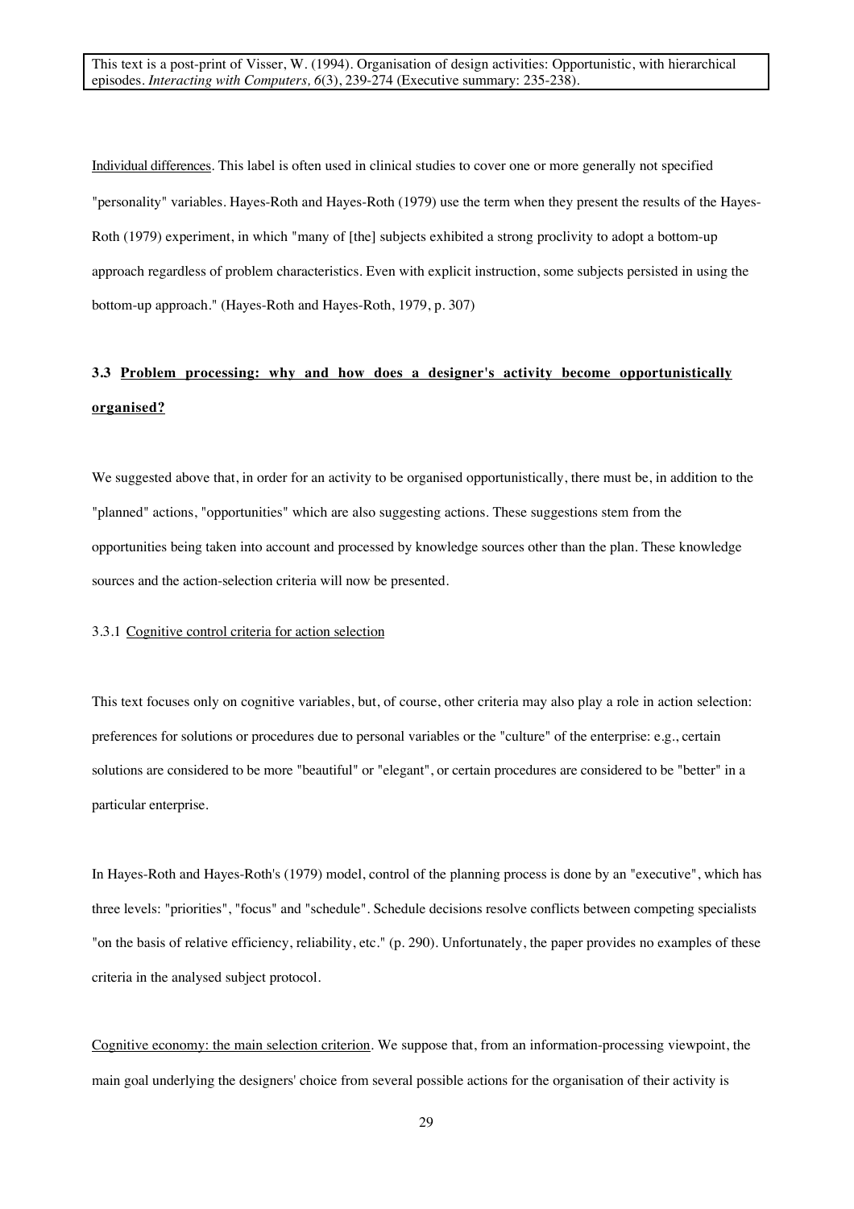Individual differences. This label is often used in clinical studies to cover one or more generally not specified "personality" variables. Hayes-Roth and Hayes-Roth (1979) use the term when they present the results of the Hayes-Roth (1979) experiment, in which "many of [the] subjects exhibited a strong proclivity to adopt a bottom-up approach regardless of problem characteristics. Even with explicit instruction, some subjects persisted in using the bottom-up approach." (Hayes-Roth and Hayes-Roth, 1979, p. 307)

### 3.3 Problem processing: why and how does a designer's activity become opportunistically organised?

We suggested above that, in order for an activity to be organised opportunistically, there must be, in addition to the "planned" actions, "opportunities" which are also suggesting actions. These suggestions stem from the opportunities being taken into account and processed by knowledge sources other than the plan. These knowledge sources and the action-selection criteria will now be presented.

#### 3.3.1 Cognitive control criteria for action selection

This text focuses only on cognitive variables, but, of course, other criteria may also play a role in action selection: preferences for solutions or procedures due to personal variables or the "culture" of the enterprise: e.g., certain solutions are considered to be more "beautiful" or "elegant", or certain procedures are considered to be "better" in a particular enterprise.

In Hayes-Roth and Hayes-Roth's (1979) model, control of the planning process is done by an "executive", which has three levels: "priorities", "focus" and "schedule". Schedule decisions resolve conflicts between competing specialists "on the basis of relative efficiency, reliability, etc." (p. 290). Unfortunately, the paper provides no examples of these criteria in the analysed subject protocol.

Cognitive economy: the main selection criterion. We suppose that, from an information-processing viewpoint, the main goal underlying the designers' choice from several possible actions for the organisation of their activity is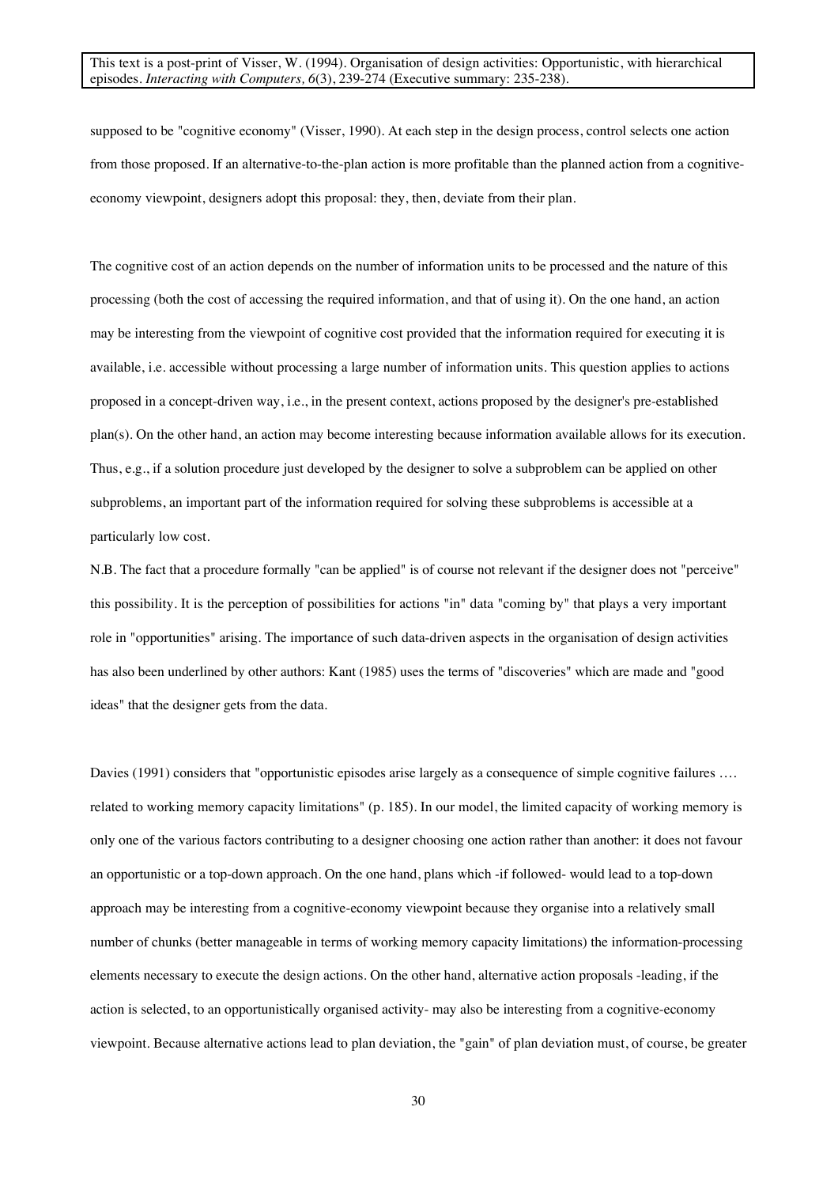supposed to be "cognitive economy" (Visser, 1990). At each step in the design process, control selects one action from those proposed. If an alternative-to-the-plan action is more profitable than the planned action from a cognitive-economy viewpoint, designers adopt this proposal: they, then, deviate from their plan.

The cognitive cost of an action depends on the number of information units to be processed and the nature of this processing (both the cost of accessing the required information, and that of using it). On the one hand, an action may be interesting from the viewpoint of cognitive cost provided that the information required for executing it is available, i.e. accessible without processing a large number of information units. This question applies to actions proposed in a concept-driven way, i.e., in the present context, actions proposed by the designer's pre-established plan(s). On the other hand, an action may become interesting because information available allows for its execution. Thus, e.g., if a solution procedure just developed by the designer to solve a subproblem can be applied on other subproblems, an important part of the information required for solving these subproblems is accessible at a particularly low cost.

N.B. The fact that a procedure formally "can be applied" is of course not relevant if the designer does not "perceive" this possibility. It is the perception of possibilities for actions "in" data "coming by" that plays a very important role in "opportunities" arising. The importance of such data-driven aspects in the organisation of design activities has also been underlined by other authors: Kant (1985) uses the terms of "discoveries" which are made and "good ideas" that the designer gets from the data.

Davies (1991) considers that "opportunistic episodes arise largely as a consequence of simple cognitive failures …. related to working memory capacity limitations" (p. 185). In our model, the limited capacity of working memory is only one of the various factors contributing to a designer choosing one action rather than another: it does not favour an opportunistic or a top-down approach. On the one hand, plans which -if followed- would lead to a top-down approach may be interesting from a cognitive-economy viewpoint because they organise into a relatively small number of chunks (better manageable in terms of working memory capacity limitations) the information-processing elements necessary to execute the design actions. On the other hand, alternative action proposals -leading, if the action is selected, to an opportunistically organised activity- may also be interesting from a cognitive-economy viewpoint. Because alternative actions lead to plan deviation, the "gain" of plan deviation must, of course, be greater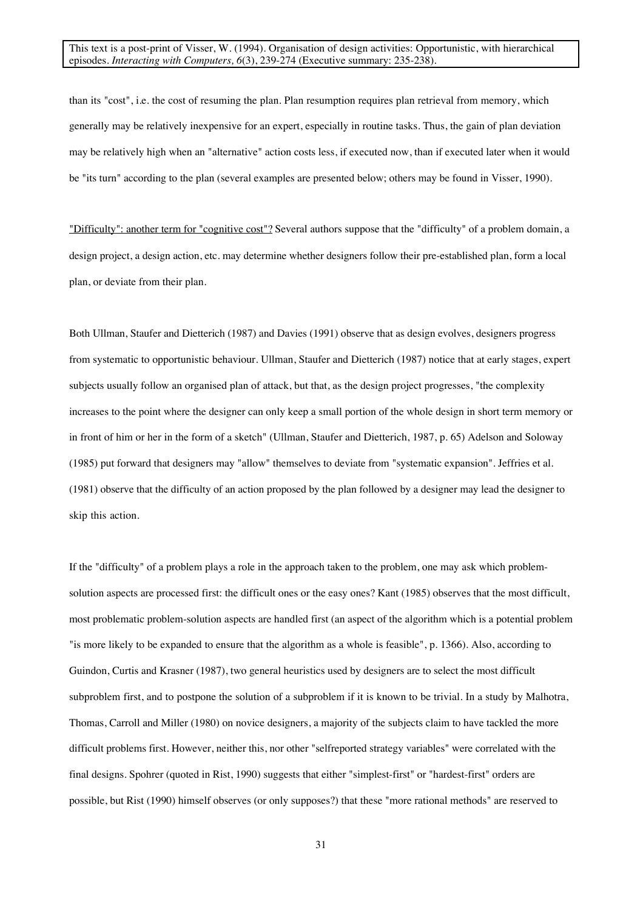than its "cost", i.e. the cost of resuming the plan. Plan resumption requires plan retrieval from memory, which generally may be relatively inexpensive for an expert, especially in routine tasks. Thus, the gain of plan deviation may be relatively high when an "alternative" action costs less, if executed now, than if executed later when it would be "its turn" according to the plan (several examples are presented below; others may be found in Visser, 1990).

"Difficulty": another term for "cognitive cost"? Several authors suppose that the "difficulty" of a problem domain, a design project, a design action, etc. may determine whether designers follow their pre-established plan, form a local plan, or deviate from their plan.

Both Ullman, Staufer and Dietterich (1987) and Davies (1991) observe that as design evolves, designers progress from systematic to opportunistic behaviour. Ullman, Staufer and Dietterich (1987) notice that at early stages, expert subjects usually follow an organised plan of attack, but that, as the design project progresses, "the complexity increases to the point where the designer can only keep a small portion of the whole design in short term memory or in front of him or her in the form of a sketch" (Ullman, Staufer and Dietterich, 1987, p. 65) Adelson and Soloway (1985) put forward that designers may "allow" themselves to deviate from "systematic expansion". Jeffries et al. (1981) observe that the difficulty of an action proposed by the plan followed by a designer may lead the designer to skip this action.

If the "difficulty" of a problem plays a role in the approach taken to the problem, one may ask which problem-solution aspects are processed first: the difficult ones or the easy ones? Kant (1985) observes that the most difficult, most problematic problem-solution aspects are handled first (an aspect of the algorithm which is a potential problem "is more likely to be expanded to ensure that the algorithm as a whole is feasible", p. 1366). Also, according to Guindon, Curtis and Krasner (1987), two general heuristics used by designers are to select the most difficult subproblem first, and to postpone the solution of a subproblem if it is known to be trivial. In a study by Malhotra, Thomas, Carroll and Miller (1980) on novice designers, a majority of the subjects claim to have tackled the more difficult problems first. However, neither this, nor other "selfreported strategy variables" were correlated with the final designs. Spohrer (quoted in Rist, 1990) suggests that either "simplest-first" or "hardest-first" orders are possible, but Rist (1990) himself observes (or only supposes?) that these "more rational methods" are reserved to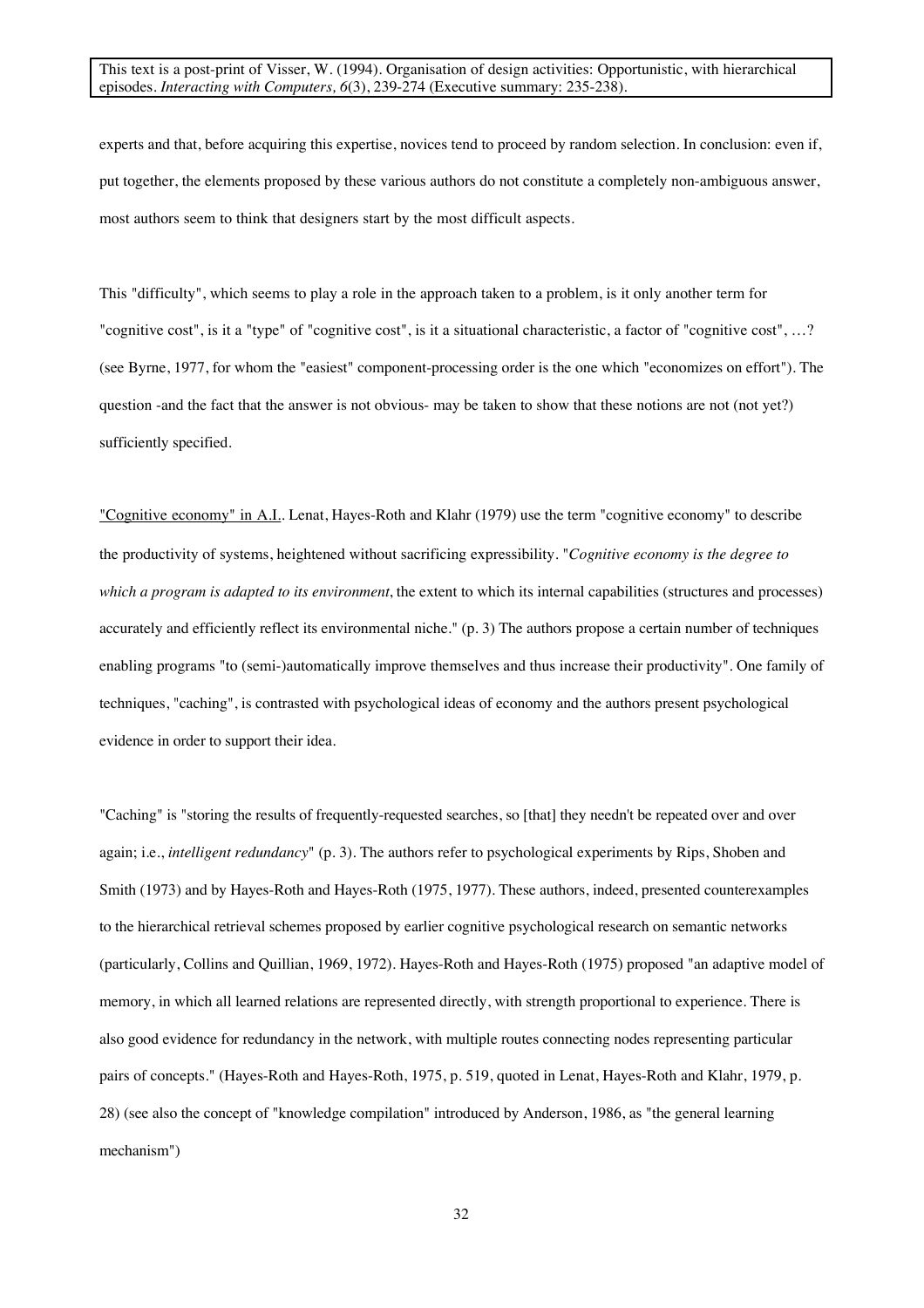experts and that, before acquiring this expertise, novices tend to proceed by random selection. In conclusion: even if, put together, the elements proposed by these various authors do not constitute a completely non-ambiguous answer, most authors seem to think that designers start by the most difficult aspects.

This "difficulty", which seems to play a role in the approach taken to a problem, is it only another term for "cognitive cost", is it a "type" of "cognitive cost", is it a situational characteristic, a factor of "cognitive cost", …? (see Byrne, 1977, for whom the "easiest" component-processing order is the one which "economizes on effort"). The question -and the fact that the answer is not obvious- may be taken to show that these notions are not (not yet?) sufficiently specified.

"Cognitive economy" in A.I.. Lenat, Hayes-Roth and Klahr (1979) use the term "cognitive economy" to describe the productivity of systems, heightened without sacrificing expressibility. "*Cognitive economy is the degree to which a program is adapted to its environment*, the extent to which its internal capabilities (structures and processes) accurately and efficiently reflect its environmental niche." (p. 3) The authors propose a certain number of techniques enabling programs "to (semi-)automatically improve themselves and thus increase their productivity". One family of techniques, "caching", is contrasted with psychological ideas of economy and the authors present psychological evidence in order to support their idea.

"Caching" is "storing the results of frequently-requested searches, so [that] they needn't be repeated over and over again; i.e., *intelligent redundancy*" (p. 3). The authors refer to psychological experiments by Rips, Shoben and Smith (1973) and by Hayes-Roth and Hayes-Roth (1975, 1977). These authors, indeed, presented counterexamples to the hierarchical retrieval schemes proposed by earlier cognitive psychological research on semantic networks (particularly, Collins and Quillian, 1969, 1972). Hayes-Roth and Hayes-Roth (1975) proposed "an adaptive model of memory, in which all learned relations are represented directly, with strength proportional to experience. There is also good evidence for redundancy in the network, with multiple routes connecting nodes representing particular pairs of concepts." (Hayes-Roth and Hayes-Roth, 1975, p. 519, quoted in Lenat, Hayes-Roth and Klahr, 1979, p. 28) (see also the concept of "knowledge compilation" introduced by Anderson, 1986, as "the general learning mechanism")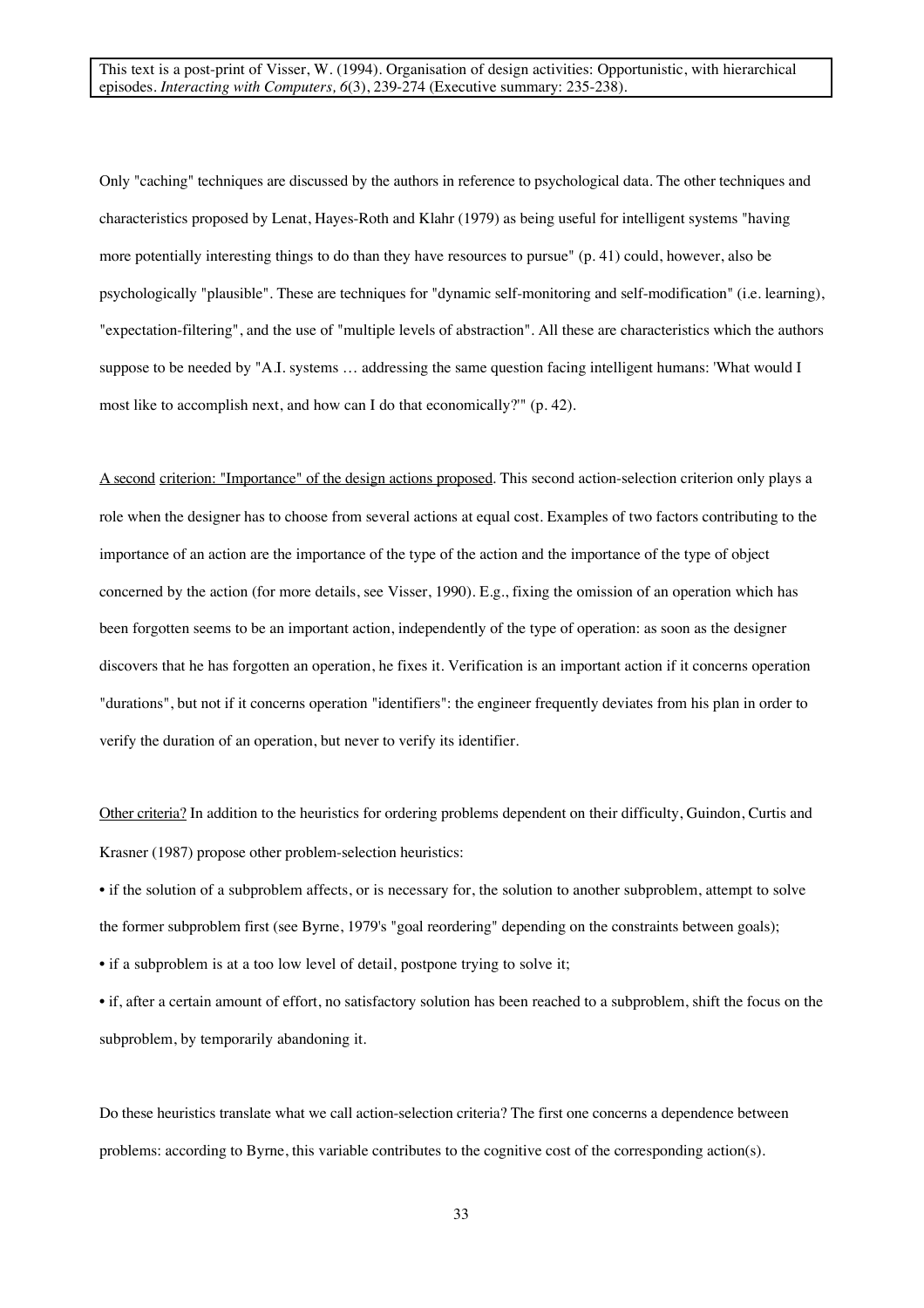Only "caching" techniques are discussed by the authors in reference to psychological data. The other techniques and characteristics proposed by Lenat, Hayes-Roth and Klahr (1979) as being useful for intelligent systems "having more potentially interesting things to do than they have resources to pursue" (p. 41) could, however, also be psychologically "plausible". These are techniques for "dynamic self-monitoring and self-modification" (i.e. learning), "expectation-filtering", and the use of "multiple levels of abstraction". All these are characteristics which the authors suppose to be needed by "A.I. systems … addressing the same question facing intelligent humans: 'What would I most like to accomplish next, and how can I do that economically?'" (p. 42).

A second criterion: "Importance" of the design actions proposed. This second action-selection criterion only plays a role when the designer has to choose from several actions at equal cost. Examples of two factors contributing to the importance of an action are the importance of the type of the action and the importance of the type of object concerned by the action (for more details, see Visser, 1990). E.g., fixing the omission of an operation which has been forgotten seems to be an important action, independently of the type of operation: as soon as the designer discovers that he has forgotten an operation, he fixes it. Verification is an important action if it concerns operation "durations", but not if it concerns operation "identifiers": the engineer frequently deviates from his plan in order to verify the duration of an operation, but never to verify its identifier.

Other criteria? In addition to the heuristics for ordering problems dependent on their difficulty, Guindon, Curtis and Krasner (1987) propose other problem-selection heuristics:

• if the solution of a subproblem affects, or is necessary for, the solution to another subproblem, attempt to solve the former subproblem first (see Byrne, 1979's "goal reordering" depending on the constraints between goals);

• if a subproblem is at a too low level of detail, postpone trying to solve it;

• if, after a certain amount of effort, no satisfactory solution has been reached to a subproblem, shift the focus on the subproblem, by temporarily abandoning it.

Do these heuristics translate what we call action-selection criteria? The first one concerns a dependence between problems: according to Byrne, this variable contributes to the cognitive cost of the corresponding action(s).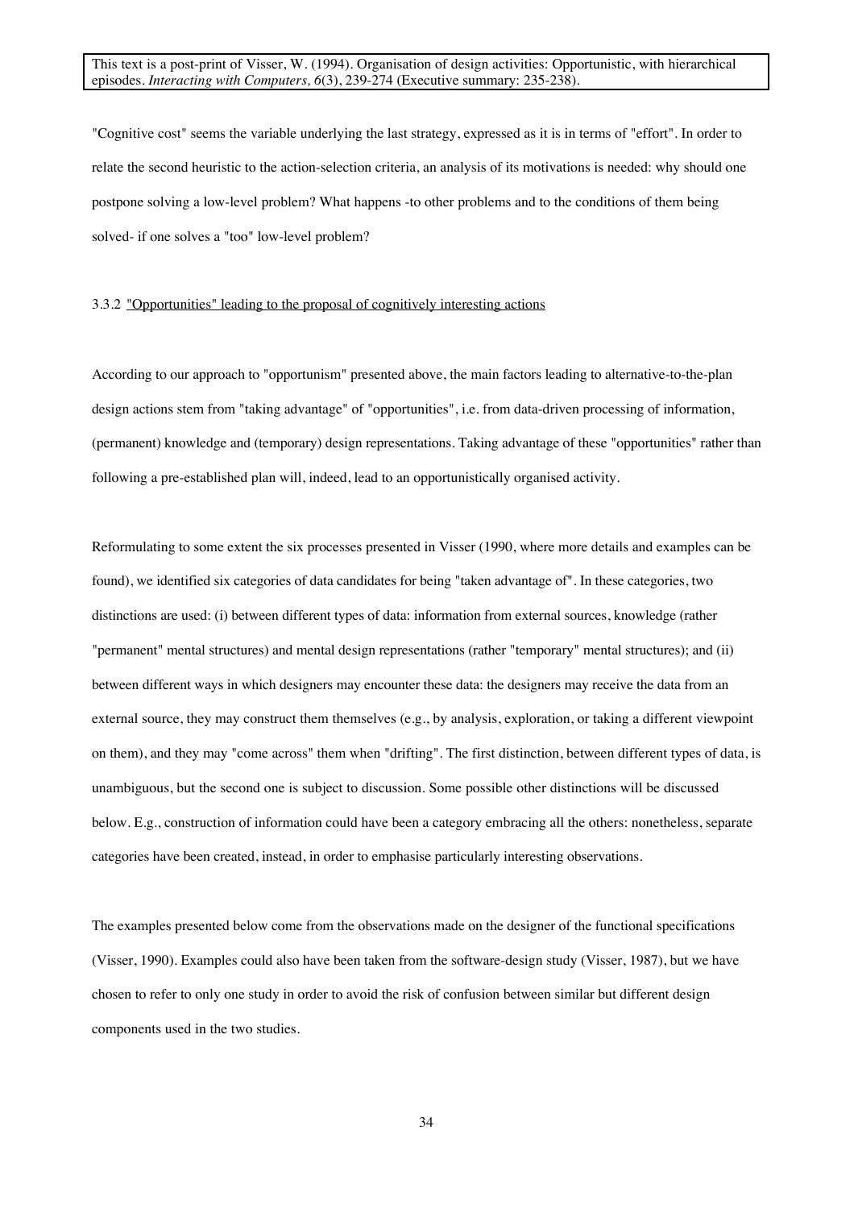"Cognitive cost" seems the variable underlying the last strategy, expressed as it is in terms of "effort". In order to relate the second heuristic to the action-selection criteria, an analysis of its motivations is needed: why should one postpone solving a low-level problem? What happens -to other problems and to the conditions of them being solved- if one solves a "too" low-level problem?

### 3.3.2 "Opportunities" leading to the proposal of cognitively interesting actions

According to our approach to "opportunism" presented above, the main factors leading to alternative-to-the-plan design actions stem from "taking advantage" of "opportunities", i.e. from data-driven processing of information, (permanent) knowledge and (temporary) design representations. Taking advantage of these "opportunities" rather than following a pre-established plan will, indeed, lead to an opportunistically organised activity.

Reformulating to some extent the six processes presented in Visser (1990, where more details and examples can be found), we identified six categories of data candidates for being "taken advantage of". In these categories, two distinctions are used: (i) between different types of data: information from external sources, knowledge (rather "permanent" mental structures) and mental design representations (rather "temporary" mental structures); and (ii) between different ways in which designers may encounter these data: the designers may receive the data from an external source, they may construct them themselves (e.g., by analysis, exploration, or taking a different viewpoint on them), and they may "come across" them when "drifting". The first distinction, between different types of data, is unambiguous, but the second one is subject to discussion. Some possible other distinctions will be discussed below. E.g., construction of information could have been a category embracing all the others: nonetheless, separate categories have been created, instead, in order to emphasise particularly interesting observations.

The examples presented below come from the observations made on the designer of the functional specifications (Visser, 1990). Examples could also have been taken from the software-design study (Visser, 1987), but we have chosen to refer to only one study in order to avoid the risk of confusion between similar but different design components used in the two studies.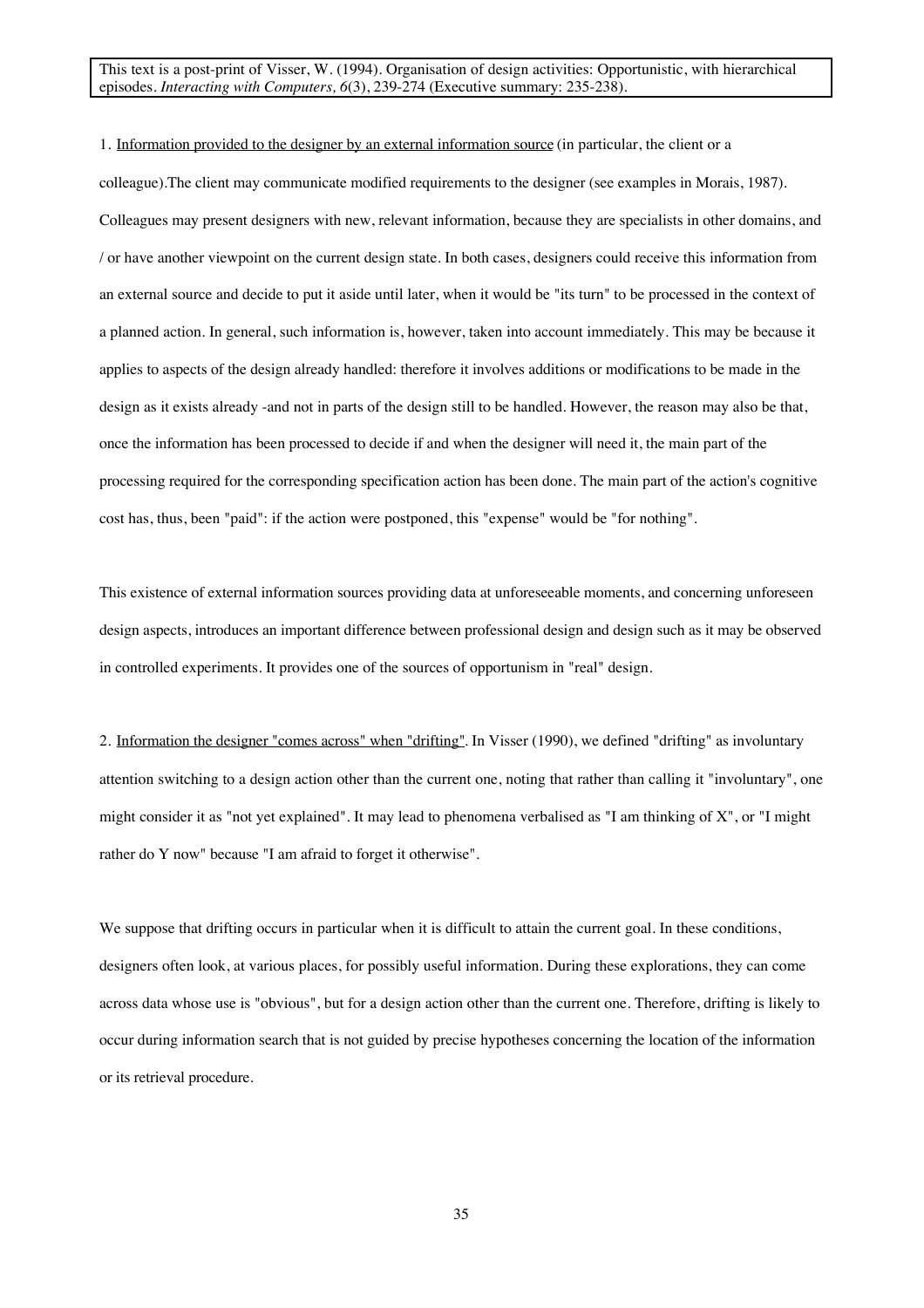1. <u>Information provided to the designer by an external information source</u> (in particular, the client or a colleague).The client may communicate modified requirements to the designer (see examples in Morais, 1987). Colleagues may present designers with new, relevant information, because they are specialists in other domains, and / or have another viewpoint on the current design state. In both cases, designers could receive this information from an external source and decide to put it aside until later, when it would be "its turn" to be processed in the context of a planned action. In general, such information is, however, taken into account immediately. This may be because it applies to aspects of the design already handled: therefore it involves additions or modifications to be made in the design as it exists already -and not in parts of the design still to be handled. However, the reason may also be that, once the information has been processed to decide if and when the designer will need it, the main part of the processing required for the corresponding specification action has been done. The main part of the action's cognitive cost has, thus, been "paid": if the action were postponed, this "expense" would be "for nothing".

This existence of external information sources providing data at unforeseeable moments, and concerning unforeseen design aspects, introduces an important difference between professional design and design such as it may be observed in controlled experiments. It provides one of the sources of opportunism in "real" design.

2. <u>Information the designer "comes across" when "drifting"</u>. In Visser (1990), we defined "drifting" as involuntary attention switching to a design action other than the current one, noting that rather than calling it "involuntary", one might consider it as "not yet explained". It may lead to phenomena verbalised as "I am thinking of X", or "I might rather do Y now" because "I am afraid to forget it otherwise".

We suppose that drifting occurs in particular when it is difficult to attain the current goal. In these conditions, designers often look, at various places, for possibly useful information. During these explorations, they can come across data whose use is "obvious", but for a design action other than the current one. Therefore, drifting is likely to occur during information search that is not guided by precise hypotheses concerning the location of the information or its retrieval procedure.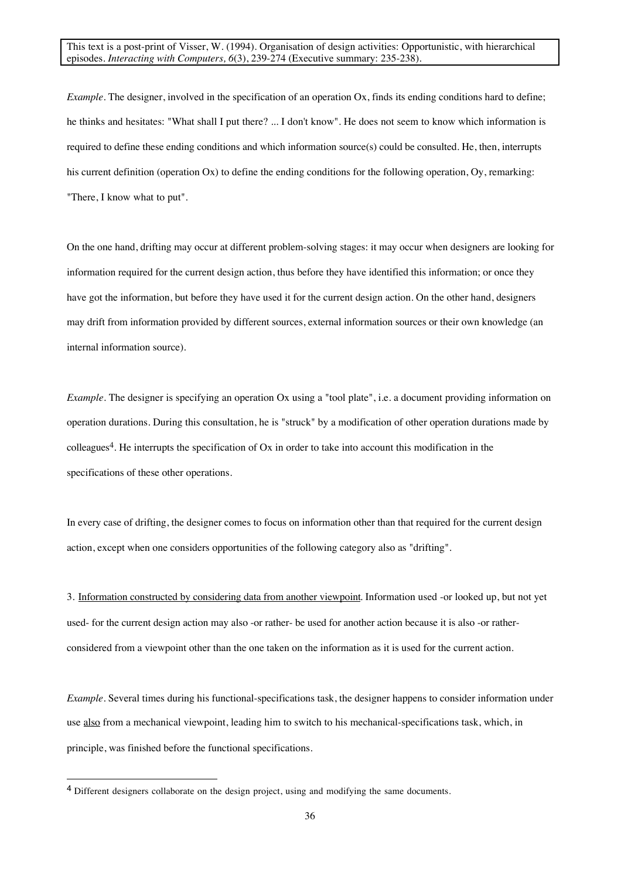*Example*. The designer, involved in the specification of an operation Ox, finds its ending conditions hard to define; he thinks and hesitates: "What shall I put there? ... I don't know". He does not seem to know which information is required to define these ending conditions and which information source(s) could be consulted. He, then, interrupts his current definition (operation Ox) to define the ending conditions for the following operation, Oy, remarking: "There, I know what to put".

On the one hand, drifting may occur at different problem-solving stages: it may occur when designers are looking for information required for the current design action, thus before they have identified this information; or once they have got the information, but before they have used it for the current design action. On the other hand, designers may drift from information provided by different sources, external information sources or their own knowledge (an internal information source).

*Example*. The designer is specifying an operation Ox using a "tool plate", i.e. a document providing information on operation durations. During this consultation, he is "struck" by a modification of other operation durations made by colleagues[4]. He interrupts the specification of Ox in order to take into account this modification in the specifications of these other operations.

In every case of drifting, the designer comes to focus on information other than that required for the current design action, except when one considers opportunities of the following category also as "drifting".

3. Information constructed by considering data from another viewpoint. Information used -or looked up, but not yet used- for the current design action may also -or rather- be used for another action because it is also -or rather- considered from a viewpoint other than the one taken on the information as it is used for the current action.

*Example*. Several times during his functional-specifications task, the designer happens to consider information under use also from a mechanical viewpoint, leading him to switch to his mechanical-specifications task, which, in principle, was finished before the functional specifications.

[4] Different designers collaborate on the design project, using and modifying the same documents.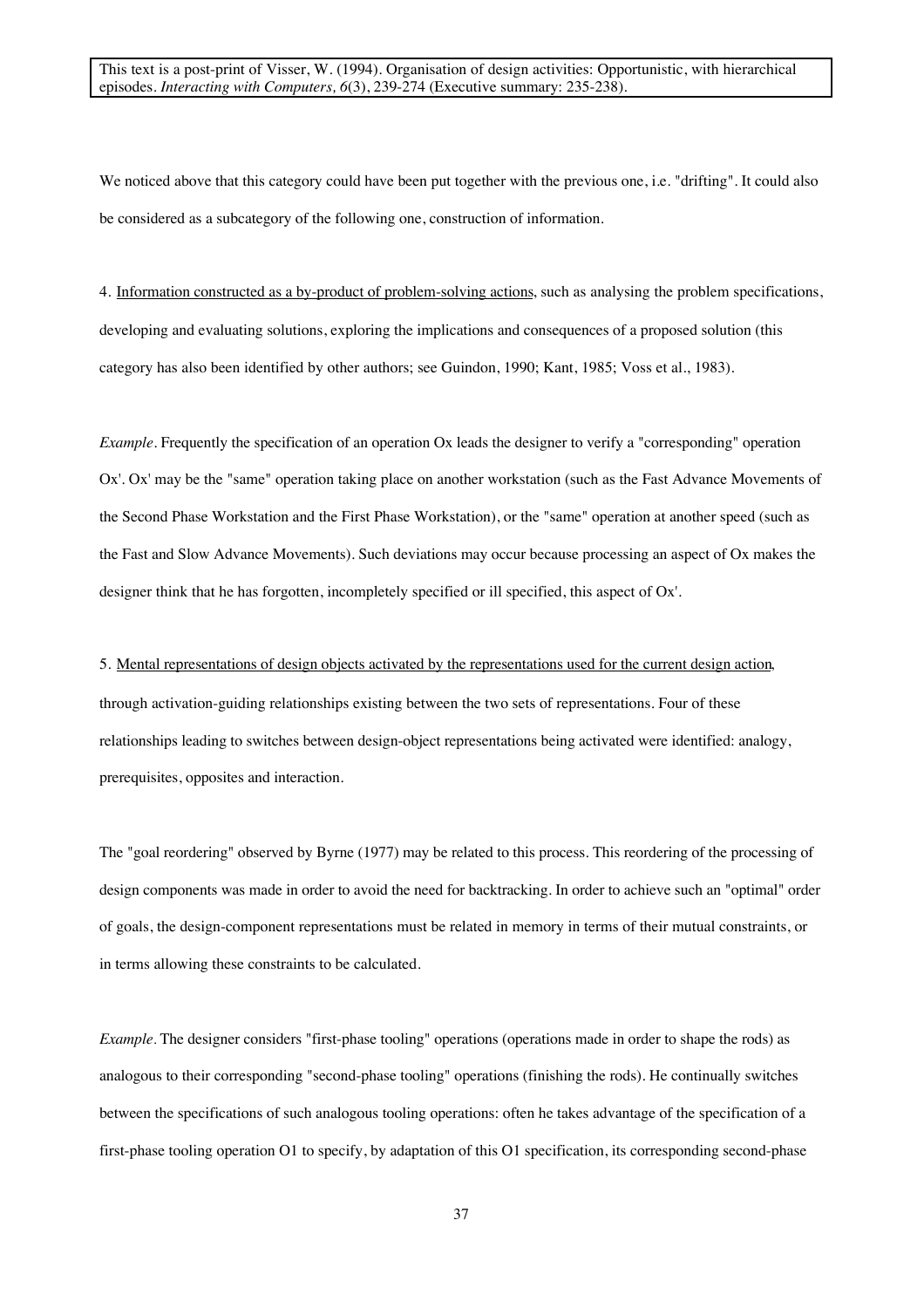We noticed above that this category could have been put together with the previous one, i.e. "drifting". It could also be considered as a subcategory of the following one, construction of information.

4. Information constructed as a by-product of problem-solving actions, such as analysing the problem specifications, developing and evaluating solutions, exploring the implications and consequences of a proposed solution (this category has also been identified by other authors; see Guindon, 1990; Kant, 1985; Voss et al., 1983).

*Example*. Frequently the specification of an operation Ox leads the designer to verify a "corresponding" operation Ox'. Ox' may be the "same" operation taking place on another workstation (such as the Fast Advance Movements of the Second Phase Workstation and the First Phase Workstation), or the "same" operation at another speed (such as the Fast and Slow Advance Movements). Such deviations may occur because processing an aspect of Ox makes the designer think that he has forgotten, incompletely specified or ill specified, this aspect of Ox'.

5. Mental representations of design objects activated by the representations used for the current design action, through activation-guiding relationships existing between the two sets of representations. Four of these relationships leading to switches between design-object representations being activated were identified: analogy, prerequisites, opposites and interaction.

The "goal reordering" observed by Byrne (1977) may be related to this process. This reordering of the processing of design components was made in order to avoid the need for backtracking. In order to achieve such an "optimal" order of goals, the design-component representations must be related in memory in terms of their mutual constraints, or in terms allowing these constraints to be calculated.

*Example*. The designer considers "first-phase tooling" operations (operations made in order to shape the rods) as analogous to their corresponding "second-phase tooling" operations (finishing the rods). He continually switches between the specifications of such analogous tooling operations: often he takes advantage of the specification of a first-phase tooling operation O1 to specify, by adaptation of this O1 specification, its corresponding second-phase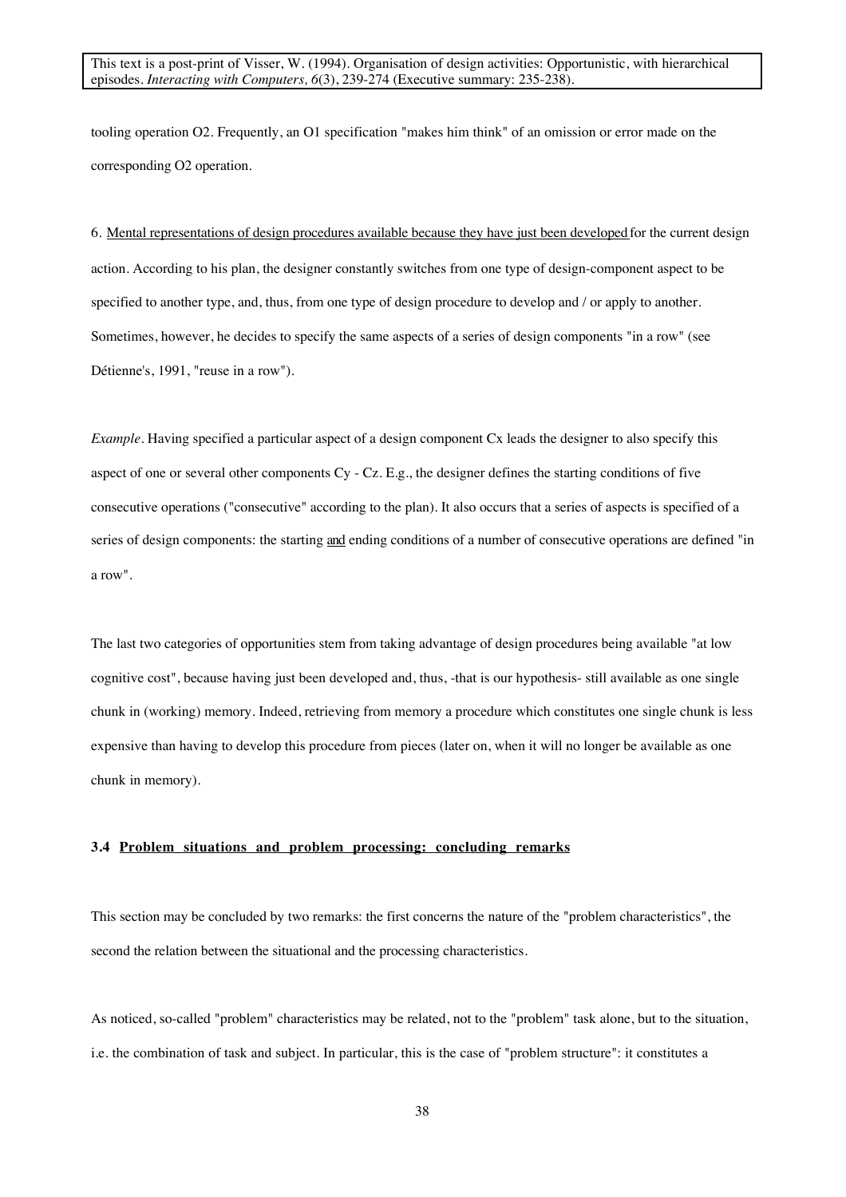tooling operation O2. Frequently, an O1 specification "makes him think" of an omission or error made on the corresponding O2 operation.

6. <u>Mental representations of design procedures available because they have just been developed</u> for the current design action. According to his plan, the designer constantly switches from one type of design-component aspect to be specified to another type, and, thus, from one type of design procedure to develop and / or apply to another. Sometimes, however, he decides to specify the same aspects of a series of design components "in a row" (see Détienne's, 1991, "reuse in a row").

*Example*. Having specified a particular aspect of a design component Cx leads the designer to also specify this aspect of one or several other components Cy - Cz. E.g., the designer defines the starting conditions of five consecutive operations ("consecutive" according to the plan). It also occurs that a series of aspects is specified of a series of design components: the starting <u>and</u> ending conditions of a number of consecutive operations are defined "in a row".

The last two categories of opportunities stem from taking advantage of design procedures being available "at low cognitive cost", because having just been developed and, thus, -that is our hypothesis- still available as one single chunk in (working) memory. Indeed, retrieving from memory a procedure which constitutes one single chunk is less expensive than having to develop this procedure from pieces (later on, when it will no longer be available as one chunk in memory).

### 3.4 Problem situations and problem processing: concluding remarks

This section may be concluded by two remarks: the first concerns the nature of the "problem characteristics", the second the relation between the situational and the processing characteristics.

As noticed, so-called "problem" characteristics may be related, not to the "problem" task alone, but to the situation, i.e. the combination of task and subject. In particular, this is the case of "problem structure": it constitutes a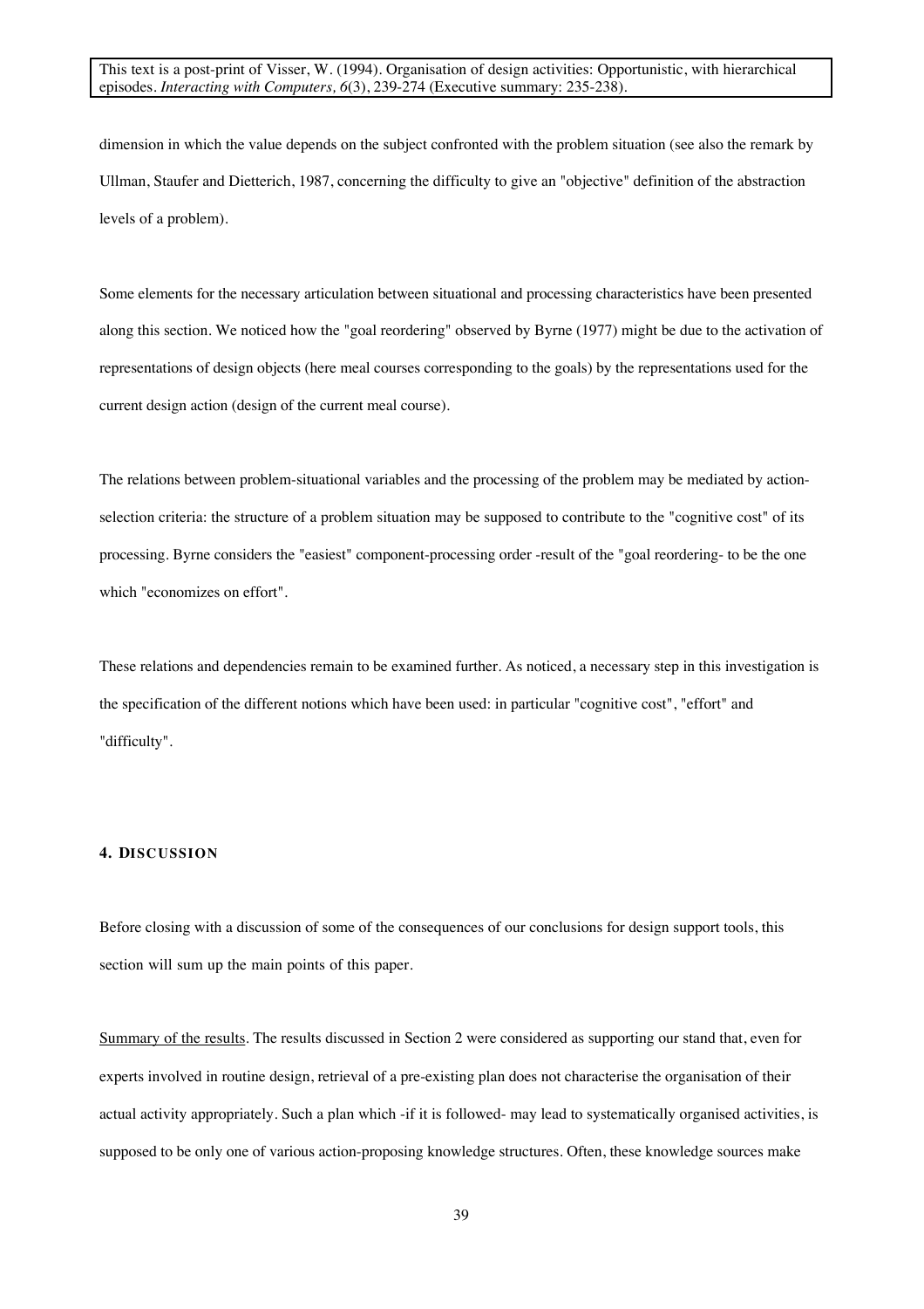dimension in which the value depends on the subject confronted with the problem situation (see also the remark by Ullman, Staufer and Dietterich, 1987, concerning the difficulty to give an "objective" definition of the abstraction levels of a problem).

Some elements for the necessary articulation between situational and processing characteristics have been presented along this section. We noticed how the "goal reordering" observed by Byrne (1977) might be due to the activation of representations of design objects (here meal courses corresponding to the goals) by the representations used for the current design action (design of the current meal course).

The relations between problem-situational variables and the processing of the problem may be mediated by action-selection criteria: the structure of a problem situation may be supposed to contribute to the "cognitive cost" of its processing. Byrne considers the "easiest" component-processing order -result of the "goal reordering- to be the one which "economizes on effort".

These relations and dependencies remain to be examined further. As noticed, a necessary step in this investigation is the specification of the different notions which have been used: in particular "cognitive cost", "effort" and "difficulty".

#### 4. DISCUSSION

Before closing with a discussion of some of the consequences of our conclusions for design support tools, this section will sum up the main points of this paper.

Summary of the results. The results discussed in Section 2 were considered as supporting our stand that, even for experts involved in routine design, retrieval of a pre-existing plan does not characterise the organisation of their actual activity appropriately. Such a plan which -if it is followed- may lead to systematically organised activities, is supposed to be only one of various action-proposing knowledge structures. Often, these knowledge sources make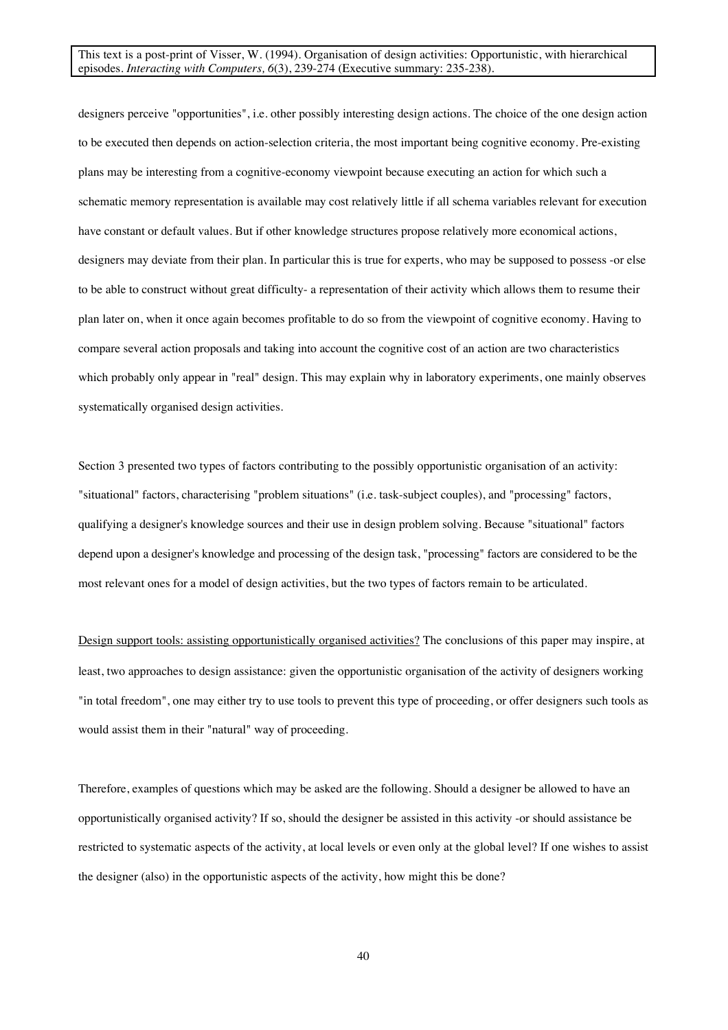designers perceive "opportunities", i.e. other possibly interesting design actions. The choice of the one design action to be executed then depends on action-selection criteria, the most important being cognitive economy. Pre-existing plans may be interesting from a cognitive-economy viewpoint because executing an action for which such a schematic memory representation is available may cost relatively little if all schema variables relevant for execution have constant or default values. But if other knowledge structures propose relatively more economical actions, designers may deviate from their plan. In particular this is true for experts, who may be supposed to possess -or else to be able to construct without great difficulty- a representation of their activity which allows them to resume their plan later on, when it once again becomes profitable to do so from the viewpoint of cognitive economy. Having to compare several action proposals and taking into account the cognitive cost of an action are two characteristics which probably only appear in "real" design. This may explain why in laboratory experiments, one mainly observes systematically organised design activities.

Section 3 presented two types of factors contributing to the possibly opportunistic organisation of an activity: "situational" factors, characterising "problem situations" (i.e. task-subject couples), and "processing" factors, qualifying a designer's knowledge sources and their use in design problem solving. Because "situational" factors depend upon a designer's knowledge and processing of the design task, "processing" factors are considered to be the most relevant ones for a model of design activities, but the two types of factors remain to be articulated.

Design support tools: assisting opportunistically organised activities? The conclusions of this paper may inspire, at least, two approaches to design assistance: given the opportunistic organisation of the activity of designers working "in total freedom", one may either try to use tools to prevent this type of proceeding, or offer designers such tools as would assist them in their "natural" way of proceeding.

Therefore, examples of questions which may be asked are the following. Should a designer be allowed to have an opportunistically organised activity? If so, should the designer be assisted in this activity -or should assistance be restricted to systematic aspects of the activity, at local levels or even only at the global level? If one wishes to assist the designer (also) in the opportunistic aspects of the activity, how might this be done?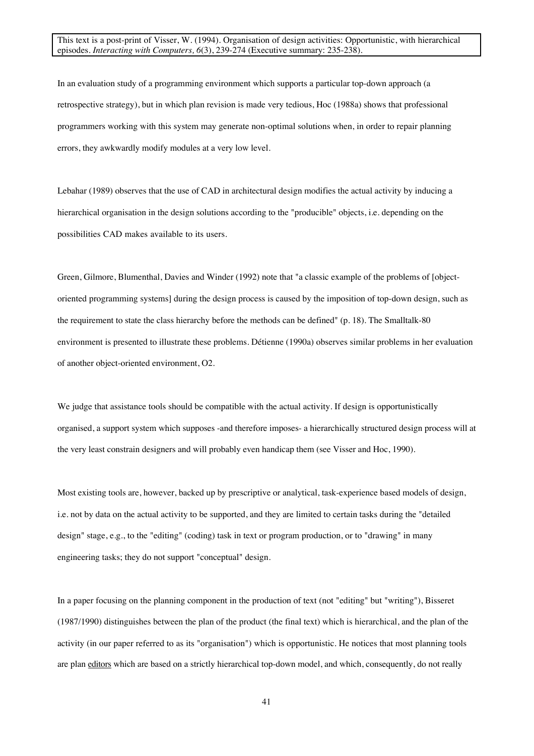In an evaluation study of a programming environment which supports a particular top-down approach (a retrospective strategy), but in which plan revision is made very tedious, Hoc (1988a) shows that professional programmers working with this system may generate non-optimal solutions when, in order to repair planning errors, they awkwardly modify modules at a very low level.

Lebahar (1989) observes that the use of CAD in architectural design modifies the actual activity by inducing a hierarchical organisation in the design solutions according to the "producible" objects, i.e. depending on the possibilities CAD makes available to its users.

Green, Gilmore, Blumenthal, Davies and Winder (1992) note that "a classic example of the problems of [object-oriented programming systems] during the design process is caused by the imposition of top-down design, such as the requirement to state the class hierarchy before the methods can be defined" (p. 18). The Smalltalk-80 environment is presented to illustrate these problems. Détienne (1990a) observes similar problems in her evaluation of another object-oriented environment, O2.

We judge that assistance tools should be compatible with the actual activity. If design is opportunistically organised, a support system which supposes -and therefore imposes- a hierarchically structured design process will at the very least constrain designers and will probably even handicap them (see Visser and Hoc, 1990).

Most existing tools are, however, backed up by prescriptive or analytical, task-experience based models of design, i.e. not by data on the actual activity to be supported, and they are limited to certain tasks during the "detailed design" stage, e.g., to the "editing" (coding) task in text or program production, or to "drawing" in many engineering tasks; they do not support "conceptual" design.

In a paper focusing on the planning component in the production of text (not "editing" but "writing"), Bisseret (1987/1990) distinguishes between the plan of the product (the final text) which is hierarchical, and the plan of the activity (in our paper referred to as its "organisation") which is opportunistic. He notices that most planning tools are plan editors which are based on a strictly hierarchical top-down model, and which, consequently, do not really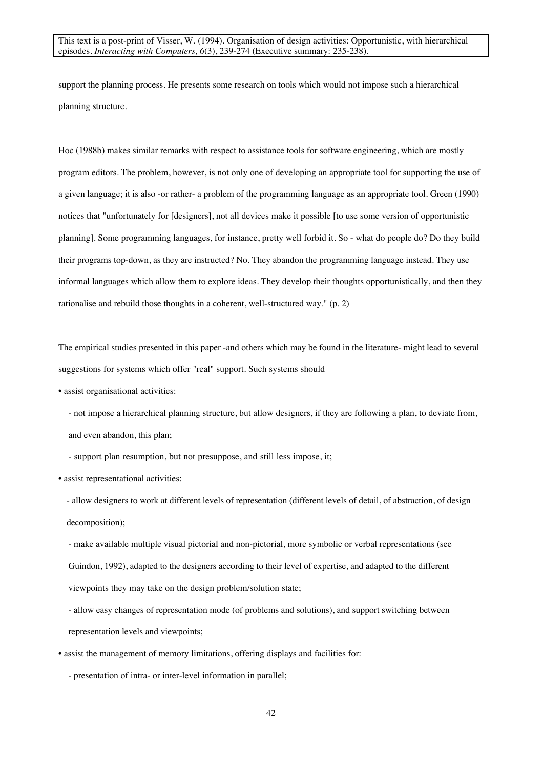support the planning process. He presents some research on tools which would not impose such a hierarchical planning structure.

Hoc (1988b) makes similar remarks with respect to assistance tools for software engineering, which are mostly program editors. The problem, however, is not only one of developing an appropriate tool for supporting the use of a given language; it is also -or rather- a problem of the programming language as an appropriate tool. Green (1990) notices that "unfortunately for [designers], not all devices make it possible [to use some version of opportunistic planning]. Some programming languages, for instance, pretty well forbid it. So - what do people do? Do they build their programs top-down, as they are instructed? No. They abandon the programming language instead. They use informal languages which allow them to explore ideas. They develop their thoughts opportunistically, and then they rationalise and rebuild those thoughts in a coherent, well-structured way." (p. 2)

The empirical studies presented in this paper -and others which may be found in the literature- might lead to several suggestions for systems which offer "real" support. Such systems should

- assist organisational activities:
  - not impose a hierarchical planning structure, but allow designers, if they are following a plan, to deviate from, and even abandon, this plan;
  - support plan resumption, but not presuppose, and still less impose, it;
- assist representational activities:
  - allow designers to work at different levels of representation (different levels of detail, of abstraction, of design decomposition);
  - make available multiple visual pictorial and non-pictorial, more symbolic or verbal representations (see Guindon, 1992), adapted to the designers according to their level of expertise, and adapted to the different viewpoints they may take on the design problem/solution state;
  - allow easy changes of representation mode (of problems and solutions), and support switching between representation levels and viewpoints;
- assist the management of memory limitations, offering displays and facilities for:
  - presentation of intra- or inter-level information in parallel;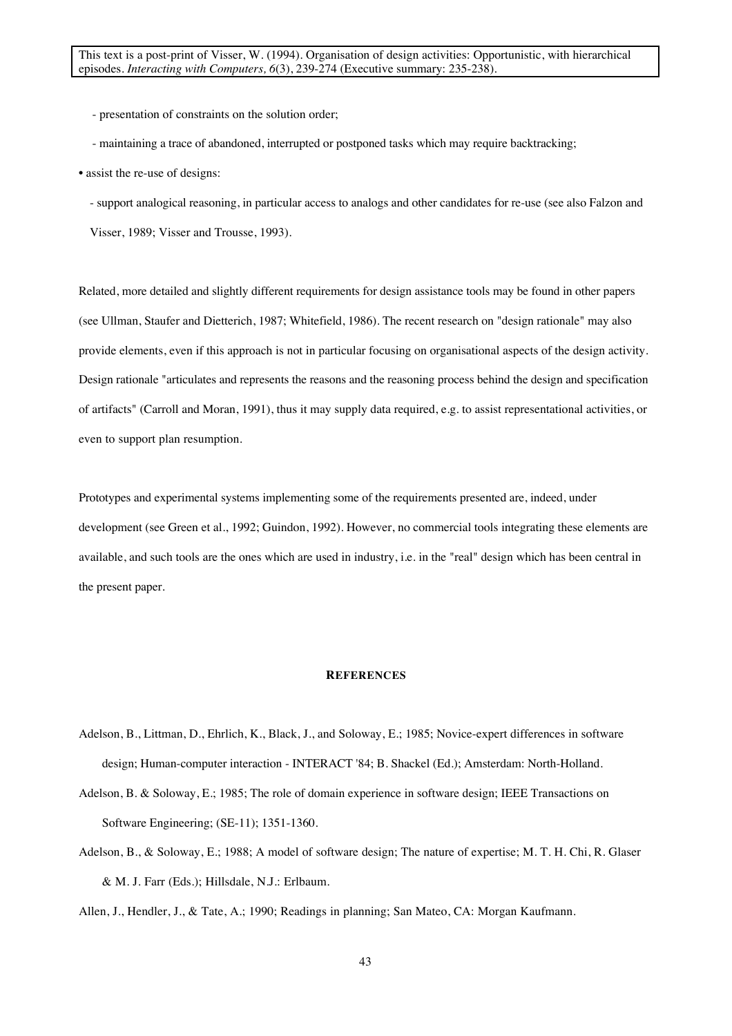- presentation of constraints on the solution order;

- maintaining a trace of abandoned, interrupted or postponed tasks which may require backtracking;

• assist the re-use of designs:

- support analogical reasoning, in particular access to analogs and other candidates for re-use (see also Falzon and Visser, 1989; Visser and Trousse, 1993).

Related, more detailed and slightly different requirements for design assistance tools may be found in other papers (see Ullman, Staufer and Dietterich, 1987; Whitefield, 1986). The recent research on "design rationale" may also provide elements, even if this approach is not in particular focusing on organisational aspects of the design activity. Design rationale "articulates and represents the reasons and the reasoning process behind the design and specification of artifacts" (Carroll and Moran, 1991), thus it may supply data required, e.g. to assist representational activities, or even to support plan resumption.

Prototypes and experimental systems implementing some of the requirements presented are, indeed, under development (see Green et al., 1992; Guindon, 1992). However, no commercial tools integrating these elements are available, and such tools are the ones which are used in industry, i.e. in the "real" design which has been central in the present paper.

## REFERENCES

Adelson, B., Littman, D., Ehrlich, K., Black, J., and Soloway, E.; 1985; Novice-expert differences in software design; Human-computer interaction - INTERACT '84; B. Shackel (Ed.); Amsterdam: North-Holland.

Adelson, B. & Soloway, E.; 1985; The role of domain experience in software design; IEEE Transactions on Software Engineering; (SE-11); 1351-1360.

Adelson, B., & Soloway, E.; 1988; A model of software design; The nature of expertise; M. T. H. Chi, R. Glaser & M. J. Farr (Eds.); Hillsdale, N.J.: Erlbaum.

Allen, J., Hendler, J., & Tate, A.; 1990; Readings in planning; San Mateo, CA: Morgan Kaufmann.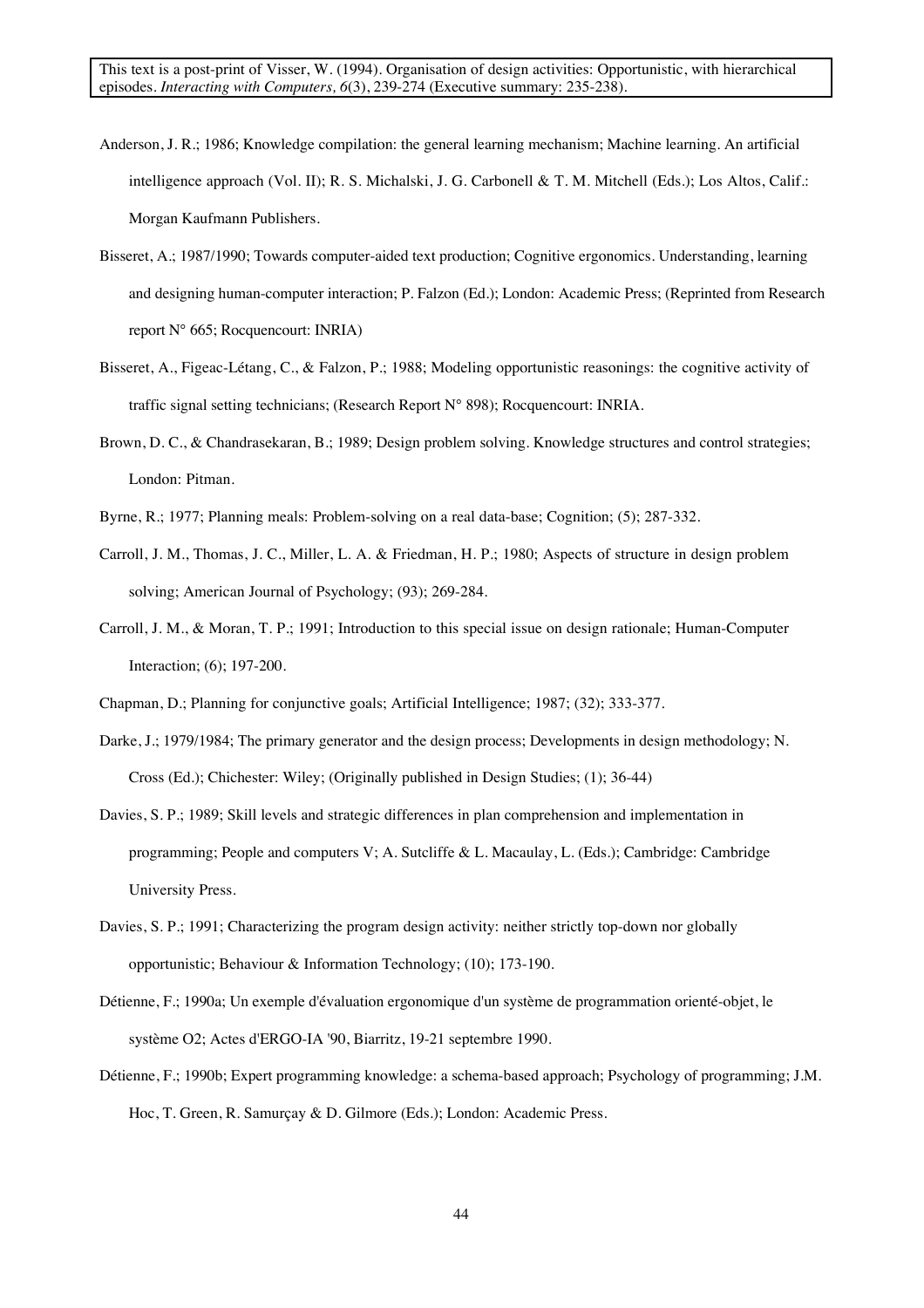Anderson, J. R.; 1986; Knowledge compilation: the general learning mechanism; Machine learning. An artificial intelligence approach (Vol. II); R. S. Michalski, J. G. Carbonell & T. M. Mitchell (Eds.); Los Altos, Calif.: Morgan Kaufmann Publishers.

Bisseret, A.; 1987/1990; Towards computer-aided text production; Cognitive ergonomics. Understanding, learning and designing human-computer interaction; P. Falzon (Ed.); London: Academic Press; (Reprinted from Research report N° 665; Rocquencourt: INRIA)

Bisseret, A., Figeac-Létang, C., & Falzon, P.; 1988; Modeling opportunistic reasonings: the cognitive activity of traffic signal setting technicians; (Research Report N° 898); Rocquencourt: INRIA.

Brown, D. C., & Chandrasekaran, B.; 1989; Design problem solving. Knowledge structures and control strategies; London: Pitman.

Byrne, R.; 1977; Planning meals: Problem-solving on a real data-base; Cognition; (5); 287-332.

Carroll, J. M., Thomas, J. C., Miller, L. A. & Friedman, H. P.; 1980; Aspects of structure in design problem solving; American Journal of Psychology; (93); 269-284.

Carroll, J. M., & Moran, T. P.; 1991; Introduction to this special issue on design rationale; Human-Computer Interaction; (6); 197-200.

Chapman, D.; Planning for conjunctive goals; Artificial Intelligence; 1987; (32); 333-377.

Darke, J.; 1979/1984; The primary generator and the design process; Developments in design methodology; N. Cross (Ed.); Chichester: Wiley; (Originally published in Design Studies; (1); 36-44)

Davies, S. P.; 1989; Skill levels and strategic differences in plan comprehension and implementation in programming; People and computers V; A. Sutcliffe & L. Macaulay, L. (Eds.); Cambridge: Cambridge University Press.

Davies, S. P.; 1991; Characterizing the program design activity: neither strictly top-down nor globally opportunistic; Behaviour & Information Technology; (10); 173-190.

Détienne, F.; 1990a; Un exemple d'évaluation ergonomique d'un système de programmation orienté-objet, le système O2; Actes d'ERGO-IA '90, Biarritz, 19-21 septembre 1990.

Détienne, F.; 1990b; Expert programming knowledge: a schema-based approach; Psychology of programming; J.M. Hoc, T. Green, R. Samurçay & D. Gilmore (Eds.); London: Academic Press.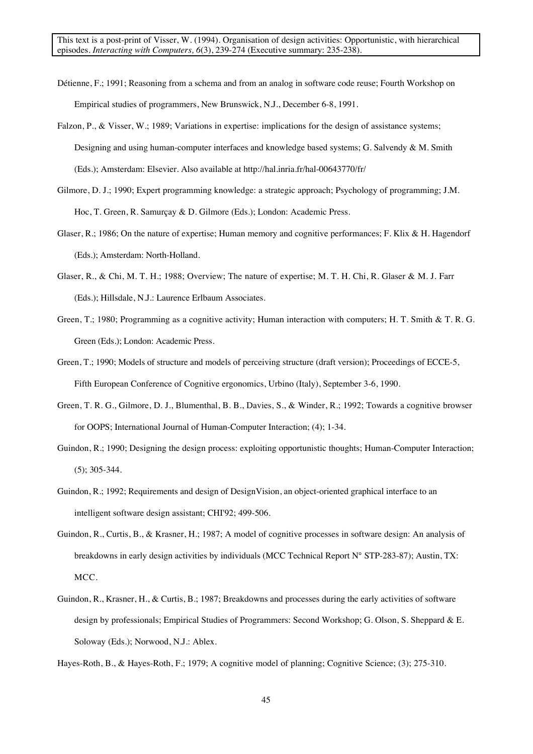Détienne, F.; 1991; Reasoning from a schema and from an analog in software code reuse; Fourth Workshop on Empirical studies of programmers, New Brunswick, N.J., December 6-8, 1991.

Falzon, P., & Visser, W.; 1989; Variations in expertise: implications for the design of assistance systems; Designing and using human-computer interfaces and knowledge based systems; G. Salvendy & M. Smith (Eds.); Amsterdam: Elsevier. Also available at http://hal.inria.fr/hal-00643770/fr/

Gilmore, D. J.; 1990; Expert programming knowledge: a strategic approach; Psychology of programming; J.M. Hoc, T. Green, R. Samurçay & D. Gilmore (Eds.); London: Academic Press.

Glaser, R.; 1986; On the nature of expertise; Human memory and cognitive performances; F. Klix & H. Hagendorf (Eds.); Amsterdam: North-Holland.

Glaser, R., & Chi, M. T. H.; 1988; Overview; The nature of expertise; M. T. H. Chi, R. Glaser & M. J. Farr (Eds.); Hillsdale, N.J.: Laurence Erlbaum Associates.

Green, T.; 1980; Programming as a cognitive activity; Human interaction with computers; H. T. Smith & T. R. G. Green (Eds.); London: Academic Press.

Green, T.; 1990; Models of structure and models of perceiving structure (draft version); Proceedings of ECCE-5, Fifth European Conference of Cognitive ergonomics, Urbino (Italy), September 3-6, 1990.

Green, T. R. G., Gilmore, D. J., Blumenthal, B. B., Davies, S., & Winder, R.; 1992; Towards a cognitive browser for OOPS; International Journal of Human-Computer Interaction; (4); 1-34.

Guindon, R.; 1990; Designing the design process: exploiting opportunistic thoughts; Human-Computer Interaction; (5); 305-344.

Guindon, R.; 1992; Requirements and design of DesignVision, an object-oriented graphical interface to an intelligent software design assistant; CHI'92; 499-506.

Guindon, R., Curtis, B., & Krasner, H.; 1987; A model of cognitive processes in software design: An analysis of breakdowns in early design activities by individuals (MCC Technical Report N° STP-283-87); Austin, TX: MCC.

Guindon, R., Krasner, H., & Curtis, B.; 1987; Breakdowns and processes during the early activities of software design by professionals; Empirical Studies of Programmers: Second Workshop; G. Olson, S. Sheppard & E. Soloway (Eds.); Norwood, N.J.: Ablex.

Hayes-Roth, B., & Hayes-Roth, F.; 1979; A cognitive model of planning; Cognitive Science; (3); 275-310.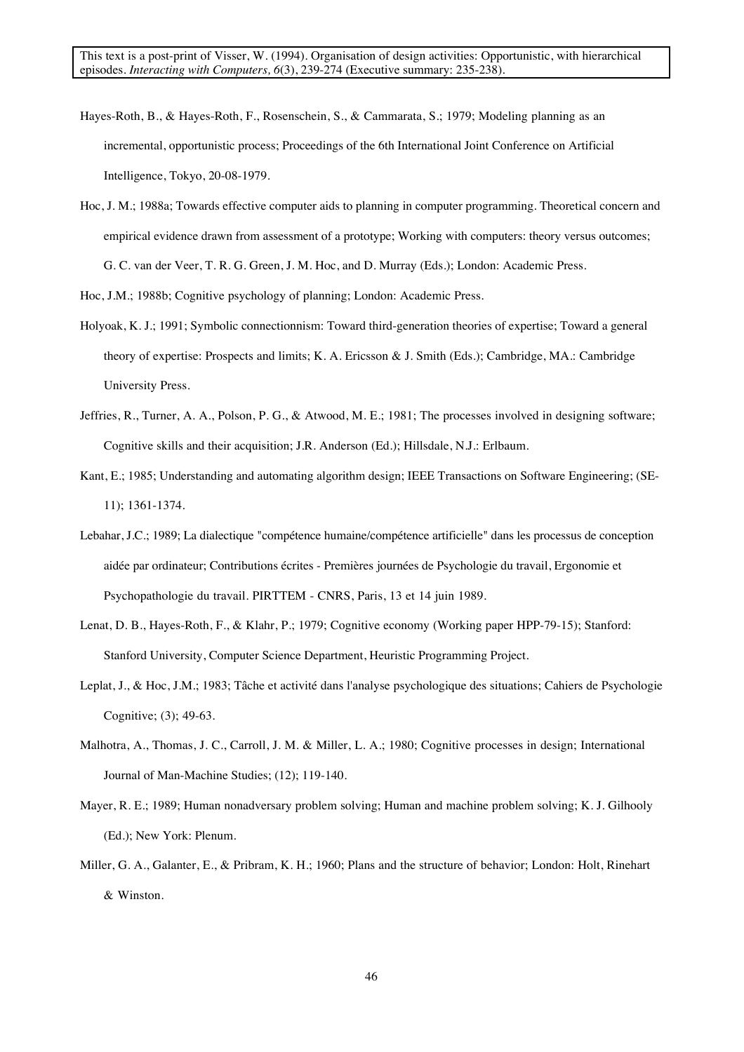Hayes-Roth, B., & Hayes-Roth, F., Rosenschein, S., & Cammarata, S.; 1979; Modeling planning as an incremental, opportunistic process; Proceedings of the 6th International Joint Conference on Artificial Intelligence, Tokyo, 20-08-1979.

Hoc, J. M.; 1988a; Towards effective computer aids to planning in computer programming. Theoretical concern and empirical evidence drawn from assessment of a prototype; Working with computers: theory versus outcomes; G. C. van der Veer, T. R. G. Green, J. M. Hoc, and D. Murray (Eds.); London: Academic Press.

Hoc, J.M.; 1988b; Cognitive psychology of planning; London: Academic Press.

Holyoak, K. J.; 1991; Symbolic connectionnism: Toward third-generation theories of expertise; Toward a general theory of expertise: Prospects and limits; K. A. Ericsson & J. Smith (Eds.); Cambridge, MA.: Cambridge University Press.

Jeffries, R., Turner, A. A., Polson, P. G., & Atwood, M. E.; 1981; The processes involved in designing software; Cognitive skills and their acquisition; J.R. Anderson (Ed.); Hillsdale, N.J.: Erlbaum.

Kant, E.; 1985; Understanding and automating algorithm design; IEEE Transactions on Software Engineering; (SE-11); 1361-1374.

Lebahar, J.C.; 1989; La dialectique "compétence humaine/compétence artificielle" dans les processus de conception aidée par ordinateur; Contributions écrites - Premières journées de Psychologie du travail, Ergonomie et Psychopathologie du travail. PIRTTEM - CNRS, Paris, 13 et 14 juin 1989.

Lenat, D. B., Hayes-Roth, F., & Klahr, P.; 1979; Cognitive economy (Working paper HPP-79-15); Stanford: Stanford University, Computer Science Department, Heuristic Programming Project.

Leplat, J., & Hoc, J.M.; 1983; Tâche et activité dans l'analyse psychologique des situations; Cahiers de Psychologie Cognitive; (3); 49-63.

Malhotra, A., Thomas, J. C., Carroll, J. M. & Miller, L. A.; 1980; Cognitive processes in design; International Journal of Man-Machine Studies; (12); 119-140.

Mayer, R. E.; 1989; Human nonadversary problem solving; Human and machine problem solving; K. J. Gilhooly (Ed.); New York: Plenum.

Miller, G. A., Galanter, E., & Pribram, K. H.; 1960; Plans and the structure of behavior; London: Holt, Rinehart & Winston.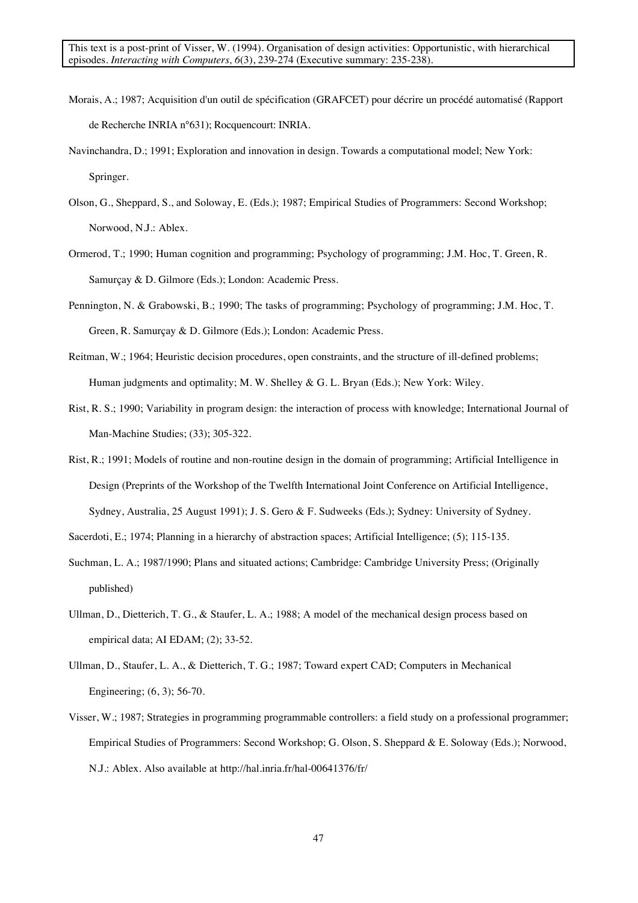Morais, A.; 1987; Acquisition d'un outil de spécification (GRAFCET) pour décrire un procédé automatisé (Rapport de Recherche INRIA n°631); Rocquencourt: INRIA.

Navinchandra, D.; 1991; Exploration and innovation in design. Towards a computational model; New York: Springer.

Olson, G., Sheppard, S., and Soloway, E. (Eds.); 1987; Empirical Studies of Programmers: Second Workshop; Norwood, N.J.: Ablex.

Ormerod, T.; 1990; Human cognition and programming; Psychology of programming; J.M. Hoc, T. Green, R. Samurçay & D. Gilmore (Eds.); London: Academic Press.

Pennington, N. & Grabowski, B.; 1990; The tasks of programming; Psychology of programming; J.M. Hoc, T. Green, R. Samurçay & D. Gilmore (Eds.); London: Academic Press.

Reitman, W.; 1964; Heuristic decision procedures, open constraints, and the structure of ill-defined problems; Human judgments and optimality; M. W. Shelley & G. L. Bryan (Eds.); New York: Wiley.

Rist, R. S.; 1990; Variability in program design: the interaction of process with knowledge; International Journal of Man-Machine Studies; (33); 305-322.

Rist, R.; 1991; Models of routine and non-routine design in the domain of programming; Artificial Intelligence in Design (Preprints of the Workshop of the Twelfth International Joint Conference on Artificial Intelligence, Sydney, Australia, 25 August 1991); J. S. Gero & F. Sudweeks (Eds.); Sydney: University of Sydney.

Sacerdoti, E.; 1974; Planning in a hierarchy of abstraction spaces; Artificial Intelligence; (5); 115-135.

Suchman, L. A.; 1987/1990; Plans and situated actions; Cambridge: Cambridge University Press; (Originally published)

Ullman, D., Dietterich, T. G., & Staufer, L. A.; 1988; A model of the mechanical design process based on empirical data; AI EDAM; (2); 33-52.

Ullman, D., Staufer, L. A., & Dietterich, T. G.; 1987; Toward expert CAD; Computers in Mechanical Engineering; (6, 3); 56-70.

Visser, W.; 1987; Strategies in programming programmable controllers: a field study on a professional programmer; Empirical Studies of Programmers: Second Workshop; G. Olson, S. Sheppard & E. Soloway (Eds.); Norwood, N.J.: Ablex. Also available at http://hal.inria.fr/hal-00641376/fr/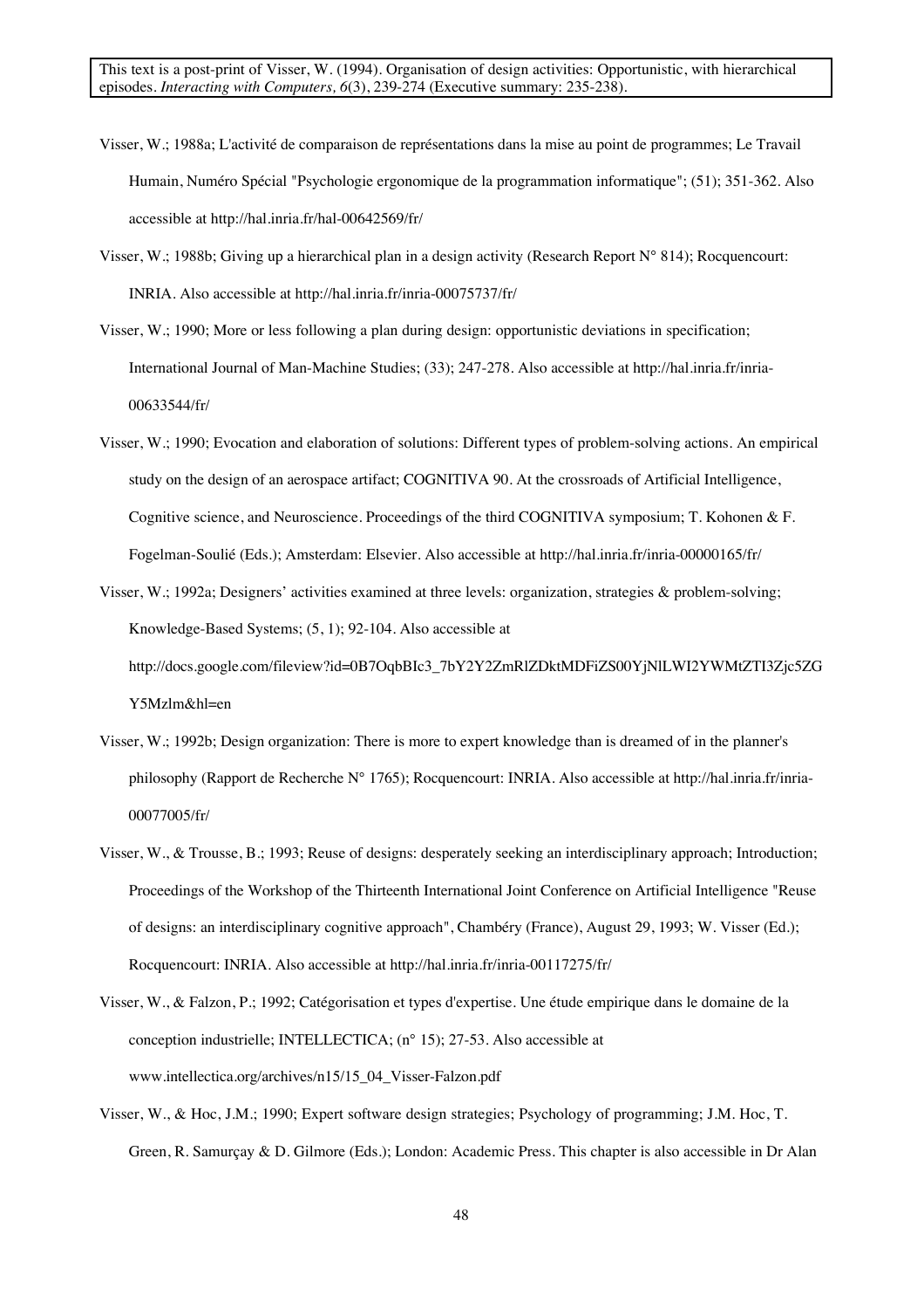Visser, W.; 1988a; L'activité de comparaison de représentations dans la mise au point de programmes; Le Travail Humain, Numéro Spécial "Psychologie ergonomique de la programmation informatique"; (51); 351-362. Also accessible at http://hal.inria.fr/hal-00642569/fr/

Visser, W.; 1988b; Giving up a hierarchical plan in a design activity (Research Report N° 814); Rocquencourt: INRIA. Also accessible at http://hal.inria.fr/inria-00075737/fr/

Visser, W.; 1990; More or less following a plan during design: opportunistic deviations in specification; International Journal of Man-Machine Studies; (33); 247-278. Also accessible at http://hal.inria.fr/inria-00633544/fr/

Visser, W.; 1990; Evocation and elaboration of solutions: Different types of problem-solving actions. An empirical study on the design of an aerospace artifact; COGNITIVA 90. At the crossroads of Artificial Intelligence, Cognitive science, and Neuroscience. Proceedings of the third COGNITIVA symposium; T. Kohonen & F. Fogelman-Soulié (Eds.); Amsterdam: Elsevier. Also accessible at http://hal.inria.fr/inria-00000165/fr/

Visser, W.; 1992a; Designers' activities examined at three levels: organization, strategies & problem-solving; Knowledge-Based Systems; (5, 1); 92-104. Also accessible at http://docs.google.com/fileview?id=0B7OqbBIc3_7bY2Y2ZmRlZDktMDFiZS00YjNlLWI2YWMtZTI3Zjc5ZGY5Mzlm&hl=en

Visser, W.; 1992b; Design organization: There is more to expert knowledge than is dreamed of in the planner's philosophy (Rapport de Recherche N° 1765); Rocquencourt: INRIA. Also accessible at http://hal.inria.fr/inria-00077005/fr/

Visser, W., & Trousse, B.; 1993; Reuse of designs: desperately seeking an interdisciplinary approach; Introduction; Proceedings of the Workshop of the Thirteenth International Joint Conference on Artificial Intelligence "Reuse of designs: an interdisciplinary cognitive approach", Chambéry (France), August 29, 1993; W. Visser (Ed.); Rocquencourt: INRIA. Also accessible at http://hal.inria.fr/inria-00117275/fr/

Visser, W., & Falzon, P.; 1992; Catégorisation et types d'expertise. Une étude empirique dans le domaine de la conception industrielle; INTELLECTICA; (n° 15); 27-53. Also accessible at www.intellectica.org/archives/n15/15_04_Visser-Falzon.pdf

Visser, W., & Hoc, J.M.; 1990; Expert software design strategies; Psychology of programming; J.M. Hoc, T. Green, R. Samurçay & D. Gilmore (Eds.); London: Academic Press. This chapter is also accessible in Dr Alan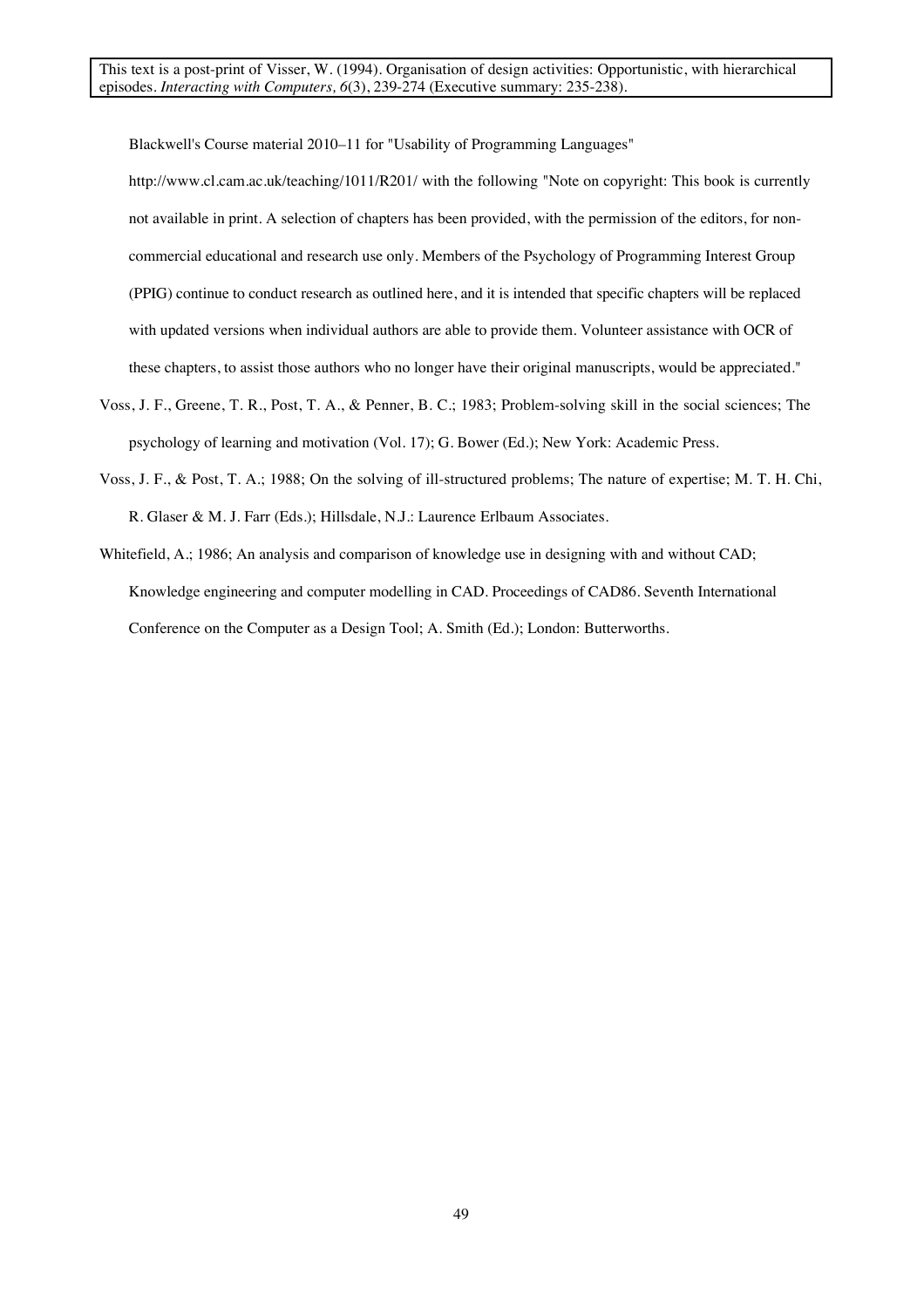Blackwell's Course material 2010–11 for "Usability of Programming Languages" http://www.cl.cam.ac.uk/teaching/1011/R201/ with the following "Note on copyright: This book is currently not available in print. A selection of chapters has been provided, with the permission of the editors, for non-commercial educational and research use only. Members of the Psychology of Programming Interest Group (PPIG) continue to conduct research as outlined here, and it is intended that specific chapters will be replaced with updated versions when individual authors are able to provide them. Volunteer assistance with OCR of these chapters, to assist those authors who no longer have their original manuscripts, would be appreciated."

Voss, J. F., Greene, T. R., Post, T. A., & Penner, B. C.; 1983; Problem-solving skill in the social sciences; The psychology of learning and motivation (Vol. 17); G. Bower (Ed.); New York: Academic Press.

Voss, J. F., & Post, T. A.; 1988; On the solving of ill-structured problems; The nature of expertise; M. T. H. Chi, R. Glaser & M. J. Farr (Eds.); Hillsdale, N.J.: Laurence Erlbaum Associates.

Whitefield, A.; 1986; An analysis and comparison of knowledge use in designing with and without CAD; Knowledge engineering and computer modelling in CAD. Proceedings of CAD86. Seventh International Conference on the Computer as a Design Tool; A. Smith (Ed.); London: Butterworths.